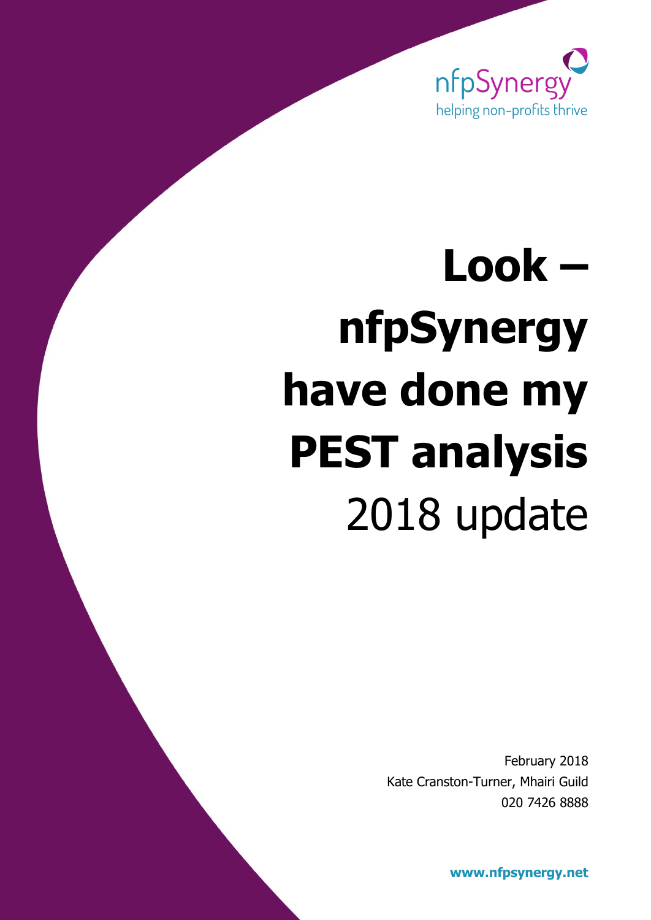nfpSynergy

helping non-profits thrive

# Look – nfpSynergy have done my PEST analysis

2018 update

February 2018

Kate Cranston-Turner, Mhairi Guild

020 7426 8888

**www.nfpsynergy.net**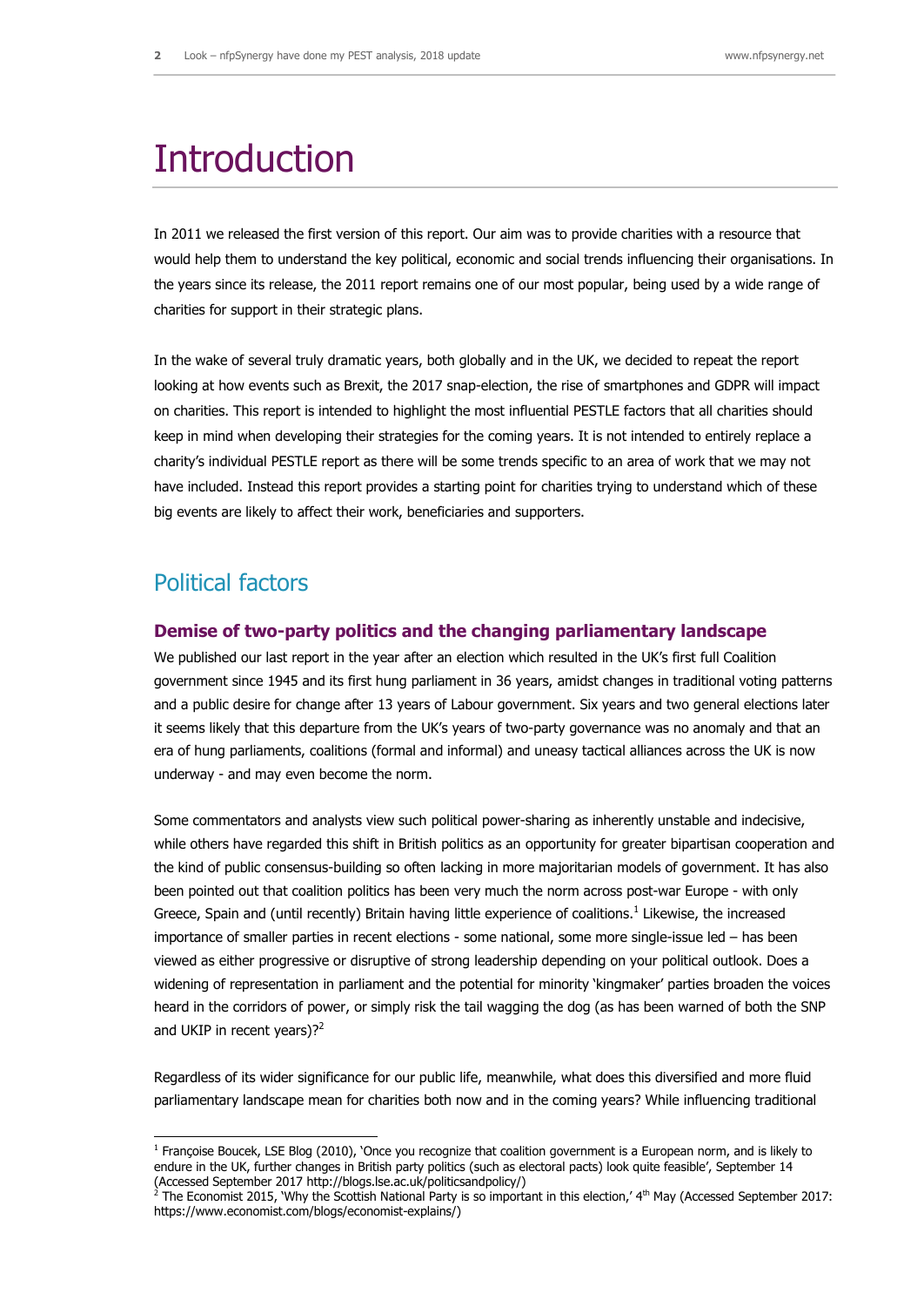# Introduction

In 2011 we released the first version of this report. Our aim was to provide charities with a resource that would help them to understand the key political, economic and social trends influencing their organisations. In the years since its release, the 2011 report remains one of our most popular, being used by a wide range of charities for support in their strategic plans.

In the wake of several truly dramatic years, both globally and in the UK, we decided to repeat the report looking at how events such as Brexit, the 2017 snap-election, the rise of smartphones and GDPR will impact on charities. This report is intended to highlight the most influential PESTLE factors that all charities should keep in mind when developing their strategies for the coming years. It is not intended to entirely replace a charity's individual PESTLE report as there will be some trends specific to an area of work that we may not have included. Instead this report provides a starting point for charities trying to understand which of these big events are likely to affect their work, beneficiaries and supporters.

## Political factors

### Demise of two-party politics and the changing parliamentary landscape

We published our last report in the year after an election which resulted in the UK's first full Coalition government since 1945 and its first hung parliament in 36 years, amidst changes in traditional voting patterns and a public desire for change after 13 years of Labour government. Six years and two general elections later it seems likely that this departure from the UK's years of two-party governance was no anomaly and that an era of hung parliaments, coalitions (formal and informal) and uneasy tactical alliances across the UK is now underway - and may even become the norm.

Some commentators and analysts view such political power-sharing as inherently unstable and indecisive, while others have regarded this shift in British politics as an opportunity for greater bipartisan cooperation and the kind of public consensus-building so often lacking in more majoritarian models of government. It has also been pointed out that coalition politics has been very much the norm across post-war Europe - with only Greece, Spain and (until recently) Britain having little experience of coalitions.[1] Likewise, the increased importance of smaller parties in recent elections - some national, some more single-issue led – has been viewed as either progressive or disruptive of strong leadership depending on your political outlook. Does a widening of representation in parliament and the potential for minority 'kingmaker' parties broaden the voices heard in the corridors of power, or simply risk the tail wagging the dog (as has been warned of both the SNP and UKIP in recent years)?[2]

Regardless of its wider significance for our public life, meanwhile, what does this diversified and more fluid parliamentary landscape mean for charities both now and in the coming years? While influencing traditional

---

[1] Françoise Boucek, LSE Blog (2010), 'Once you recognize that coalition government is a European norm, and is likely to endure in the UK, further changes in British party politics (such as electoral pacts) look quite feasible', September 14 (Accessed September 2017 http://blogs.lse.ac.uk/politicsandpolicy/)

[2] The Economist 2015, 'Why the Scottish National Party is so important in this election,' 4th May (Accessed September 2017: https://www.economist.com/blogs/economist-explains/)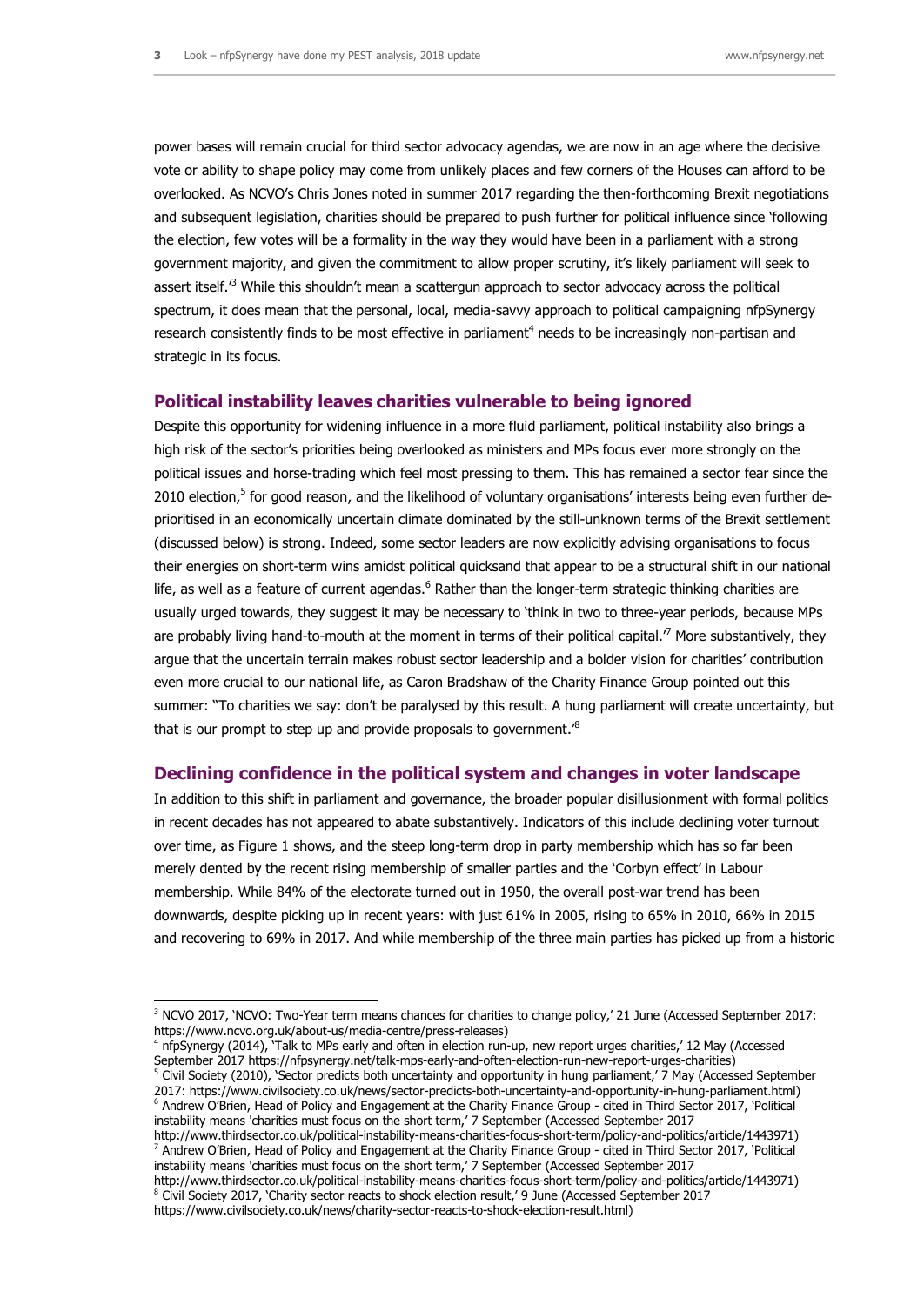power bases will remain crucial for third sector advocacy agendas, we are now in an age where the decisive vote or ability to shape policy may come from unlikely places and few corners of the Houses can afford to be overlooked. As NCVO's Chris Jones noted in summer 2017 regarding the then-forthcoming Brexit negotiations and subsequent legislation, charities should be prepared to push further for political influence since 'following the election, few votes will be a formality in the way they would have been in a parliament with a strong government majority, and given the commitment to allow proper scrutiny, it's likely parliament will seek to assert itself.'[3] While this shouldn't mean a scattergun approach to sector advocacy across the political spectrum, it does mean that the personal, local, media-savvy approach to political campaigning nfpSynergy research consistently finds to be most effective in parliament[4] needs to be increasingly non-partisan and strategic in its focus.

## Political instability leaves charities vulnerable to being ignored

Despite this opportunity for widening influence in a more fluid parliament, political instability also brings a high risk of the sector's priorities being overlooked as ministers and MPs focus ever more strongly on the political issues and horse-trading which feel most pressing to them. This has remained a sector fear since the 2010 election,[5] for good reason, and the likelihood of voluntary organisations' interests being even further de-prioritised in an economically uncertain climate dominated by the still-unknown terms of the Brexit settlement (discussed below) is strong. Indeed, some sector leaders are now explicitly advising organisations to focus their energies on short-term wins amidst political quicksand that appear to be a structural shift in our national life, as well as a feature of current agendas.[6] Rather than the longer-term strategic thinking charities are usually urged towards, they suggest it may be necessary to 'think in two to three-year periods, because MPs are probably living hand-to-mouth at the moment in terms of their political capital.'[7] More substantively, they argue that the uncertain terrain makes robust sector leadership and a bolder vision for charities' contribution even more crucial to our national life, as Caron Bradshaw of the Charity Finance Group pointed out this summer: "To charities we say: don't be paralysed by this result. A hung parliament will create uncertainty, but that is our prompt to step up and provide proposals to government.'[8]

## Declining confidence in the political system and changes in voter landscape

In addition to this shift in parliament and governance, the broader popular disillusionment with formal politics in recent decades has not appeared to abate substantively. Indicators of this include declining voter turnout over time, as Figure 1 shows, and the steep long-term drop in party membership which has so far been merely dented by the recent rising membership of smaller parties and the 'Corbyn effect' in Labour membership. While 84% of the electorate turned out in 1950, the overall post-war trend has been downwards, despite picking up in recent years: with just 61% in 2005, rising to 65% in 2010, 66% in 2015 and recovering to 69% in 2017. And while membership of the three main parties has picked up from a historic

---

[3] NCVO 2017, 'NCVO: Two-Year term means chances for charities to change policy,' 21 June (Accessed September 2017: https://www.ncvo.org.uk/about-us/media-centre/press-releases)

[4] nfpSynergy (2014), 'Talk to MPs early and often in election run-up, new report urges charities,' 12 May (Accessed September 2017 https://nfpsynergy.net/talk-mps-early-and-often-election-run-new-report-urges-charities)

[5] Civil Society (2010), 'Sector predicts both uncertainty and opportunity in hung parliament,' 7 May (Accessed September 2017: https://www.civilsociety.co.uk/news/sector-predicts-both-uncertainty-and-opportunity-in-hung-parliament.html)

[6] Andrew O'Brien, Head of Policy and Engagement at the Charity Finance Group - cited in Third Sector 2017, 'Political instability means 'charities must focus on the short term,' 7 September (Accessed September 2017 http://www.thirdsector.co.uk/political-instability-means-charities-focus-short-term/policy-and-politics/article/1443971)

[7] Andrew O'Brien, Head of Policy and Engagement at the Charity Finance Group - cited in Third Sector 2017, 'Political instability means 'charities must focus on the short term,' 7 September (Accessed September 2017 http://www.thirdsector.co.uk/political-instability-means-charities-focus-short-term/policy-and-politics/article/1443971)

[8] Civil Society 2017, 'Charity sector reacts to shock election result,' 9 June (Accessed September 2017 https://www.civilsociety.co.uk/news/charity-sector-reacts-to-shock-election-result.html)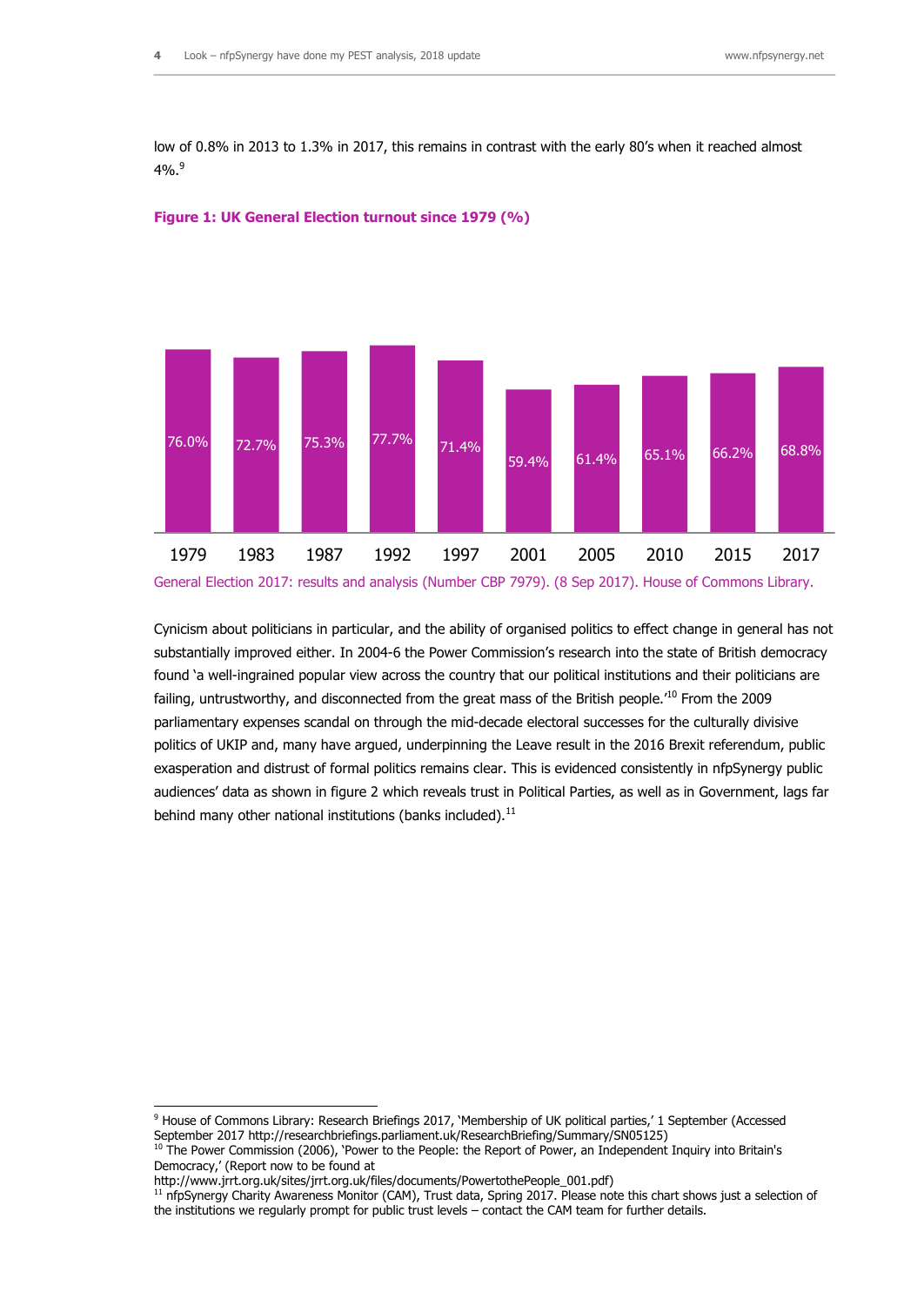low of 0.8% in 2013 to 1.3% in 2017, this remains in contrast with the early 80's when it reached almost 4%.[9]

**Figure 1: UK General Election turnout since 1979 (%)**

| 1979 | 1983 | 1987 | 1992 | 1997 | 2001 | 2005 | 2010 | 2015 | 2017 |
|---|---|---|---|---|---|---|---|---|---|
| 76.0% | 72.7% | 75.3% | 77.7% | 71.4% | 59.4% | 61.4% | 65.1% | 66.2% | 68.8% |

General Election 2017: results and analysis (Number CBP 7979). (8 Sep 2017). House of Commons Library.

Cynicism about politicians in particular, and the ability of organised politics to effect change in general has not substantially improved either. In 2004-6 the Power Commission's research into the state of British democracy found 'a well-ingrained popular view across the country that our political institutions and their politicians are failing, untrustworthy, and disconnected from the great mass of the British people.'[10] From the 2009 parliamentary expenses scandal on through the mid-decade electoral successes for the culturally divisive politics of UKIP and, many have argued, underpinning the Leave result in the 2016 Brexit referendum, public exasperation and distrust of formal politics remains clear. This is evidenced consistently in nfpSynergy public audiences' data as shown in figure 2 which reveals trust in Political Parties, as well as in Government, lags far behind many other national institutions (banks included).[11]

---

[9] House of Commons Library: Research Briefings 2017, 'Membership of UK political parties,' 1 September (Accessed September 2017 http://researchbriefings.parliament.uk/ResearchBriefing/Summary/SN05125)

[10] The Power Commission (2006), 'Power to the People: the Report of Power, an Independent Inquiry into Britain's Democracy,' (Report now to be found at http://www.jrrt.org.uk/sites/jrrt.org.uk/files/documents/PowertothePeople_001.pdf)

[11] nfpSynergy Charity Awareness Monitor (CAM), Trust data, Spring 2017. Please note this chart shows just a selection of the institutions we regularly prompt for public trust levels – contact the CAM team for further details.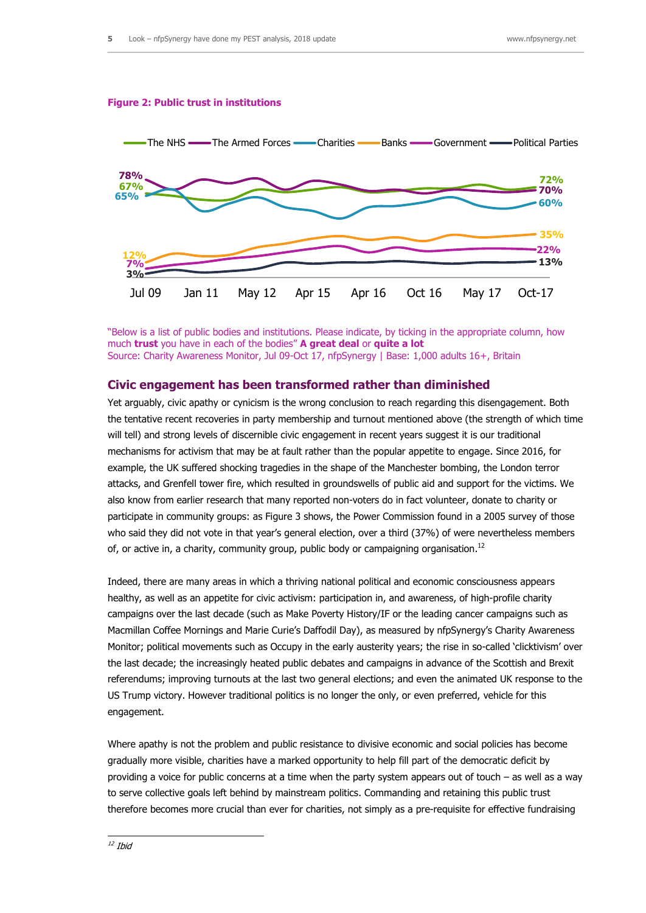**Figure 2: Public trust in institutions**

"Below is a list of public bodies and institutions. Please indicate, by ticking in the appropriate column, how much **trust** you have in each of the bodies" **A great deal** or **quite a lot**
Source: Charity Awareness Monitor, Jul 09-Oct 17, nfpSynergy | Base: 1,000 adults 16+, Britain

## Civic engagement has been transformed rather than diminished

Yet arguably, civic apathy or cynicism is the wrong conclusion to reach regarding this disengagement. Both the tentative recent recoveries in party membership and turnout mentioned above (the strength of which time will tell) and strong levels of discernible civic engagement in recent years suggest it is our traditional mechanisms for activism that may be at fault rather than the popular appetite to engage. Since 2016, for example, the UK suffered shocking tragedies in the shape of the Manchester bombing, the London terror attacks, and Grenfell tower fire, which resulted in groundswells of public aid and support for the victims. We also know from earlier research that many reported non-voters do in fact volunteer, donate to charity or participate in community groups: as Figure 3 shows, the Power Commission found in a 2005 survey of those who said they did not vote in that year's general election, over a third (37%) of were nevertheless members of, or active in, a charity, community group, public body or campaigning organisation.[12]

Indeed, there are many areas in which a thriving national political and economic consciousness appears healthy, as well as an appetite for civic activism: participation in, and awareness, of high-profile charity campaigns over the last decade (such as Make Poverty History/IF or the leading cancer campaigns such as Macmillan Coffee Mornings and Marie Curie's Daffodil Day), as measured by nfpSynergy's Charity Awareness Monitor; political movements such as Occupy in the early austerity years; the rise in so-called 'clicktivism' over the last decade; the increasingly heated public debates and campaigns in advance of the Scottish and Brexit referendums; improving turnouts at the last two general elections; and even the animated UK response to the US Trump victory. However traditional politics is no longer the only, or even preferred, vehicle for this engagement.

Where apathy is not the problem and public resistance to divisive economic and social policies has become gradually more visible, charities have a marked opportunity to help fill part of the democratic deficit by providing a voice for public concerns at a time when the party system appears out of touch – as well as a way to serve collective goals left behind by mainstream politics. Commanding and retaining this public trust therefore becomes more crucial than ever for charities, not simply as a pre-requisite for effective fundraising

[12] *Ibid*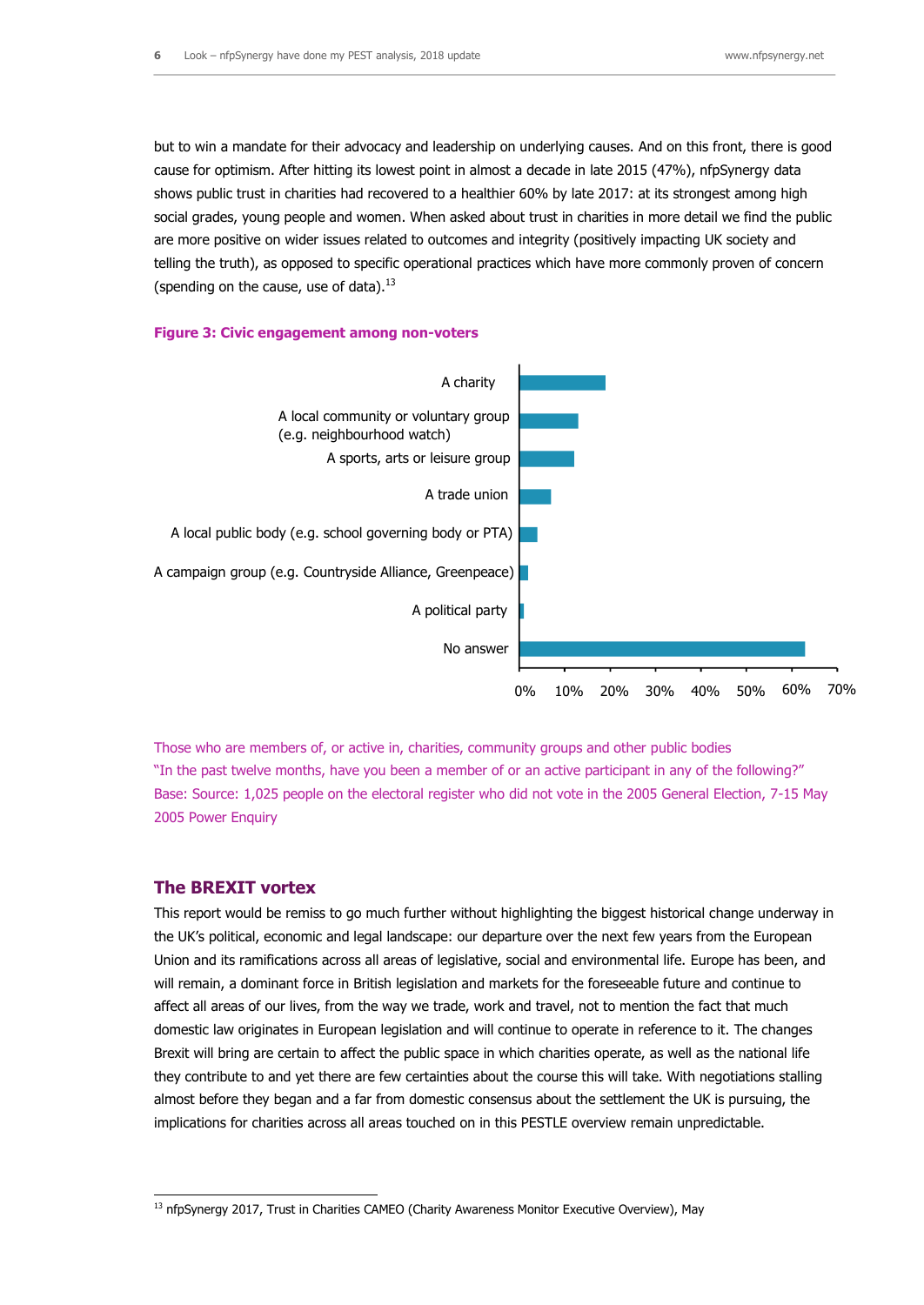but to win a mandate for their advocacy and leadership on underlying causes. And on this front, there is good cause for optimism. After hitting its lowest point in almost a decade in late 2015 (47%), nfpSynergy data shows public trust in charities had recovered to a healthier 60% by late 2017: at its strongest among high social grades, young people and women. When asked about trust in charities in more detail we find the public are more positive on wider issues related to outcomes and integrity (positively impacting UK society and telling the truth), as opposed to specific operational practices which have more commonly proven of concern (spending on the cause, use of data).[13]

**Figure 3: Civic engagement among non-voters**

| Category | Approx. % |
|---|---|
| A charity | ~19% |
| A local community or voluntary group (e.g. neighbourhood watch) | ~13% |
| A sports, arts or leisure group | ~12% |
| A trade union | ~7% |
| A local public body (e.g. school governing body or PTA) | ~4% |
| A campaign group (e.g. Countryside Alliance, Greenpeace) | ~2% |
| A political party | ~1% |
| No answer | ~63% |

Those who are members of, or active in, charities, community groups and other public bodies
"In the past twelve months, have you been a member of or an active participant in any of the following?"
Base: Source: 1,025 people on the electoral register who did not vote in the 2005 General Election, 7-15 May 2005 Power Enquiry

## The BREXIT vortex

This report would be remiss to go much further without highlighting the biggest historical change underway in the UK's political, economic and legal landscape: our departure over the next few years from the European Union and its ramifications across all areas of legislative, social and environmental life. Europe has been, and will remain, a dominant force in British legislation and markets for the foreseeable future and continue to affect all areas of our lives, from the way we trade, work and travel, not to mention the fact that much domestic law originates in European legislation and will continue to operate in reference to it. The changes Brexit will bring are certain to affect the public space in which charities operate, as well as the national life they contribute to and yet there are few certainties about the course this will take. With negotiations stalling almost before they began and a far from domestic consensus about the settlement the UK is pursuing, the implications for charities across all areas touched on in this PESTLE overview remain unpredictable.

[13] nfpSynergy 2017, Trust in Charities CAMEO (Charity Awareness Monitor Executive Overview), May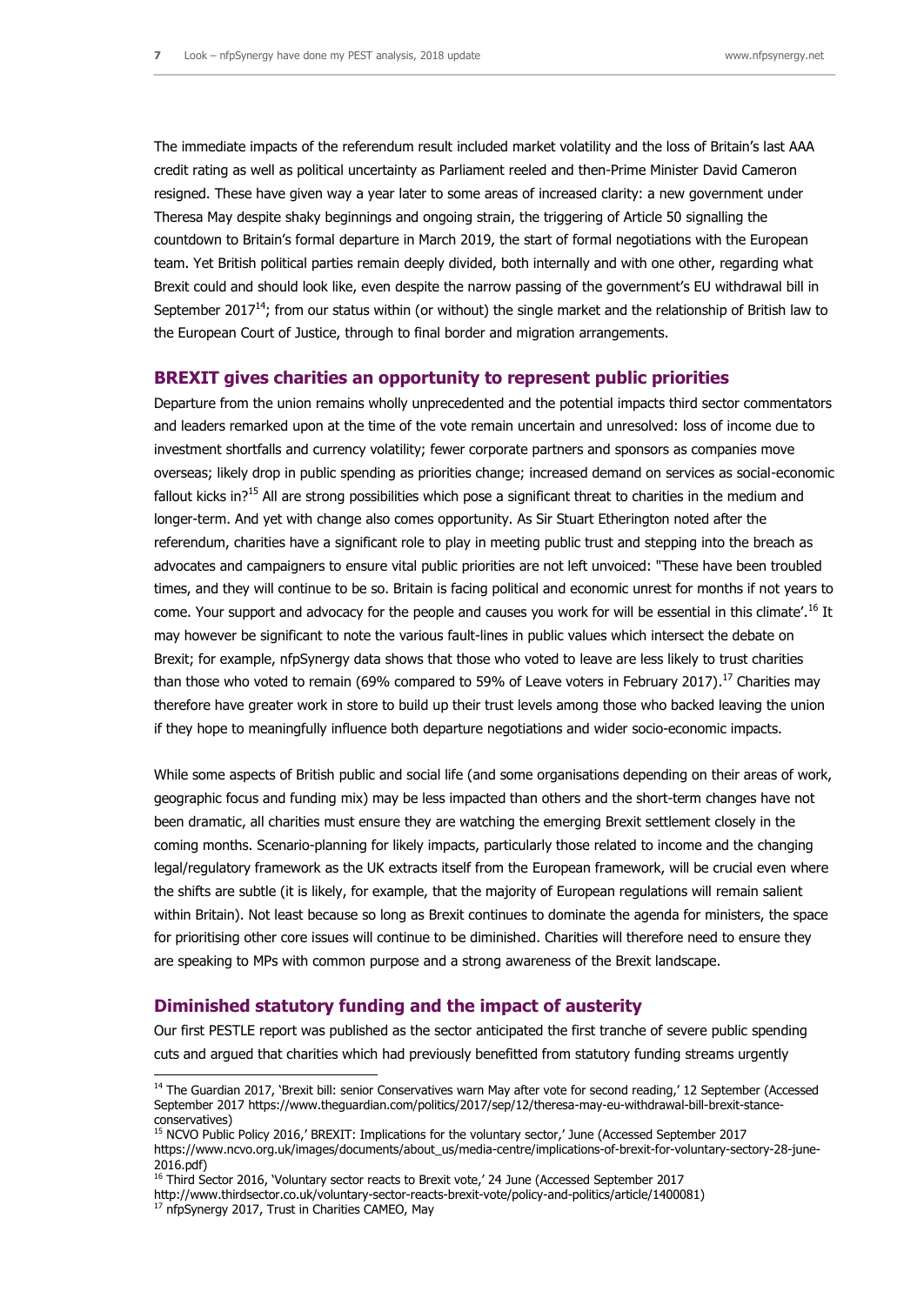The immediate impacts of the referendum result included market volatility and the loss of Britain's last AAA credit rating as well as political uncertainty as Parliament reeled and then-Prime Minister David Cameron resigned. These have given way a year later to some areas of increased clarity: a new government under Theresa May despite shaky beginnings and ongoing strain, the triggering of Article 50 signalling the countdown to Britain's formal departure in March 2019, the start of formal negotiations with the European team. Yet British political parties remain deeply divided, both internally and with one other, regarding what Brexit could and should look like, even despite the narrow passing of the government's EU withdrawal bill in September 2017[14]; from our status within (or without) the single market and the relationship of British law to the European Court of Justice, through to final border and migration arrangements.

## BREXIT gives charities an opportunity to represent public priorities

Departure from the union remains wholly unprecedented and the potential impacts third sector commentators and leaders remarked upon at the time of the vote remain uncertain and unresolved: loss of income due to investment shortfalls and currency volatility; fewer corporate partners and sponsors as companies move overseas; likely drop in public spending as priorities change; increased demand on services as social-economic fallout kicks in?[15] All are strong possibilities which pose a significant threat to charities in the medium and longer-term. And yet with change also comes opportunity. As Sir Stuart Etherington noted after the referendum, charities have a significant role to play in meeting public trust and stepping into the breach as advocates and campaigners to ensure vital public priorities are not left unvoiced: "These have been troubled times, and they will continue to be so. Britain is facing political and economic unrest for months if not years to come. Your support and advocacy for the people and causes you work for will be essential in this climate'.[16] It may however be significant to note the various fault-lines in public values which intersect the debate on Brexit; for example, nfpSynergy data shows that those who voted to leave are less likely to trust charities than those who voted to remain (69% compared to 59% of Leave voters in February 2017).[17] Charities may therefore have greater work in store to build up their trust levels among those who backed leaving the union if they hope to meaningfully influence both departure negotiations and wider socio-economic impacts.

While some aspects of British public and social life (and some organisations depending on their areas of work, geographic focus and funding mix) may be less impacted than others and the short-term changes have not been dramatic, all charities must ensure they are watching the emerging Brexit settlement closely in the coming months. Scenario-planning for likely impacts, particularly those related to income and the changing legal/regulatory framework as the UK extracts itself from the European framework, will be crucial even where the shifts are subtle (it is likely, for example, that the majority of European regulations will remain salient within Britain). Not least because so long as Brexit continues to dominate the agenda for ministers, the space for prioritising other core issues will continue to be diminished. Charities will therefore need to ensure they are speaking to MPs with common purpose and a strong awareness of the Brexit landscape.

## Diminished statutory funding and the impact of austerity

Our first PESTLE report was published as the sector anticipated the first tranche of severe public spending cuts and argued that charities which had previously benefitted from statutory funding streams urgently

---

[14] The Guardian 2017, 'Brexit bill: senior Conservatives warn May after vote for second reading,' 12 September (Accessed September 2017 https://www.theguardian.com/politics/2017/sep/12/theresa-may-eu-withdrawal-bill-brexit-stance-conservatives)

[15] NCVO Public Policy 2016,' BREXIT: Implications for the voluntary sector,' June (Accessed September 2017 https://www.ncvo.org.uk/images/documents/about_us/media-centre/implications-of-brexit-for-voluntary-sectory-28-june-2016.pdf)

[16] Third Sector 2016, 'Voluntary sector reacts to Brexit vote,' 24 June (Accessed September 2017 http://www.thirdsector.co.uk/voluntary-sector-reacts-brexit-vote/policy-and-politics/article/1400081)

[17] nfpSynergy 2017, Trust in Charities CAMEO, May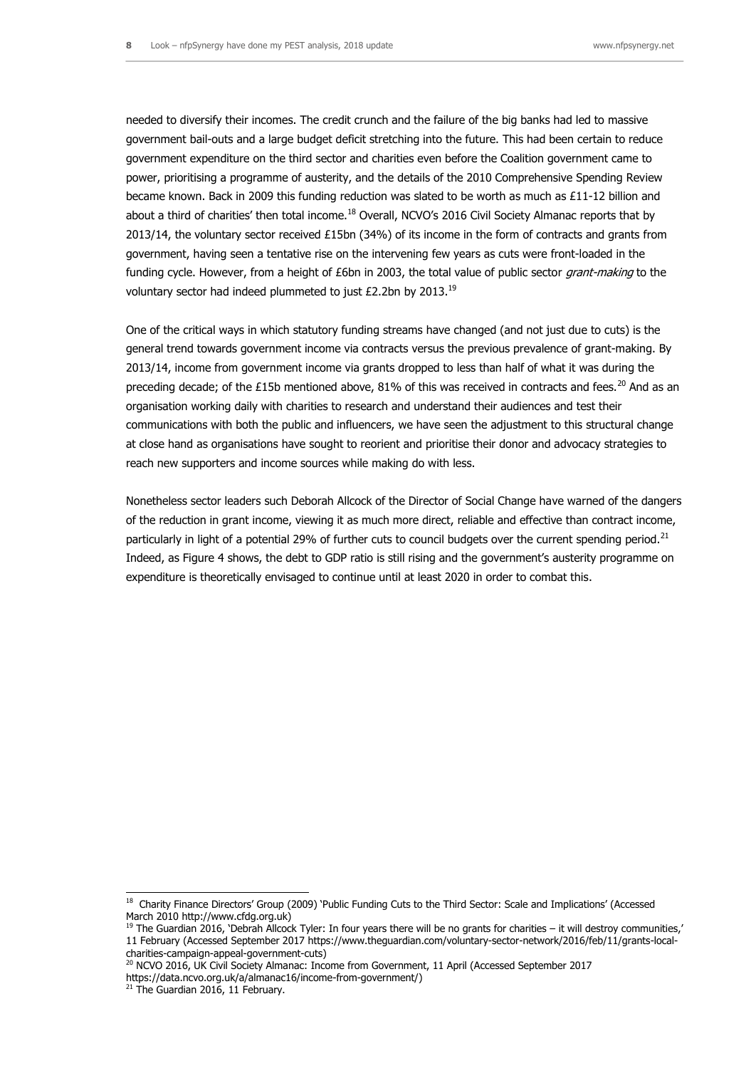needed to diversify their incomes. The credit crunch and the failure of the big banks had led to massive government bail-outs and a large budget deficit stretching into the future. This had been certain to reduce government expenditure on the third sector and charities even before the Coalition government came to power, prioritising a programme of austerity, and the details of the 2010 Comprehensive Spending Review became known. Back in 2009 this funding reduction was slated to be worth as much as £11-12 billion and about a third of charities' then total income.[18] Overall, NCVO's 2016 Civil Society Almanac reports that by 2013/14, the voluntary sector received £15bn (34%) of its income in the form of contracts and grants from government, having seen a tentative rise on the intervening few years as cuts were front-loaded in the funding cycle. However, from a height of £6bn in 2003, the total value of public sector *grant-making* to the voluntary sector had indeed plummeted to just £2.2bn by 2013.[19]

One of the critical ways in which statutory funding streams have changed (and not just due to cuts) is the general trend towards government income via contracts versus the previous prevalence of grant-making. By 2013/14, income from government income via grants dropped to less than half of what it was during the preceding decade; of the £15b mentioned above, 81% of this was received in contracts and fees.[20] And as an organisation working daily with charities to research and understand their audiences and test their communications with both the public and influencers, we have seen the adjustment to this structural change at close hand as organisations have sought to reorient and prioritise their donor and advocacy strategies to reach new supporters and income sources while making do with less.

Nonetheless sector leaders such Deborah Allcock of the Director of Social Change have warned of the dangers of the reduction in grant income, viewing it as much more direct, reliable and effective than contract income, particularly in light of a potential 29% of further cuts to council budgets over the current spending period.[21] Indeed, as Figure 4 shows, the debt to GDP ratio is still rising and the government's austerity programme on expenditure is theoretically envisaged to continue until at least 2020 in order to combat this.

---

[18] Charity Finance Directors' Group (2009) 'Public Funding Cuts to the Third Sector: Scale and Implications' (Accessed March 2010 http://www.cfdg.org.uk)

[19] The Guardian 2016, 'Debrah Allcock Tyler: In four years there will be no grants for charities – it will destroy communities,' 11 February (Accessed September 2017 https://www.theguardian.com/voluntary-sector-network/2016/feb/11/grants-local-charities-campaign-appeal-government-cuts)

[20] NCVO 2016, UK Civil Society Almanac: Income from Government, 11 April (Accessed September 2017 https://data.ncvo.org.uk/a/almanac16/income-from-government/)

[21] The Guardian 2016, 11 February.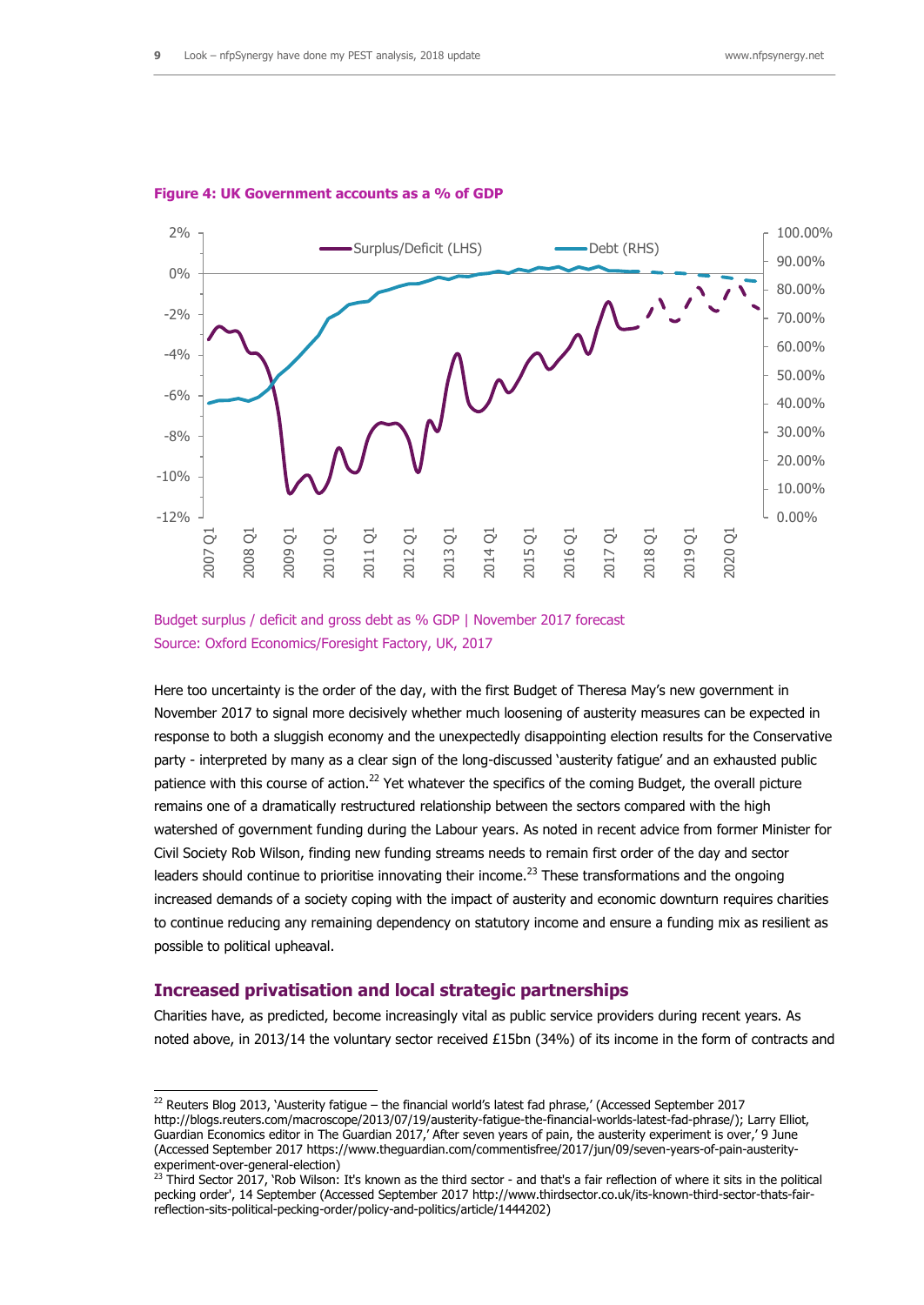**Figure 4: UK Government accounts as a % of GDP**

Budget surplus / deficit and gross debt as % GDP | November 2017 forecast
Source: Oxford Economics/Foresight Factory, UK, 2017

Here too uncertainty is the order of the day, with the first Budget of Theresa May's new government in November 2017 to signal more decisively whether much loosening of austerity measures can be expected in response to both a sluggish economy and the unexpectedly disappointing election results for the Conservative party - interpreted by many as a clear sign of the long-discussed 'austerity fatigue' and an exhausted public patience with this course of action.[22] Yet whatever the specifics of the coming Budget, the overall picture remains one of a dramatically restructured relationship between the sectors compared with the high watershed of government funding during the Labour years. As noted in recent advice from former Minister for Civil Society Rob Wilson, finding new funding streams needs to remain first order of the day and sector leaders should continue to prioritise innovating their income.[23] These transformations and the ongoing increased demands of a society coping with the impact of austerity and economic downturn requires charities to continue reducing any remaining dependency on statutory income and ensure a funding mix as resilient as possible to political upheaval.

## Increased privatisation and local strategic partnerships

Charities have, as predicted, become increasingly vital as public service providers during recent years. As noted above, in 2013/14 the voluntary sector received £15bn (34%) of its income in the form of contracts and

---

[22] Reuters Blog 2013, 'Austerity fatigue – the financial world's latest fad phrase,' (Accessed September 2017 http://blogs.reuters.com/macroscope/2013/07/19/austerity-fatigue-the-financial-worlds-latest-fad-phrase/); Larry Elliot, Guardian Economics editor in The Guardian 2017,' After seven years of pain, the austerity experiment is over,' 9 June (Accessed September 2017 https://www.theguardian.com/commentisfree/2017/jun/09/seven-years-of-pain-austerity-experiment-over-general-election)

[23] Third Sector 2017, 'Rob Wilson: It's known as the third sector - and that's a fair reflection of where it sits in the political pecking order', 14 September (Accessed September 2017 http://www.thirdsector.co.uk/its-known-third-sector-thats-fair-reflection-sits-political-pecking-order/policy-and-politics/article/1444202)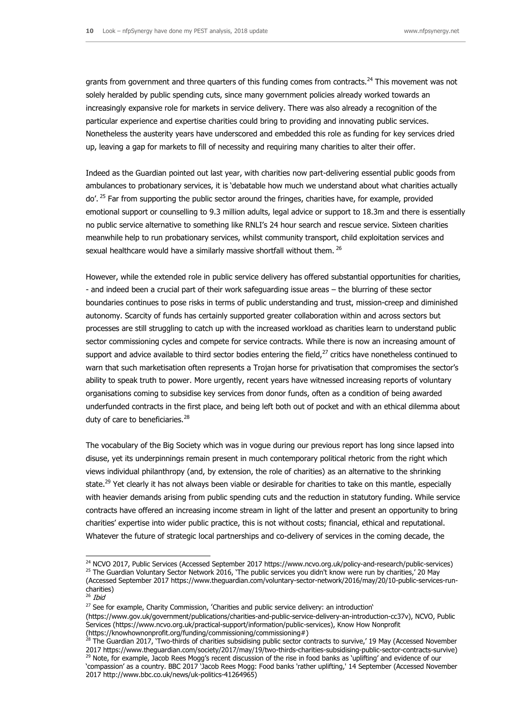grants from government and three quarters of this funding comes from contracts.[24] This movement was not solely heralded by public spending cuts, since many government policies already worked towards an increasingly expansive role for markets in service delivery. There was also already a recognition of the particular experience and expertise charities could bring to providing and innovating public services. Nonetheless the austerity years have underscored and embedded this role as funding for key services dried up, leaving a gap for markets to fill of necessity and requiring many charities to alter their offer.

Indeed as the Guardian pointed out last year, with charities now part-delivering essential public goods from ambulances to probationary services, it is 'debatable how much we understand about what charities actually do'.[25] Far from supporting the public sector around the fringes, charities have, for example, provided emotional support or counselling to 9.3 million adults, legal advice or support to 18.3m and there is essentially no public service alternative to something like RNLI's 24 hour search and rescue service. Sixteen charities meanwhile help to run probationary services, whilst community transport, child exploitation services and sexual healthcare would have a similarly massive shortfall without them.[26]

However, while the extended role in public service delivery has offered substantial opportunities for charities, - and indeed been a crucial part of their work safeguarding issue areas – the blurring of these sector boundaries continues to pose risks in terms of public understanding and trust, mission-creep and diminished autonomy. Scarcity of funds has certainly supported greater collaboration within and across sectors but processes are still struggling to catch up with the increased workload as charities learn to understand public sector commissioning cycles and compete for service contracts. While there is now an increasing amount of support and advice available to third sector bodies entering the field,[27] critics have nonetheless continued to warn that such marketisation often represents a Trojan horse for privatisation that compromises the sector's ability to speak truth to power. More urgently, recent years have witnessed increasing reports of voluntary organisations coming to subsidise key services from donor funds, often as a condition of being awarded underfunded contracts in the first place, and being left both out of pocket and with an ethical dilemma about duty of care to beneficiaries.[28]

The vocabulary of the Big Society which was in vogue during our previous report has long since lapsed into disuse, yet its underpinnings remain present in much contemporary political rhetoric from the right which views individual philanthropy (and, by extension, the role of charities) as an alternative to the shrinking state.[29] Yet clearly it has not always been viable or desirable for charities to take on this mantle, especially with heavier demands arising from public spending cuts and the reduction in statutory funding. While service contracts have offered an increasing income stream in light of the latter and present an opportunity to bring charities' expertise into wider public practice, this is not without costs; financial, ethical and reputational. Whatever the future of strategic local partnerships and co-delivery of services in the coming decade, the

---

[24] NCVO 2017, Public Services (Accessed September 2017 https://www.ncvo.org.uk/policy-and-research/public-services)
[25] The Guardian Voluntary Sector Network 2016, 'The public services you didn't know were run by charities,' 20 May (Accessed September 2017 https://www.theguardian.com/voluntary-sector-network/2016/may/20/10-public-services-run-charities)
[26] *Ibid*
[27] See for example, Charity Commission, 'Charities and public service delivery: an introduction' (https://www.gov.uk/government/publications/charities-and-public-service-delivery-an-introduction-cc37v), NCVO, Public Services (https://www.ncvo.org.uk/practical-support/information/public-services), Know How Nonprofit (https://knowhownonprofit.org/funding/commissioning/commissioning#)
[28] The Guardian 2017, 'Two-thirds of charities subsidising public sector contracts to survive,' 19 May (Accessed November 2017 https://www.theguardian.com/society/2017/may/19/two-thirds-charities-subsidising-public-sector-contracts-survive)
[29] Note, for example, Jacob Rees Mogg's recent discussion of the rise in food banks as 'uplifting' and evidence of our 'compassion' as a country. BBC 2017 'Jacob Rees Mogg: Food banks 'rather uplifting,' 14 September (Accessed November 2017 http://www.bbc.co.uk/news/uk-politics-41264965)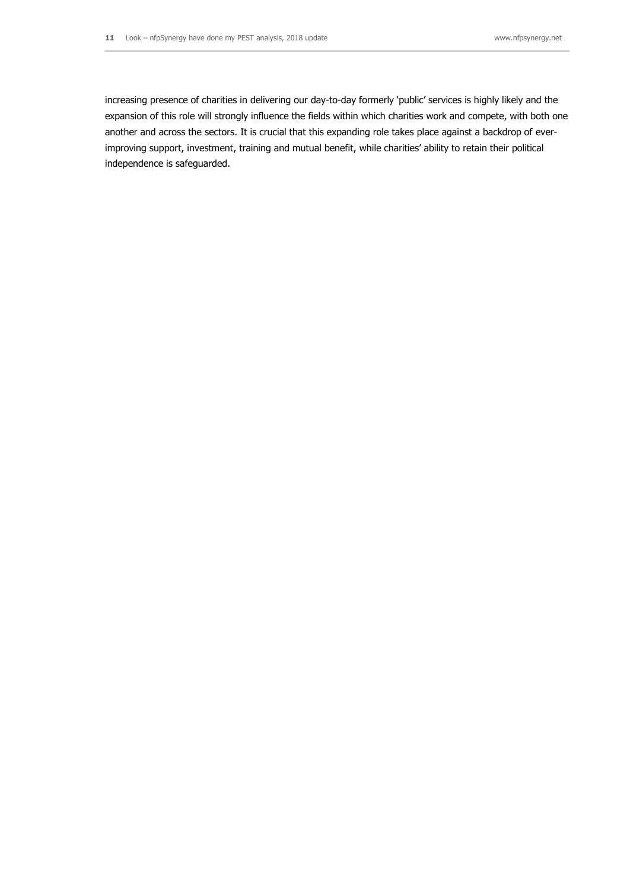increasing presence of charities in delivering our day-to-day formerly 'public' services is highly likely and the expansion of this role will strongly influence the fields within which charities work and compete, with both one another and across the sectors. It is crucial that this expanding role takes place against a backdrop of ever-improving support, investment, training and mutual benefit, while charities' ability to retain their political independence is safeguarded.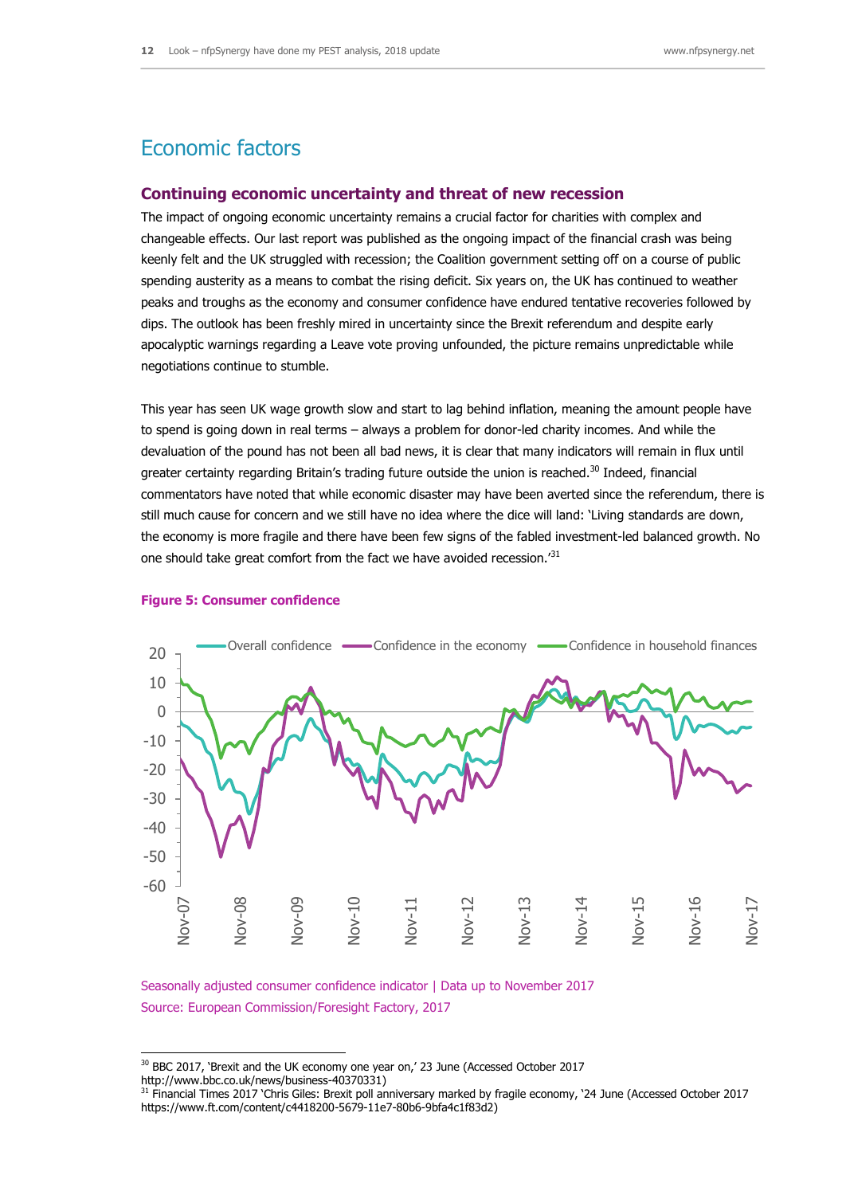# Economic factors

## Continuing economic uncertainty and threat of new recession

The impact of ongoing economic uncertainty remains a crucial factor for charities with complex and changeable effects. Our last report was published as the ongoing impact of the financial crash was being keenly felt and the UK struggled with recession; the Coalition government setting off on a course of public spending austerity as a means to combat the rising deficit. Six years on, the UK has continued to weather peaks and troughs as the economy and consumer confidence have endured tentative recoveries followed by dips. The outlook has been freshly mired in uncertainty since the Brexit referendum and despite early apocalyptic warnings regarding a Leave vote proving unfounded, the picture remains unpredictable while negotiations continue to stumble.

This year has seen UK wage growth slow and start to lag behind inflation, meaning the amount people have to spend is going down in real terms – always a problem for donor-led charity incomes. And while the devaluation of the pound has not been all bad news, it is clear that many indicators will remain in flux until greater certainty regarding Britain's trading future outside the union is reached.[30] Indeed, financial commentators have noted that while economic disaster may have been averted since the referendum, there is still much cause for concern and we still have no idea where the dice will land: 'Living standards are down, the economy is more fragile and there have been few signs of the fabled investment-led balanced growth. No one should take great comfort from the fact we have avoided recession.'[31]

**Figure 5: Consumer confidence**

Seasonally adjusted consumer confidence indicator | Data up to November 2017
Source: European Commission/Foresight Factory, 2017

---

[30] BBC 2017, 'Brexit and the UK economy one year on,' 23 June (Accessed October 2017 http://www.bbc.co.uk/news/business-40370331)

[31] Financial Times 2017 'Chris Giles: Brexit poll anniversary marked by fragile economy, '24 June (Accessed October 2017 https://www.ft.com/content/c4418200-5679-11e7-80b6-9bfa4c1f83d2)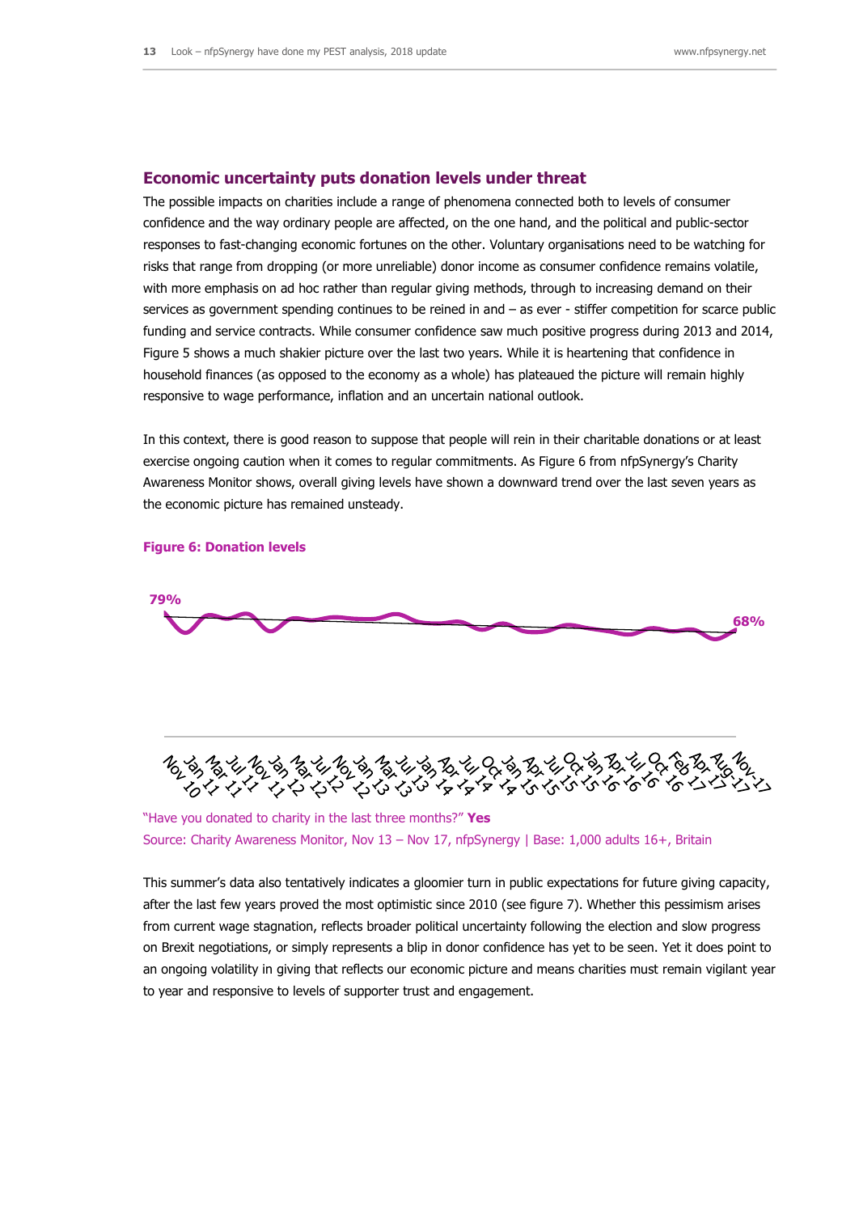## Economic uncertainty puts donation levels under threat

The possible impacts on charities include a range of phenomena connected both to levels of consumer confidence and the way ordinary people are affected, on the one hand, and the political and public-sector responses to fast-changing economic fortunes on the other. Voluntary organisations need to be watching for risks that range from dropping (or more unreliable) donor income as consumer confidence remains volatile, with more emphasis on ad hoc rather than regular giving methods, through to increasing demand on their services as government spending continues to be reined in and – as ever - stiffer competition for scarce public funding and service contracts. While consumer confidence saw much positive progress during 2013 and 2014, Figure 5 shows a much shakier picture over the last two years. While it is heartening that confidence in household finances (as opposed to the economy as a whole) has plateaued the picture will remain highly responsive to wage performance, inflation and an uncertain national outlook.

In this context, there is good reason to suppose that people will rein in their charitable donations or at least exercise ongoing caution when it comes to regular commitments. As Figure 6 from nfpSynergy's Charity Awareness Monitor shows, overall giving levels have shown a downward trend over the last seven years as the economic picture has remained unsteady.

**Figure 6: Donation levels**

79%

68%

Nov 10, Jan 11, Mar 11, Jul 11, Nov 11, Jan 12, Mar 12, Jul 12, Nov 12, Jan 13, Mar 13, Jul 13, Jan 14, Apr 14, Jul 14, Oct 14, Jan 15, Apr 15, Jul 15, Oct 15, Jan 16, Apr 16, Jul 16, Oct 16, Feb 17, Apr 17, Aug-17, Nov-17

"Have you donated to charity in the last three months?" **Yes**
Source: Charity Awareness Monitor, Nov 13 – Nov 17, nfpSynergy | Base: 1,000 adults 16+, Britain

This summer's data also tentatively indicates a gloomier turn in public expectations for future giving capacity, after the last few years proved the most optimistic since 2010 (see figure 7). Whether this pessimism arises from current wage stagnation, reflects broader political uncertainty following the election and slow progress on Brexit negotiations, or simply represents a blip in donor confidence has yet to be seen. Yet it does point to an ongoing volatility in giving that reflects our economic picture and means charities must remain vigilant year to year and responsive to levels of supporter trust and engagement.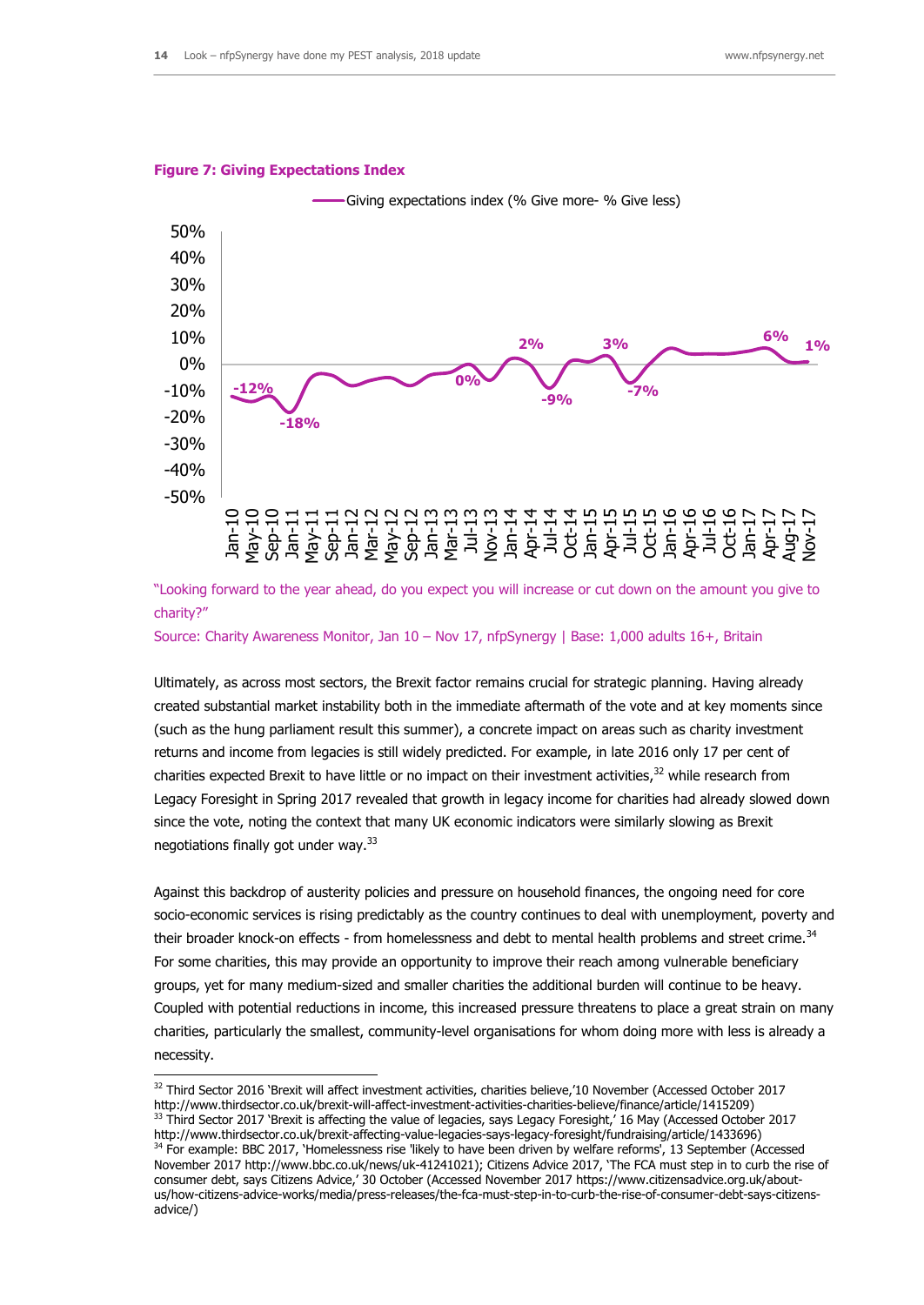**Figure 7: Giving Expectations Index**

"Looking forward to the year ahead, do you expect you will increase or cut down on the amount you give to charity?"

Source: Charity Awareness Monitor, Jan 10 – Nov 17, nfpSynergy | Base: 1,000 adults 16+, Britain

Ultimately, as across most sectors, the Brexit factor remains crucial for strategic planning. Having already created substantial market instability both in the immediate aftermath of the vote and at key moments since (such as the hung parliament result this summer), a concrete impact on areas such as charity investment returns and income from legacies is still widely predicted. For example, in late 2016 only 17 per cent of charities expected Brexit to have little or no impact on their investment activities,[32] while research from Legacy Foresight in Spring 2017 revealed that growth in legacy income for charities had already slowed down since the vote, noting the context that many UK economic indicators were similarly slowing as Brexit negotiations finally got under way.[33]

Against this backdrop of austerity policies and pressure on household finances, the ongoing need for core socio-economic services is rising predictably as the country continues to deal with unemployment, poverty and their broader knock-on effects - from homelessness and debt to mental health problems and street crime.[34] For some charities, this may provide an opportunity to improve their reach among vulnerable beneficiary groups, yet for many medium-sized and smaller charities the additional burden will continue to be heavy. Coupled with potential reductions in income, this increased pressure threatens to place a great strain on many charities, particularly the smallest, community-level organisations for whom doing more with less is already a necessity.

---

[32] Third Sector 2016 'Brexit will affect investment activities, charities believe,'10 November (Accessed October 2017 http://www.thirdsector.co.uk/brexit-will-affect-investment-activities-charities-believe/finance/article/1415209)

[33] Third Sector 2017 'Brexit is affecting the value of legacies, says Legacy Foresight,' 16 May (Accessed October 2017 http://www.thirdsector.co.uk/brexit-affecting-value-legacies-says-legacy-foresight/fundraising/article/1433696)

[34] For example: BBC 2017, 'Homelessness rise 'likely to have been driven by welfare reforms', 13 September (Accessed November 2017 http://www.bbc.co.uk/news/uk-41241021); Citizens Advice 2017, 'The FCA must step in to curb the rise of consumer debt, says Citizens Advice,' 30 October (Accessed November 2017 https://www.citizensadvice.org.uk/about-us/how-citizens-advice-works/media/press-releases/the-fca-must-step-in-to-curb-the-rise-of-consumer-debt-says-citizens-advice/)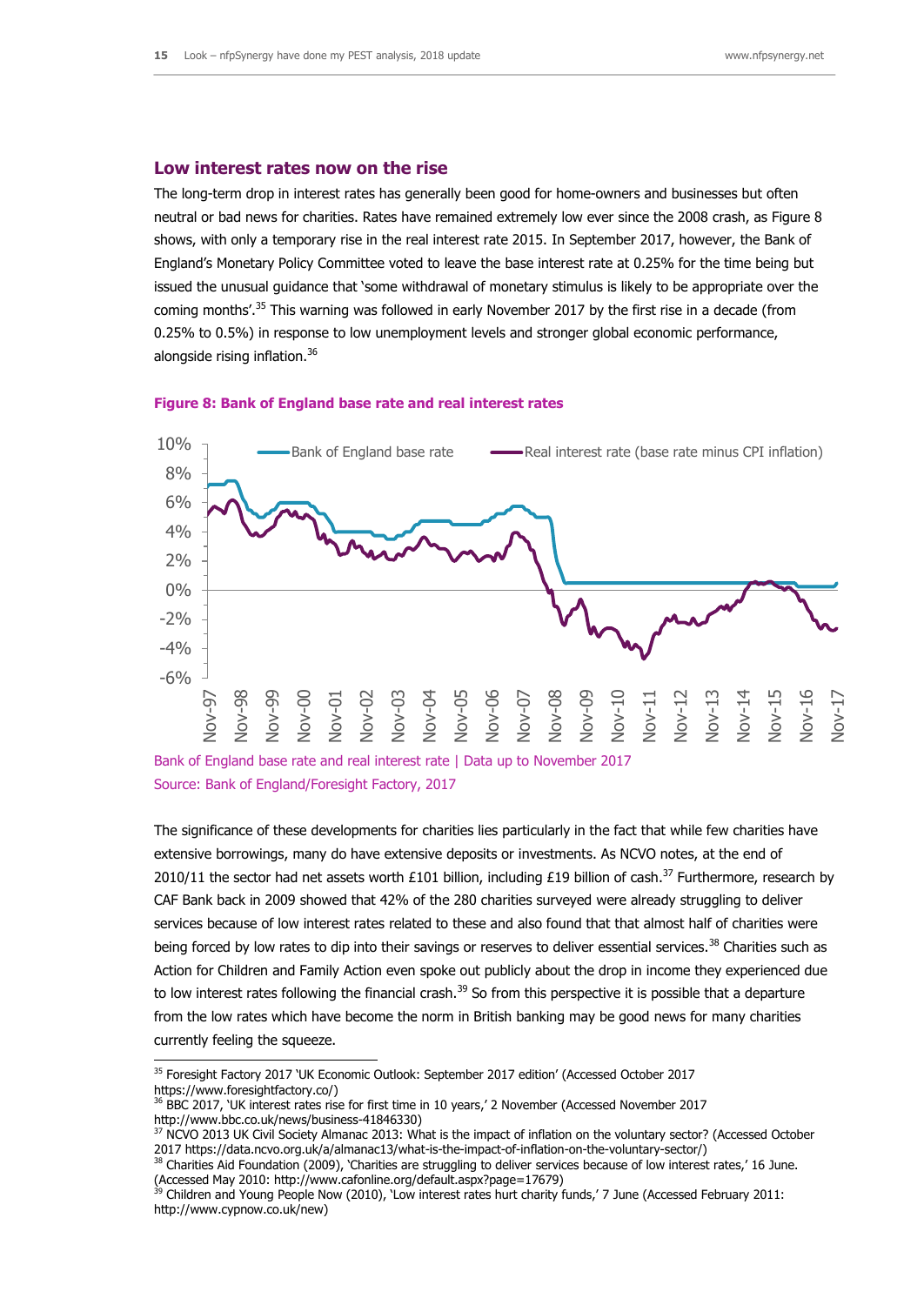## Low interest rates now on the rise

The long-term drop in interest rates has generally been good for home-owners and businesses but often neutral or bad news for charities. Rates have remained extremely low ever since the 2008 crash, as Figure 8 shows, with only a temporary rise in the real interest rate 2015. In September 2017, however, the Bank of England's Monetary Policy Committee voted to leave the base interest rate at 0.25% for the time being but issued the unusual guidance that 'some withdrawal of monetary stimulus is likely to be appropriate over the coming months'.[35] This warning was followed in early November 2017 by the first rise in a decade (from 0.25% to 0.5%) in response to low unemployment levels and stronger global economic performance, alongside rising inflation.[36]

**Figure 8: Bank of England base rate and real interest rates**

Bank of England base rate and real interest rate | Data up to November 2017
Source: Bank of England/Foresight Factory, 2017

The significance of these developments for charities lies particularly in the fact that while few charities have extensive borrowings, many do have extensive deposits or investments. As NCVO notes, at the end of 2010/11 the sector had net assets worth £101 billion, including £19 billion of cash.[37] Furthermore, research by CAF Bank back in 2009 showed that 42% of the 280 charities surveyed were already struggling to deliver services because of low interest rates related to these and also found that that almost half of charities were being forced by low rates to dip into their savings or reserves to deliver essential services.[38] Charities such as Action for Children and Family Action even spoke out publicly about the drop in income they experienced due to low interest rates following the financial crash.[39] So from this perspective it is possible that a departure from the low rates which have become the norm in British banking may be good news for many charities currently feeling the squeeze.

---

[35] Foresight Factory 2017 'UK Economic Outlook: September 2017 edition' (Accessed October 2017 https://www.foresightfactory.co/)

[36] BBC 2017, 'UK interest rates rise for first time in 10 years,' 2 November (Accessed November 2017 http://www.bbc.co.uk/news/business-41846330)

[37] NCVO 2013 UK Civil Society Almanac 2013: What is the impact of inflation on the voluntary sector? (Accessed October 2017 https://data.ncvo.org.uk/a/almanac13/what-is-the-impact-of-inflation-on-the-voluntary-sector/)

[38] Charities Aid Foundation (2009), 'Charities are struggling to deliver services because of low interest rates,' 16 June. (Accessed May 2010: http://www.cafonline.org/default.aspx?page=17679)

[39] Children and Young People Now (2010), 'Low interest rates hurt charity funds,' 7 June (Accessed February 2011: http://www.cypnow.co.uk/new)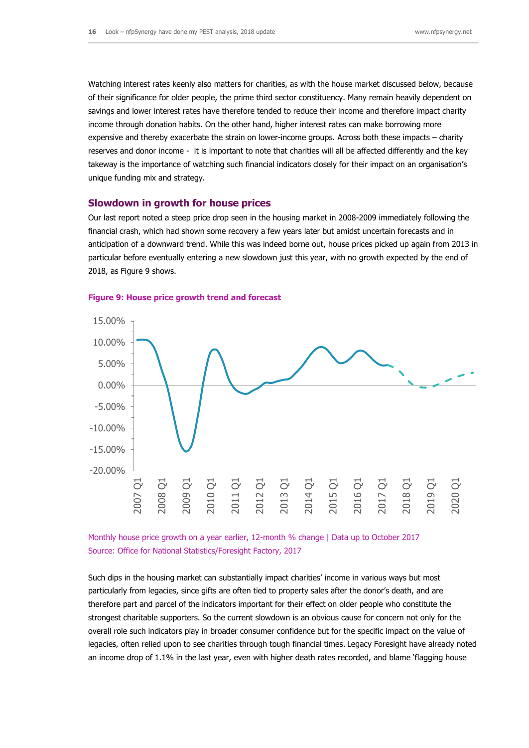Watching interest rates keenly also matters for charities, as with the house market discussed below, because of their significance for older people, the prime third sector constituency. Many remain heavily dependent on savings and lower interest rates have therefore tended to reduce their income and therefore impact charity income through donation habits. On the other hand, higher interest rates can make borrowing more expensive and thereby exacerbate the strain on lower-income groups. Across both these impacts – charity reserves and donor income - it is important to note that charities will all be affected differently and the key takeaway is the importance of watching such financial indicators closely for their impact on an organisation's unique funding mix and strategy.

## Slowdown in growth for house prices

Our last report noted a steep price drop seen in the housing market in 2008-2009 immediately following the financial crash, which had shown some recovery a few years later but amidst uncertain forecasts and in anticipation of a downward trend. While this was indeed borne out, house prices picked up again from 2013 in particular before eventually entering a new slowdown just this year, with no growth expected by the end of 2018, as Figure 9 shows.

**Figure 9: House price growth trend and forecast**

Monthly house price growth on a year earlier, 12-month % change | Data up to October 2017
Source: Office for National Statistics/Foresight Factory, 2017

Such dips in the housing market can substantially impact charities' income in various ways but most particularly from legacies, since gifts are often tied to property sales after the donor's death, and are therefore part and parcel of the indicators important for their effect on older people who constitute the strongest charitable supporters. So the current slowdown is an obvious cause for concern not only for the overall role such indicators play in broader consumer confidence but for the specific impact on the value of legacies, often relied upon to see charities through tough financial times. Legacy Foresight have already noted an income drop of 1.1% in the last year, even with higher death rates recorded, and blame 'flagging house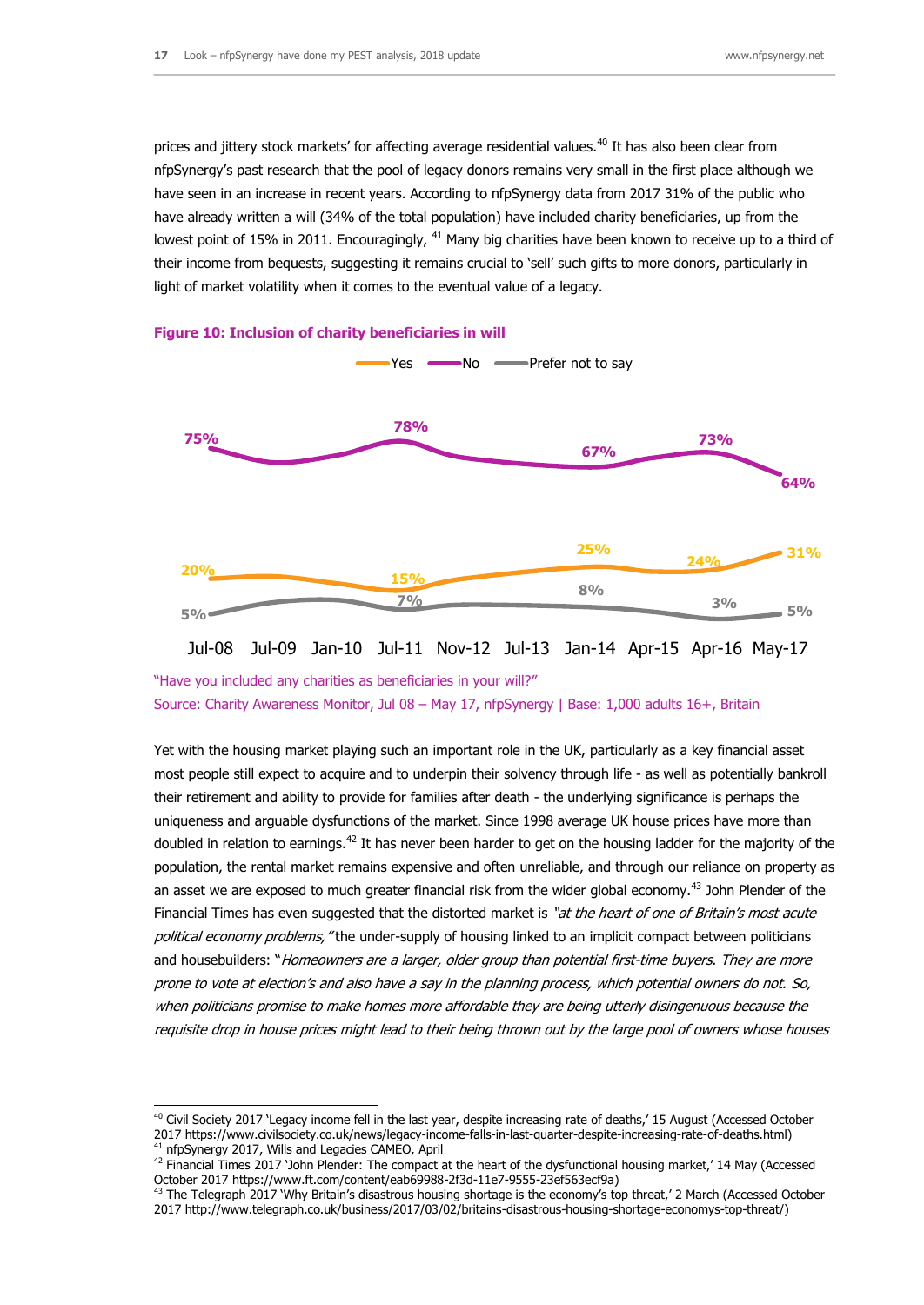prices and jittery stock markets' for affecting average residential values.[40] It has also been clear from nfpSynergy's past research that the pool of legacy donors remains very small in the first place although we have seen in an increase in recent years. According to nfpSynergy data from 2017 31% of the public who have already written a will (34% of the total population) have included charity beneficiaries, up from the lowest point of 15% in 2011. Encouragingly, [41] Many big charities have been known to receive up to a third of their income from bequests, suggesting it remains crucial to 'sell' such gifts to more donors, particularly in light of market volatility when it comes to the eventual value of a legacy.

**Figure 10: Inclusion of charity beneficiaries in will**

Yes — No — Prefer not to say

| | Jul-08 | Jul-09 | Jan-10 | Jul-11 | Nov-12 | Jul-13 | Jan-14 | Apr-15 | Apr-16 | May-17 |
|---|---|---|---|---|---|---|---|---|---|---|
| No | 75% | | | 78% | | | 67% | | 73% | 64% |
| Yes | 20% | | | 15% | | | 25% | | 24% | 31% |
| Prefer not to say | 5% | | | 7% | | | 8% | | 3% | 5% |

"Have you included any charities as beneficiaries in your will?"
Source: Charity Awareness Monitor, Jul 08 – May 17, nfpSynergy | Base: 1,000 adults 16+, Britain

Yet with the housing market playing such an important role in the UK, particularly as a key financial asset most people still expect to acquire and to underpin their solvency through life - as well as potentially bankroll their retirement and ability to provide for families after death - the underlying significance is perhaps the uniqueness and arguable dysfunctions of the market. Since 1998 average UK house prices have more than doubled in relation to earnings.[42] It has never been harder to get on the housing ladder for the majority of the population, the rental market remains expensive and often unreliable, and through our reliance on property as an asset we are exposed to much greater financial risk from the wider global economy.[43] John Plender of the Financial Times has even suggested that the distorted market is *"at the heart of one of Britain's most acute political economy problems,"* the under-supply of housing linked to an implicit compact between politicians and housebuilders: "*Homeowners are a larger, older group than potential first-time buyers. They are more prone to vote at election's and also have a say in the planning process, which potential owners do not. So, when politicians promise to make homes more affordable they are being utterly disingenuous because the requisite drop in house prices might lead to their being thrown out by the large pool of owners whose houses*

---

[40] Civil Society 2017 'Legacy income fell in the last year, despite increasing rate of deaths,' 15 August (Accessed October 2017 https://www.civilsociety.co.uk/news/legacy-income-falls-in-last-quarter-despite-increasing-rate-of-deaths.html)
[41] nfpSynergy 2017, Wills and Legacies CAMEO, April
[42] Financial Times 2017 'John Plender: The compact at the heart of the dysfunctional housing market,' 14 May (Accessed October 2017 https://www.ft.com/content/eab69988-2f3d-11e7-9555-23ef563ecf9a)
[43] The Telegraph 2017 'Why Britain's disastrous housing shortage is the economy's top threat,' 2 March (Accessed October 2017 http://www.telegraph.co.uk/business/2017/03/02/britains-disastrous-housing-shortage-economys-top-threat/)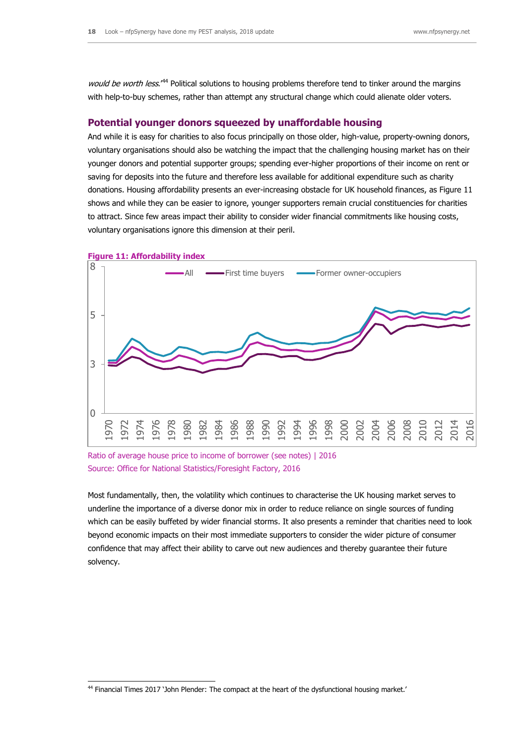*would be worth less.'*[44] Political solutions to housing problems therefore tend to tinker around the margins with help-to-buy schemes, rather than attempt any structural change which could alienate older voters.

### Potential younger donors squeezed by unaffordable housing

And while it is easy for charities to also focus principally on those older, high-value, property-owning donors, voluntary organisations should also be watching the impact that the challenging housing market has on their younger donors and potential supporter groups; spending ever-higher proportions of their income on rent or saving for deposits into the future and therefore less available for additional expenditure such as charity donations. Housing affordability presents an ever-increasing obstacle for UK household finances, as Figure 11 shows and while they can be easier to ignore, younger supporters remain crucial constituencies for charities to attract. Since few areas impact their ability to consider wider financial commitments like housing costs, voluntary organisations ignore this dimension at their peril.

**Figure 11: Affordability index**

Ratio of average house price to income of borrower (see notes) | 2016
Source: Office for National Statistics/Foresight Factory, 2016

Most fundamentally, then, the volatility which continues to characterise the UK housing market serves to underline the importance of a diverse donor mix in order to reduce reliance on single sources of funding which can be easily buffeted by wider financial storms. It also presents a reminder that charities need to look beyond economic impacts on their most immediate supporters to consider the wider picture of consumer confidence that may affect their ability to carve out new audiences and thereby guarantee their future solvency.

---

[44] Financial Times 2017 'John Plender: The compact at the heart of the dysfunctional housing market.'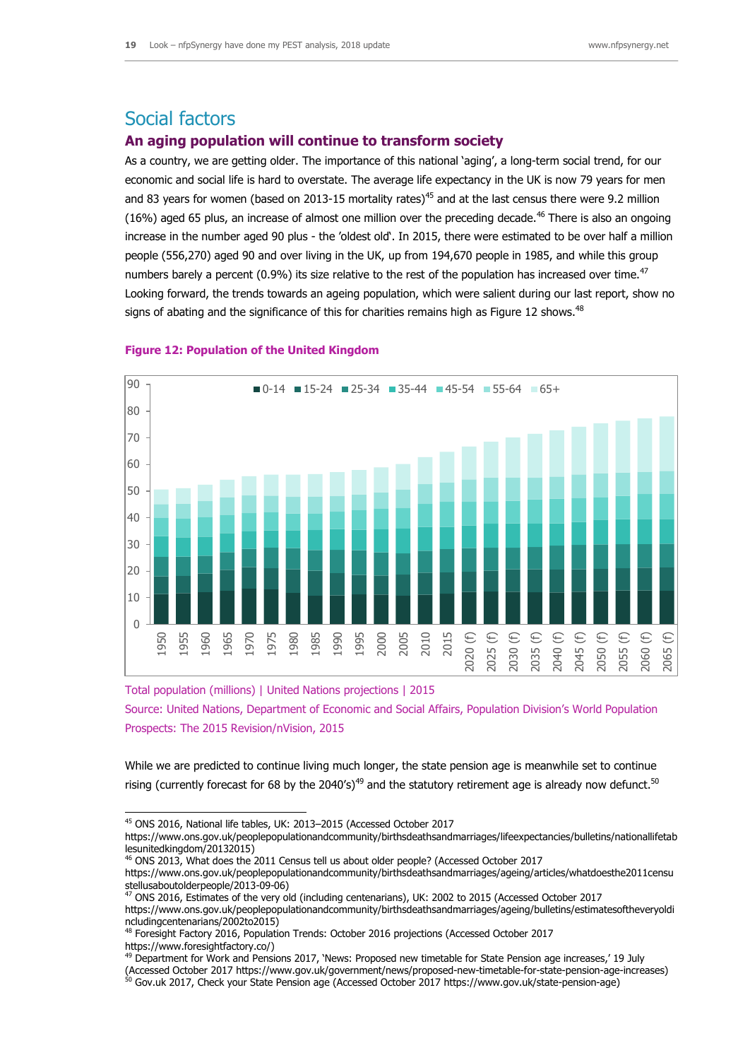## Social factors

### An aging population will continue to transform society

As a country, we are getting older. The importance of this national 'aging', a long-term social trend, for our economic and social life is hard to overstate. The average life expectancy in the UK is now 79 years for men and 83 years for women (based on 2013-15 mortality rates)[45] and at the last census there were 9.2 million (16%) aged 65 plus, an increase of almost one million over the preceding decade.[46] There is also an ongoing increase in the number aged 90 plus - the 'oldest old'. In 2015, there were estimated to be over half a million people (556,270) aged 90 and over living in the UK, up from 194,670 people in 1985, and while this group numbers barely a percent (0.9%) its size relative to the rest of the population has increased over time.[47] Looking forward, the trends towards an ageing population, which were salient during our last report, show no signs of abating and the significance of this for charities remains high as Figure 12 shows.[48]

**Figure 12: Population of the United Kingdom**

Total population (millions) | United Nations projections | 2015

Source: United Nations, Department of Economic and Social Affairs, Population Division's World Population Prospects: The 2015 Revision/nVision, 2015

While we are predicted to continue living much longer, the state pension age is meanwhile set to continue rising (currently forecast for 68 by the 2040's)[49] and the statutory retirement age is already now defunct.[50]

---

[45] ONS 2016, National life tables, UK: 2013–2015 (Accessed October 2017 https://www.ons.gov.uk/peoplepopulationandcommunity/birthsdeathsandmarriages/lifeexpectancies/bulletins/nationallifetablesunitedkingdom/20132015)

[46] ONS 2013, What does the 2011 Census tell us about older people? (Accessed October 2017 https://www.ons.gov.uk/peoplepopulationandcommunity/birthsdeathsandmarriages/ageing/articles/whatdoesthe2011censustellusaboutolderpeople/2013-09-06)

[47] ONS 2016, Estimates of the very old (including centenarians), UK: 2002 to 2015 (Accessed October 2017 https://www.ons.gov.uk/peoplepopulationandcommunity/birthsdeathsandmarriages/ageing/bulletins/estimatesoftheveryoldincludingcentenarians/2002to2015)

[48] Foresight Factory 2016, Population Trends: October 2016 projections (Accessed October 2017 https://www.foresightfactory.co/)

[49] Department for Work and Pensions 2017, 'News: Proposed new timetable for State Pension age increases,' 19 July (Accessed October 2017 https://www.gov.uk/government/news/proposed-new-timetable-for-state-pension-age-increases)

[50] Gov.uk 2017, Check your State Pension age (Accessed October 2017 https://www.gov.uk/state-pension-age)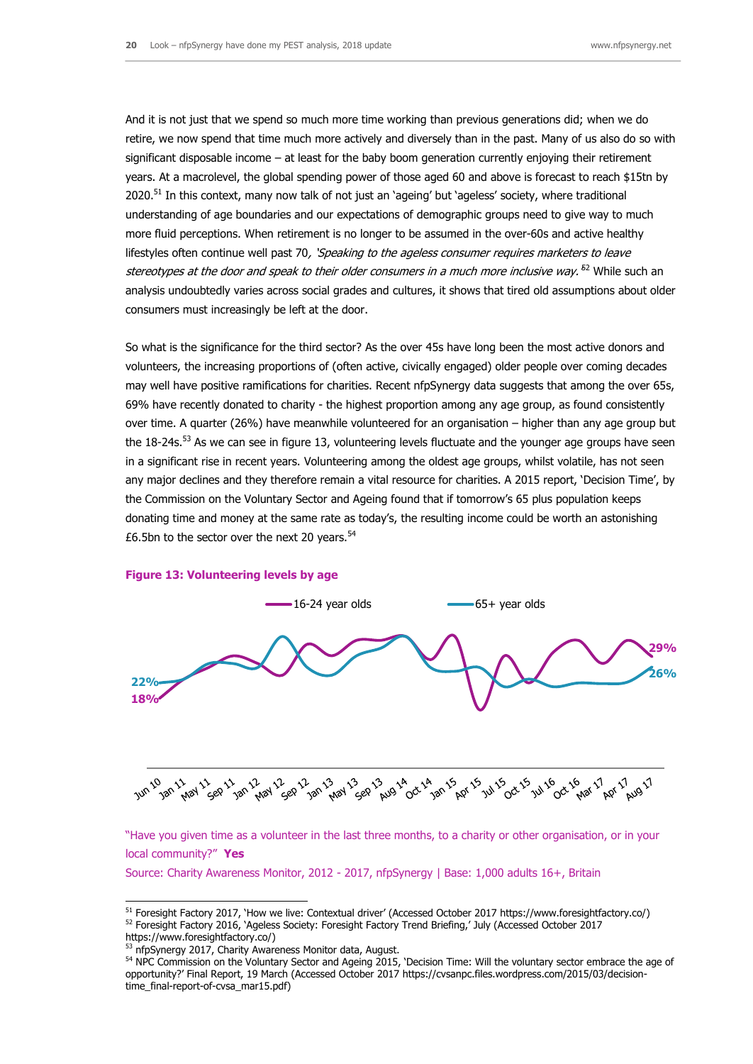And it is not just that we spend so much more time working than previous generations did; when we do retire, we now spend that time much more actively and diversely than in the past. Many of us also do so with significant disposable income – at least for the baby boom generation currently enjoying their retirement years. At a macrolevel, the global spending power of those aged 60 and above is forecast to reach $15tn by 2020.[51] In this context, many now talk of not just an 'ageing' but 'ageless' society, where traditional understanding of age boundaries and our expectations of demographic groups need to give way to much more fluid perceptions. When retirement is no longer to be assumed in the over-60s and active healthy lifestyles often continue well past 70*, 'Speaking to the ageless consumer requires marketers to leave stereotypes at the door and speak to their older consumers in a much more inclusive way.'*[52] While such an analysis undoubtedly varies across social grades and cultures, it shows that tired old assumptions about older consumers must increasingly be left at the door.

So what is the significance for the third sector? As the over 45s have long been the most active donors and volunteers, the increasing proportions of (often active, civically engaged) older people over coming decades may well have positive ramifications for charities. Recent nfpSynergy data suggests that among the over 65s, 69% have recently donated to charity - the highest proportion among any age group, as found consistently over time. A quarter (26%) have meanwhile volunteered for an organisation – higher than any age group but the 18-24s.[53] As we can see in figure 13, volunteering levels fluctuate and the younger age groups have seen in a significant rise in recent years. Volunteering among the oldest age groups, whilst volatile, has not seen any major declines and they therefore remain a vital resource for charities. A 2015 report, 'Decision Time', by the Commission on the Voluntary Sector and Ageing found that if tomorrow's 65 plus population keeps donating time and money at the same rate as today's, the resulting income could be worth an astonishing £6.5bn to the sector over the next 20 years.[54]

**Figure 13: Volunteering levels by age**

16-24 year olds: 18% (Jun 10) → 29% (Aug 17)
65+ year olds: 22% (Jun 10) → 26% (Aug 17)

Jun 10, Jan 11, May 11, Sep 11, Jan 12, May 12, Sep 12, Jan 13, May 13, Sep 13, Aug 14, Oct 14, Jan 15, Apr 15, Jul 15, Oct 15, Jul 16, Oct 16, Mar 17, Apr 17, Aug 17

"Have you given time as a volunteer in the last three months, to a charity or other organisation, or in your local community?" **Yes**

Source: Charity Awareness Monitor, 2012 - 2017, nfpSynergy | Base: 1,000 adults 16+, Britain

---

[51] Foresight Factory 2017, 'How we live: Contextual driver' (Accessed October 2017 https://www.foresightfactory.co/)

[52] Foresight Factory 2016, 'Ageless Society: Foresight Factory Trend Briefing,' July (Accessed October 2017 https://www.foresightfactory.co/)

[53] nfpSynergy 2017, Charity Awareness Monitor data, August.

[54] NPC Commission on the Voluntary Sector and Ageing 2015, 'Decision Time: Will the voluntary sector embrace the age of opportunity?' Final Report, 19 March (Accessed October 2017 https://cvsanpc.files.wordpress.com/2015/03/decision-time_final-report-of-cvsa_mar15.pdf)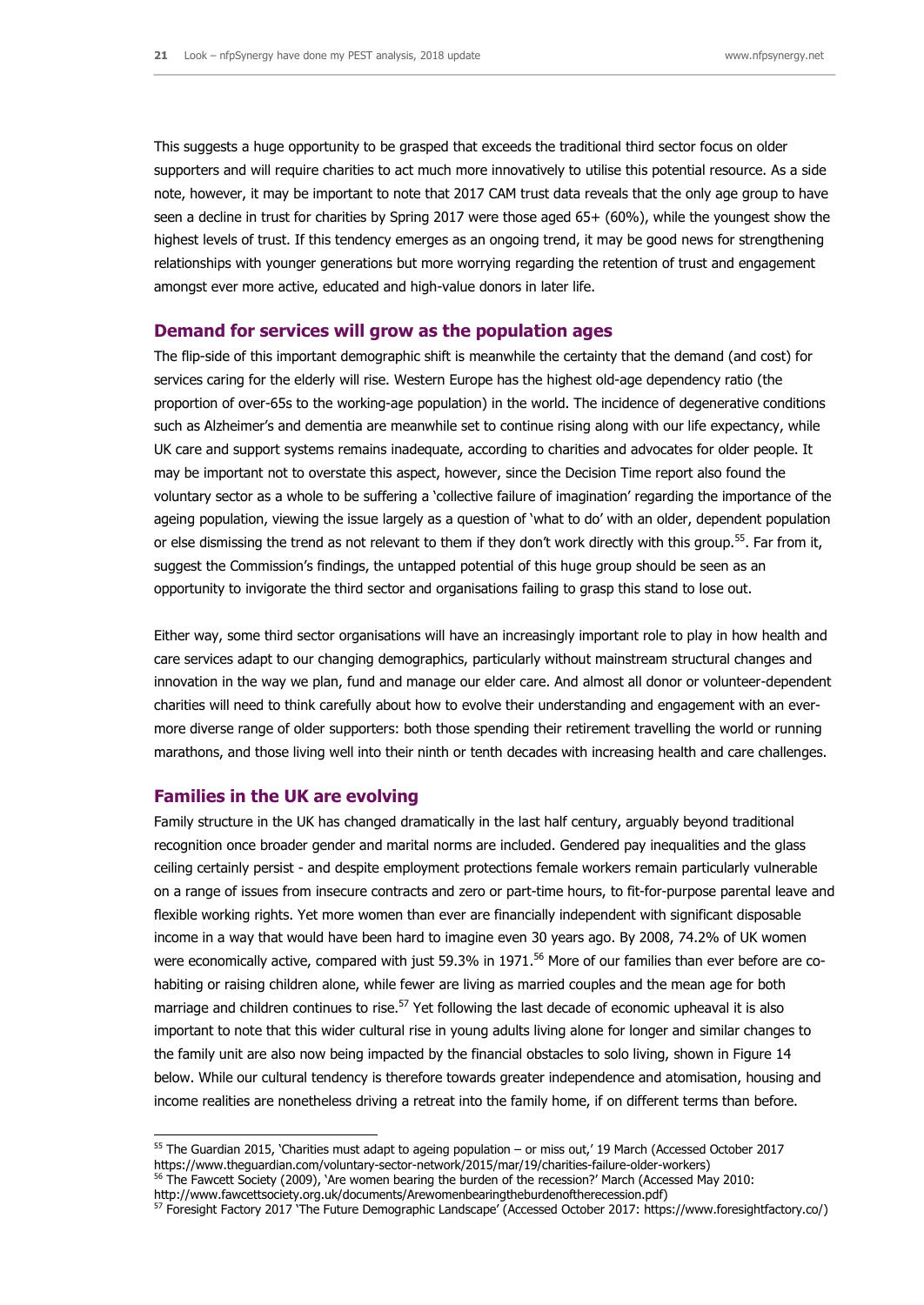This suggests a huge opportunity to be grasped that exceeds the traditional third sector focus on older supporters and will require charities to act much more innovatively to utilise this potential resource. As a side note, however, it may be important to note that 2017 CAM trust data reveals that the only age group to have seen a decline in trust for charities by Spring 2017 were those aged 65+ (60%), while the youngest show the highest levels of trust. If this tendency emerges as an ongoing trend, it may be good news for strengthening relationships with younger generations but more worrying regarding the retention of trust and engagement amongst ever more active, educated and high-value donors in later life.

## Demand for services will grow as the population ages

The flip-side of this important demographic shift is meanwhile the certainty that the demand (and cost) for services caring for the elderly will rise. Western Europe has the highest old-age dependency ratio (the proportion of over-65s to the working-age population) in the world. The incidence of degenerative conditions such as Alzheimer's and dementia are meanwhile set to continue rising along with our life expectancy, while UK care and support systems remains inadequate, according to charities and advocates for older people. It may be important not to overstate this aspect, however, since the Decision Time report also found the voluntary sector as a whole to be suffering a 'collective failure of imagination' regarding the importance of the ageing population, viewing the issue largely as a question of 'what to do' with an older, dependent population or else dismissing the trend as not relevant to them if they don't work directly with this group.[55]. Far from it, suggest the Commission's findings, the untapped potential of this huge group should be seen as an opportunity to invigorate the third sector and organisations failing to grasp this stand to lose out.

Either way, some third sector organisations will have an increasingly important role to play in how health and care services adapt to our changing demographics, particularly without mainstream structural changes and innovation in the way we plan, fund and manage our elder care. And almost all donor or volunteer-dependent charities will need to think carefully about how to evolve their understanding and engagement with an ever-more diverse range of older supporters: both those spending their retirement travelling the world or running marathons, and those living well into their ninth or tenth decades with increasing health and care challenges.

## Families in the UK are evolving

Family structure in the UK has changed dramatically in the last half century, arguably beyond traditional recognition once broader gender and marital norms are included. Gendered pay inequalities and the glass ceiling certainly persist - and despite employment protections female workers remain particularly vulnerable on a range of issues from insecure contracts and zero or part-time hours, to fit-for-purpose parental leave and flexible working rights. Yet more women than ever are financially independent with significant disposable income in a way that would have been hard to imagine even 30 years ago. By 2008, 74.2% of UK women were economically active, compared with just 59.3% in 1971.[56] More of our families than ever before are co-habiting or raising children alone, while fewer are living as married couples and the mean age for both marriage and children continues to rise.[57] Yet following the last decade of economic upheaval it is also important to note that this wider cultural rise in young adults living alone for longer and similar changes to the family unit are also now being impacted by the financial obstacles to solo living, shown in Figure 14 below. While our cultural tendency is therefore towards greater independence and atomisation, housing and income realities are nonetheless driving a retreat into the family home, if on different terms than before.

---

[55] The Guardian 2015, 'Charities must adapt to ageing population – or miss out,' 19 March (Accessed October 2017 https://www.theguardian.com/voluntary-sector-network/2015/mar/19/charities-failure-older-workers)

[56] The Fawcett Society (2009), 'Are women bearing the burden of the recession?' March (Accessed May 2010: http://www.fawcettsociety.org.uk/documents/Arewomenbearingtheburdenoftherecession.pdf)

[57] Foresight Factory 2017 'The Future Demographic Landscape' (Accessed October 2017: https://www.foresightfactory.co/)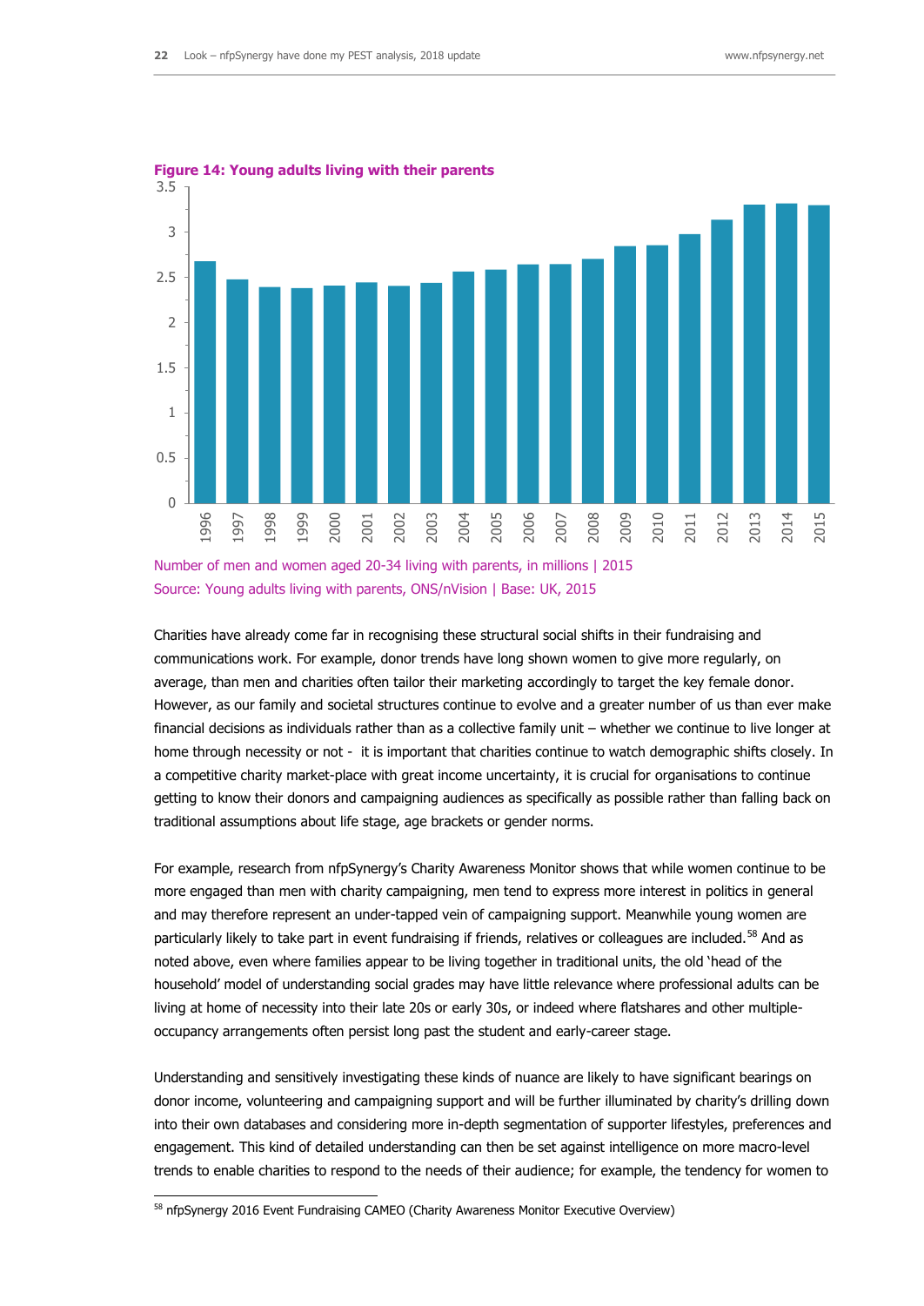**Figure 14: Young adults living with their parents**

Number of men and women aged 20-34 living with parents, in millions | 2015
Source: Young adults living with parents, ONS/nVision | Base: UK, 2015

Charities have already come far in recognising these structural social shifts in their fundraising and communications work. For example, donor trends have long shown women to give more regularly, on average, than men and charities often tailor their marketing accordingly to target the key female donor. However, as our family and societal structures continue to evolve and a greater number of us than ever make financial decisions as individuals rather than as a collective family unit – whether we continue to live longer at home through necessity or not - it is important that charities continue to watch demographic shifts closely. In a competitive charity market-place with great income uncertainty, it is crucial for organisations to continue getting to know their donors and campaigning audiences as specifically as possible rather than falling back on traditional assumptions about life stage, age brackets or gender norms.

For example, research from nfpSynergy's Charity Awareness Monitor shows that while women continue to be more engaged than men with charity campaigning, men tend to express more interest in politics in general and may therefore represent an under-tapped vein of campaigning support. Meanwhile young women are particularly likely to take part in event fundraising if friends, relatives or colleagues are included.[58] And as noted above, even where families appear to be living together in traditional units, the old 'head of the household' model of understanding social grades may have little relevance where professional adults can be living at home of necessity into their late 20s or early 30s, or indeed where flatshares and other multiple-occupancy arrangements often persist long past the student and early-career stage.

Understanding and sensitively investigating these kinds of nuance are likely to have significant bearings on donor income, volunteering and campaigning support and will be further illuminated by charity's drilling down into their own databases and considering more in-depth segmentation of supporter lifestyles, preferences and engagement. This kind of detailed understanding can then be set against intelligence on more macro-level trends to enable charities to respond to the needs of their audience; for example, the tendency for women to

[58] nfpSynergy 2016 Event Fundraising CAMEO (Charity Awareness Monitor Executive Overview)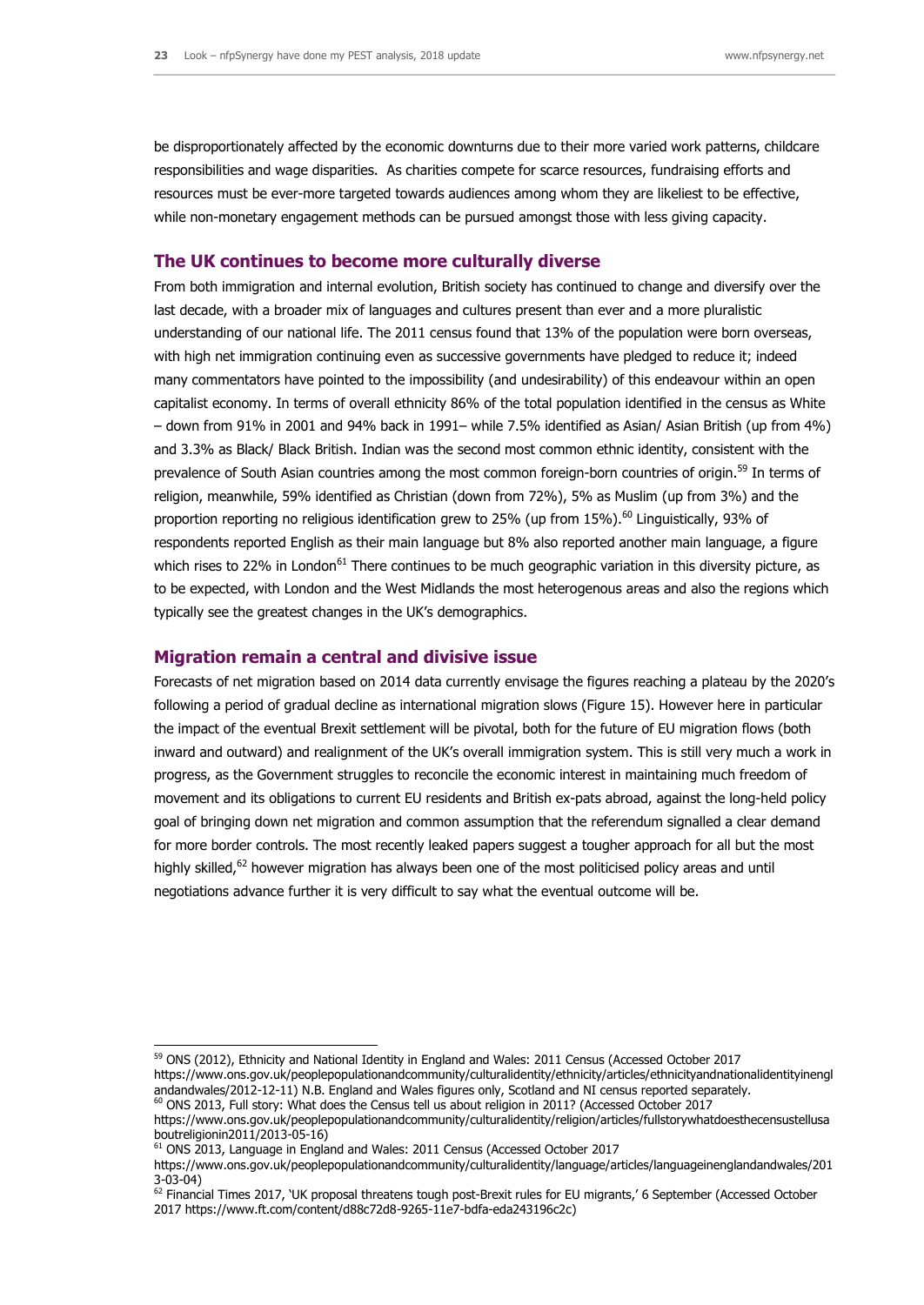be disproportionately affected by the economic downturns due to their more varied work patterns, childcare responsibilities and wage disparities. As charities compete for scarce resources, fundraising efforts and resources must be ever-more targeted towards audiences among whom they are likeliest to be effective, while non-monetary engagement methods can be pursued amongst those with less giving capacity.

## The UK continues to become more culturally diverse

From both immigration and internal evolution, British society has continued to change and diversify over the last decade, with a broader mix of languages and cultures present than ever and a more pluralistic understanding of our national life. The 2011 census found that 13% of the population were born overseas, with high net immigration continuing even as successive governments have pledged to reduce it; indeed many commentators have pointed to the impossibility (and undesirability) of this endeavour within an open capitalist economy. In terms of overall ethnicity 86% of the total population identified in the census as White – down from 91% in 2001 and 94% back in 1991– while 7.5% identified as Asian/ Asian British (up from 4%) and 3.3% as Black/ Black British. Indian was the second most common ethnic identity, consistent with the prevalence of South Asian countries among the most common foreign-born countries of origin.[59] In terms of religion, meanwhile, 59% identified as Christian (down from 72%), 5% as Muslim (up from 3%) and the proportion reporting no religious identification grew to 25% (up from 15%).[60] Linguistically, 93% of respondents reported English as their main language but 8% also reported another main language, a figure which rises to 22% in London[61] There continues to be much geographic variation in this diversity picture, as to be expected, with London and the West Midlands the most heterogenous areas and also the regions which typically see the greatest changes in the UK's demographics.

## Migration remain a central and divisive issue

Forecasts of net migration based on 2014 data currently envisage the figures reaching a plateau by the 2020's following a period of gradual decline as international migration slows (Figure 15). However here in particular the impact of the eventual Brexit settlement will be pivotal, both for the future of EU migration flows (both inward and outward) and realignment of the UK's overall immigration system. This is still very much a work in progress, as the Government struggles to reconcile the economic interest in maintaining much freedom of movement and its obligations to current EU residents and British ex-pats abroad, against the long-held policy goal of bringing down net migration and common assumption that the referendum signalled a clear demand for more border controls. The most recently leaked papers suggest a tougher approach for all but the most highly skilled,[62] however migration has always been one of the most politicised policy areas and until negotiations advance further it is very difficult to say what the eventual outcome will be.

---

[59] ONS (2012), Ethnicity and National Identity in England and Wales: 2011 Census (Accessed October 2017 https://www.ons.gov.uk/peoplepopulationandcommunity/culturalidentity/ethnicity/articles/ethnicityandnationalidentityinenglandandwales/2012-12-11) N.B. England and Wales figures only, Scotland and NI census reported separately.

[60] ONS 2013, Full story: What does the Census tell us about religion in 2011? (Accessed October 2017 https://www.ons.gov.uk/peoplepopulationandcommunity/culturalidentity/religion/articles/fullstorywhatdoesthecensustellusaboutreligionin2011/2013-05-16)

[61] ONS 2013, Language in England and Wales: 2011 Census (Accessed October 2017 https://www.ons.gov.uk/peoplepopulationandcommunity/culturalidentity/language/articles/languageinenglandandwales/2013-03-04)

[62] Financial Times 2017, 'UK proposal threatens tough post-Brexit rules for EU migrants,' 6 September (Accessed October 2017 https://www.ft.com/content/d88c72d8-9265-11e7-bdfa-eda243196c2c)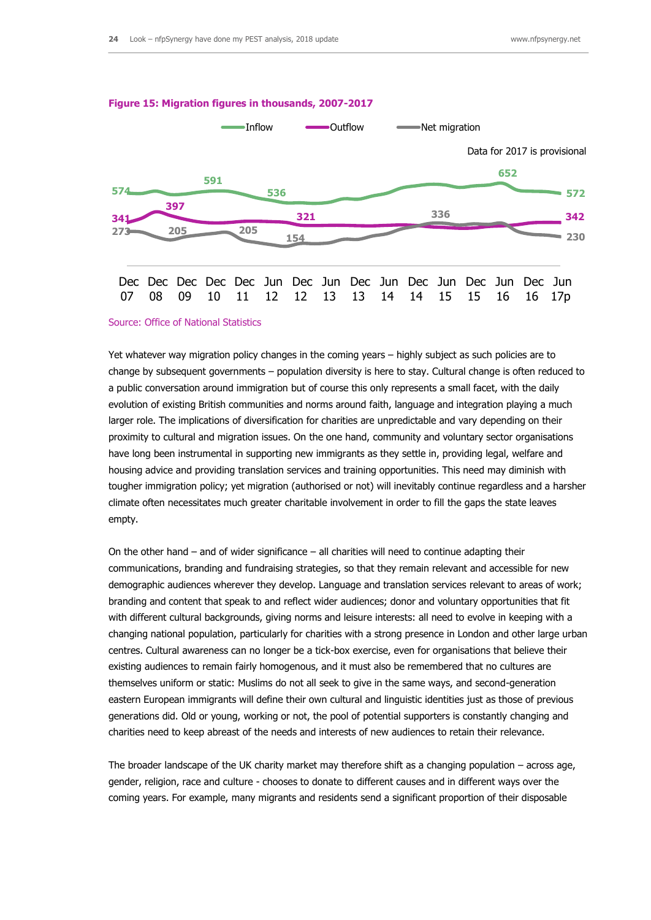**Figure 15: Migration figures in thousands, 2007-2017**

Inflow — Outflow — Net migration

Data for 2017 is provisional

| | Dec 07 | Dec 08 | Dec 09 | Dec 10 | Dec 11 | Jun 12 | Dec 12 | Jun 13 | Dec 13 | Jun 14 | Dec 14 | Jun 15 | Dec 15 | Jun 16 | Dec 16 | Jun 17p |
|---|---|---|---|---|---|---|---|---|---|---|---|---|---|---|---|---|
| Inflow | 574 | | | 591 | | | 536 | | | | | | | 652 | | 572 |
| Outflow | 341 | 397 | | | | | 321 | | | | | | | | | 342 |
| Net migration | 273 | | 205 | | 205 | | 154 | | | | 336 | | | | | 230 |

Source: Office of National Statistics

Yet whatever way migration policy changes in the coming years – highly subject as such policies are to change by subsequent governments – population diversity is here to stay. Cultural change is often reduced to a public conversation around immigration but of course this only represents a small facet, with the daily evolution of existing British communities and norms around faith, language and integration playing a much larger role. The implications of diversification for charities are unpredictable and vary depending on their proximity to cultural and migration issues. On the one hand, community and voluntary sector organisations have long been instrumental in supporting new immigrants as they settle in, providing legal, welfare and housing advice and providing translation services and training opportunities. This need may diminish with tougher immigration policy; yet migration (authorised or not) will inevitably continue regardless and a harsher climate often necessitates much greater charitable involvement in order to fill the gaps the state leaves empty.

On the other hand – and of wider significance – all charities will need to continue adapting their communications, branding and fundraising strategies, so that they remain relevant and accessible for new demographic audiences wherever they develop. Language and translation services relevant to areas of work; branding and content that speak to and reflect wider audiences; donor and voluntary opportunities that fit with different cultural backgrounds, giving norms and leisure interests: all need to evolve in keeping with a changing national population, particularly for charities with a strong presence in London and other large urban centres. Cultural awareness can no longer be a tick-box exercise, even for organisations that believe their existing audiences to remain fairly homogenous, and it must also be remembered that no cultures are themselves uniform or static: Muslims do not all seek to give in the same ways, and second-generation eastern European immigrants will define their own cultural and linguistic identities just as those of previous generations did. Old or young, working or not, the pool of potential supporters is constantly changing and charities need to keep abreast of the needs and interests of new audiences to retain their relevance.

The broader landscape of the UK charity market may therefore shift as a changing population – across age, gender, religion, race and culture - chooses to donate to different causes and in different ways over the coming years. For example, many migrants and residents send a significant proportion of their disposable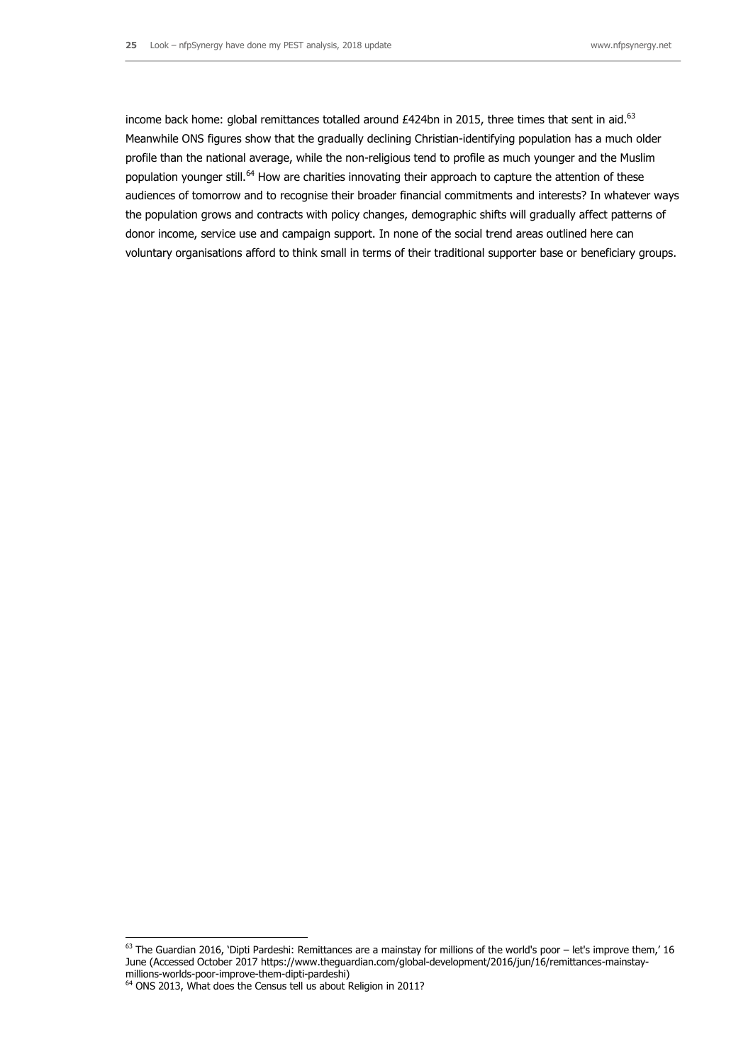income back home: global remittances totalled around £424bn in 2015, three times that sent in aid.[63] Meanwhile ONS figures show that the gradually declining Christian-identifying population has a much older profile than the national average, while the non-religious tend to profile as much younger and the Muslim population younger still.[64] How are charities innovating their approach to capture the attention of these audiences of tomorrow and to recognise their broader financial commitments and interests? In whatever ways the population grows and contracts with policy changes, demographic shifts will gradually affect patterns of donor income, service use and campaign support. In none of the social trend areas outlined here can voluntary organisations afford to think small in terms of their traditional supporter base or beneficiary groups.

---

[63] The Guardian 2016, 'Dipti Pardeshi: Remittances are a mainstay for millions of the world's poor – let's improve them,' 16 June (Accessed October 2017 https://www.theguardian.com/global-development/2016/jun/16/remittances-mainstay-millions-worlds-poor-improve-them-dipti-pardeshi)

[64] ONS 2013, What does the Census tell us about Religion in 2011?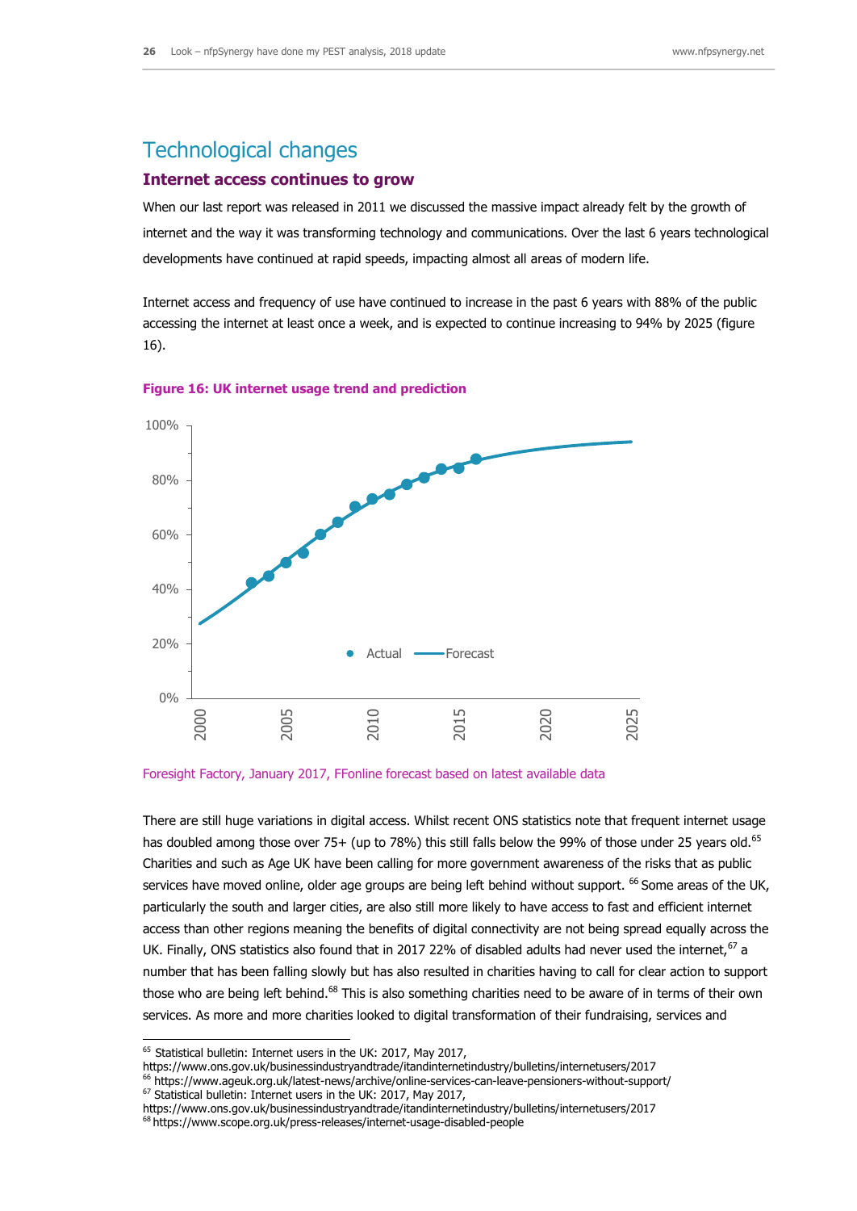# Technological changes

## Internet access continues to grow

When our last report was released in 2011 we discussed the massive impact already felt by the growth of internet and the way it was transforming technology and communications. Over the last 6 years technological developments have continued at rapid speeds, impacting almost all areas of modern life.

Internet access and frequency of use have continued to increase in the past 6 years with 88% of the public accessing the internet at least once a week, and is expected to continue increasing to 94% by 2025 (figure 16).

**Figure 16: UK internet usage trend and prediction**

Foresight Factory, January 2017, FFonline forecast based on latest available data

There are still huge variations in digital access. Whilst recent ONS statistics note that frequent internet usage has doubled among those over 75+ (up to 78%) this still falls below the 99% of those under 25 years old.[65] Charities and such as Age UK have been calling for more government awareness of the risks that as public services have moved online, older age groups are being left behind without support. [66] Some areas of the UK, particularly the south and larger cities, are also still more likely to have access to fast and efficient internet access than other regions meaning the benefits of digital connectivity are not being spread equally across the UK. Finally, ONS statistics also found that in 2017 22% of disabled adults had never used the internet,[67] a number that has been falling slowly but has also resulted in charities having to call for clear action to support those who are being left behind.[68] This is also something charities need to be aware of in terms of their own services. As more and more charities looked to digital transformation of their fundraising, services and

---

[65] Statistical bulletin: Internet users in the UK: 2017, May 2017, https://www.ons.gov.uk/businessindustryandtrade/itandinternetindustry/bulletins/internetusers/2017

[66] https://www.ageuk.org.uk/latest-news/archive/online-services-can-leave-pensioners-without-support/

[67] Statistical bulletin: Internet users in the UK: 2017, May 2017, https://www.ons.gov.uk/businessindustryandtrade/itandinternetindustry/bulletins/internetusers/2017

[68] https://www.scope.org.uk/press-releases/internet-usage-disabled-people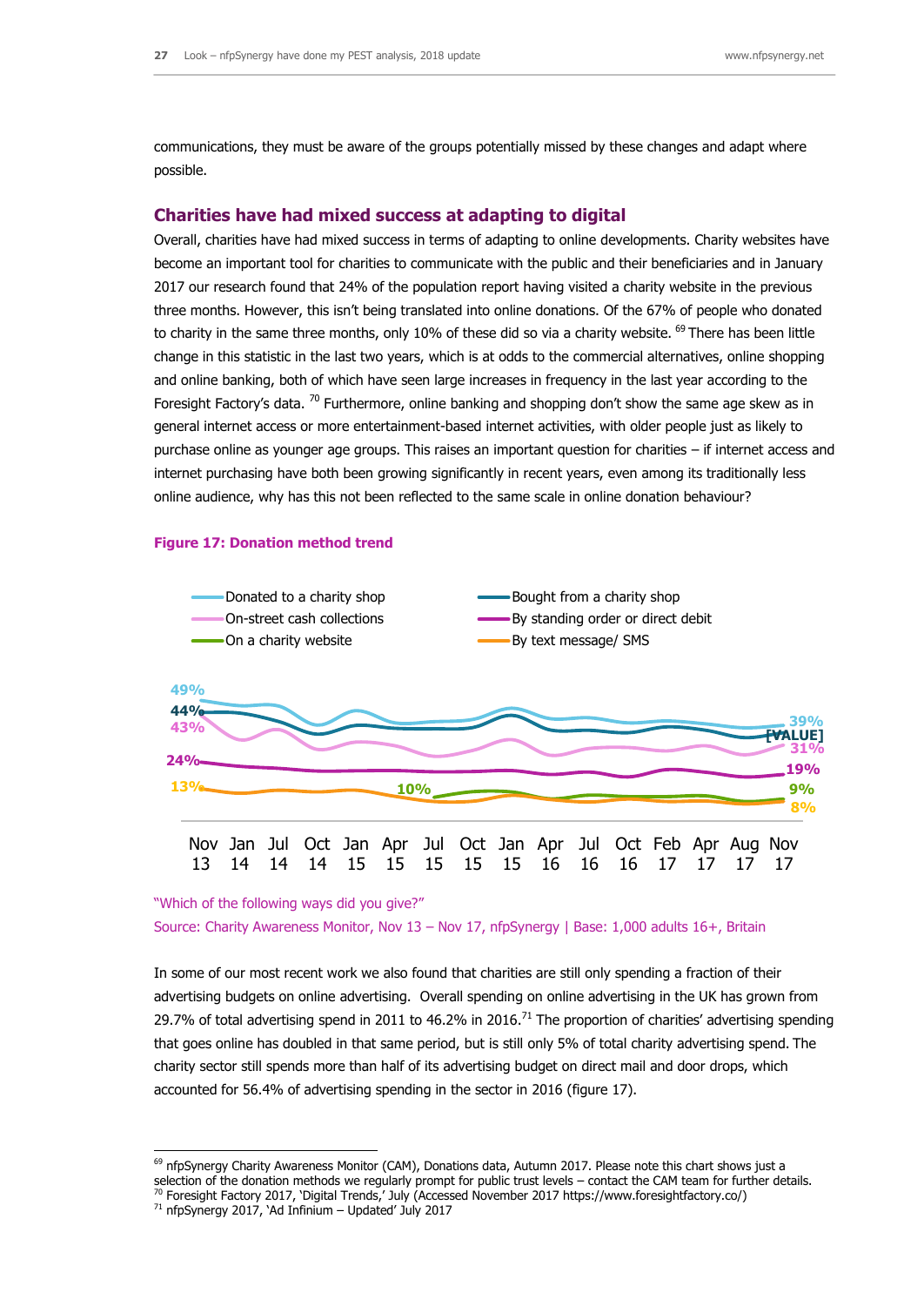communications, they must be aware of the groups potentially missed by these changes and adapt where possible.

## Charities have had mixed success at adapting to digital

Overall, charities have had mixed success in terms of adapting to online developments. Charity websites have become an important tool for charities to communicate with the public and their beneficiaries and in January 2017 our research found that 24% of the population report having visited a charity website in the previous three months. However, this isn't being translated into online donations. Of the 67% of people who donated to charity in the same three months, only 10% of these did so via a charity website. [69] There has been little change in this statistic in the last two years, which is at odds to the commercial alternatives, online shopping and online banking, both of which have seen large increases in frequency in the last year according to the Foresight Factory's data. [70] Furthermore, online banking and shopping don't show the same age skew as in general internet access or more entertainment-based internet activities, with older people just as likely to purchase online as younger age groups. This raises an important question for charities – if internet access and internet purchasing have both been growing significantly in recent years, even among its traditionally less online audience, why has this not been reflected to the same scale in online donation behaviour?

**Figure 17: Donation method trend**

Legend: Donated to a charity shop; Bought from a charity shop; On-street cash collections; By standing order or direct debit; On a charity website; By text message/ SMS

| Method | Nov 13 | Jul 15 | Nov 17 |
|---|---|---|---|
| Donated to a charity shop | 49% | | 39% |
| Bought from a charity shop | 44% | | [VALUE] |
| On-street cash collections | 43% | | 31% |
| By standing order or direct debit | 24% | | 19% |
| On a charity website | | 10% | 9% |
| By text message/ SMS | 13% | | 8% |

Time points: Nov 13, Jan 14, Jul 14, Oct 14, Jan 15, Apr 15, Jul 15, Oct 15, Jan 15, Apr 16, Jul 16, Oct 16, Feb 17, Apr 17, Aug 17, Nov 17

"Which of the following ways did you give?"
Source: Charity Awareness Monitor, Nov 13 – Nov 17, nfpSynergy | Base: 1,000 adults 16+, Britain

In some of our most recent work we also found that charities are still only spending a fraction of their advertising budgets on online advertising. Overall spending on online advertising in the UK has grown from 29.7% of total advertising spend in 2011 to 46.2% in 2016.[71] The proportion of charities' advertising spending that goes online has doubled in that same period, but is still only 5% of total charity advertising spend. The charity sector still spends more than half of its advertising budget on direct mail and door drops, which accounted for 56.4% of advertising spending in the sector in 2016 (figure 17).

---

[69] nfpSynergy Charity Awareness Monitor (CAM), Donations data, Autumn 2017. Please note this chart shows just a selection of the donation methods we regularly prompt for public trust levels – contact the CAM team for further details.
[70] Foresight Factory 2017, 'Digital Trends,' July (Accessed November 2017 https://www.foresightfactory.co/)
[71] nfpSynergy 2017, 'Ad Infinium – Updated' July 2017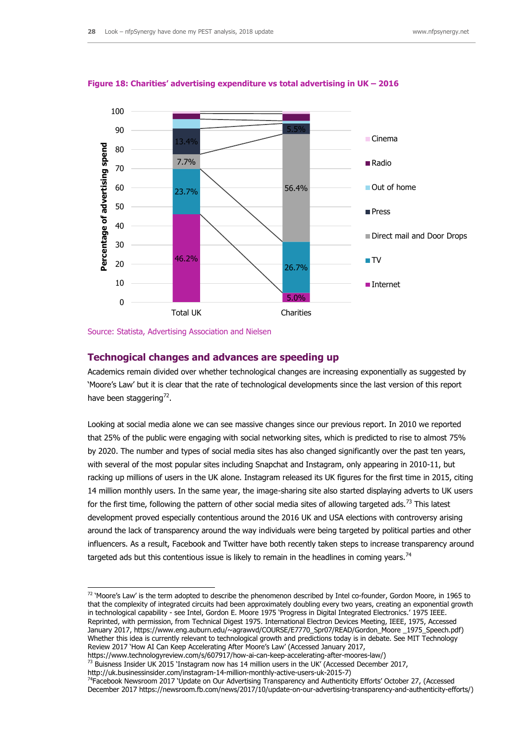**Figure 18: Charities' advertising expenditure vs total advertising in UK – 2016**

Source: Statista, Advertising Association and Nielsen

## Technogical changes and advances are speeding up

Academics remain divided over whether technological changes are increasing exponentially as suggested by 'Moore's Law' but it is clear that the rate of technological developments since the last version of this report have been staggering[72].

Looking at social media alone we can see massive changes since our previous report. In 2010 we reported that 25% of the public were engaging with social networking sites, which is predicted to rise to almost 75% by 2020. The number and types of social media sites has also changed significantly over the past ten years, with several of the most popular sites including Snapchat and Instagram, only appearing in 2010-11, but racking up millions of users in the UK alone. Instagram released its UK figures for the first time in 2015, citing 14 million monthly users. In the same year, the image-sharing site also started displaying adverts to UK users for the first time, following the pattern of other social media sites of allowing targeted ads.[73] This latest development proved especially contentious around the 2016 UK and USA elections with controversy arising around the lack of transparency around the way individuals were being targeted by political parties and other influencers. As a result, Facebook and Twitter have both recently taken steps to increase transparency around targeted ads but this contentious issue is likely to remain in the headlines in coming years.[74]

---

[72] 'Moore's Law' is the term adopted to describe the phenomenon described by Intel co-founder, Gordon Moore, in 1965 to that the complexity of integrated circuits had been approximately doubling every two years, creating an exponential growth in technological capability - see Intel, Gordon E. Moore 1975 'Progress in Digital Integrated Electronics.' 1975 IEEE. Reprinted, with permission, from Technical Digest 1975. International Electron Devices Meeting, IEEE, 1975, Accessed January 2017, https://www.eng.auburn.edu/~agrawvd/COURSE/E7770_Spr07/READ/Gordon_Moore _1975_Speech.pdf) Whether this idea is currently relevant to technological growth and predictions today is in debate. See MIT Technology Review 2017 'How AI Can Keep Accelerating After Moore's Law' (Accessed January 2017, https://www.technologyreview.com/s/607917/how-ai-can-keep-accelerating-after-moores-law/)

[73] Buisness Insider UK 2015 'Instagram now has 14 million users in the UK' (Accessed December 2017, http://uk.businessinsider.com/instagram-14-million-monthly-active-users-uk-2015-7)

[74] Facebook Newsroom 2017 'Update on Our Advertising Transparency and Authenticity Efforts' October 27, (Accessed December 2017 https://newsroom.fb.com/news/2017/10/update-on-our-advertising-transparency-and-authenticity-efforts/)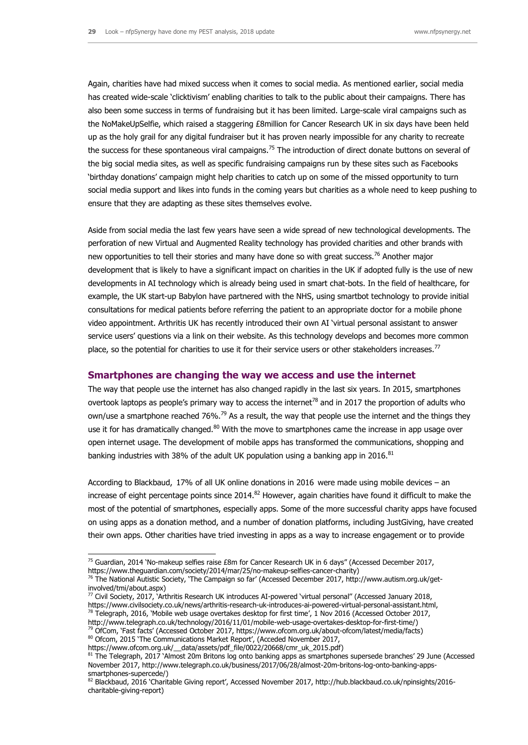Again, charities have had mixed success when it comes to social media. As mentioned earlier, social media has created wide-scale 'clicktivism' enabling charities to talk to the public about their campaigns. There has also been some success in terms of fundraising but it has been limited. Large-scale viral campaigns such as the NoMakeUpSelfie, which raised a staggering £8million for Cancer Research UK in six days have been held up as the holy grail for any digital fundraiser but it has proven nearly impossible for any charity to recreate the success for these spontaneous viral campaigns.[75] The introduction of direct donate buttons on several of the big social media sites, as well as specific fundraising campaigns run by these sites such as Facebooks 'birthday donations' campaign might help charities to catch up on some of the missed opportunity to turn social media support and likes into funds in the coming years but charities as a whole need to keep pushing to ensure that they are adapting as these sites themselves evolve.

Aside from social media the last few years have seen a wide spread of new technological developments. The perforation of new Virtual and Augmented Reality technology has provided charities and other brands with new opportunities to tell their stories and many have done so with great success.[76] Another major development that is likely to have a significant impact on charities in the UK if adopted fully is the use of new developments in AI technology which is already being used in smart chat-bots. In the field of healthcare, for example, the UK start-up Babylon have partnered with the NHS, using smartbot technology to provide initial consultations for medical patients before referring the patient to an appropriate doctor for a mobile phone video appointment. Arthritis UK has recently introduced their own AI 'virtual personal assistant to answer service users' questions via a link on their website. As this technology develops and becomes more common place, so the potential for charities to use it for their service users or other stakeholders increases.[77]

## Smartphones are changing the way we access and use the internet

The way that people use the internet has also changed rapidly in the last six years. In 2015, smartphones overtook laptops as people's primary way to access the internet[78] and in 2017 the proportion of adults who own/use a smartphone reached 76%.[79] As a result, the way that people use the internet and the things they use it for has dramatically changed.[80] With the move to smartphones came the increase in app usage over open internet usage. The development of mobile apps has transformed the communications, shopping and banking industries with 38% of the adult UK population using a banking app in 2016.[81]

According to Blackbaud, 17% of all UK online donations in 2016 were made using mobile devices – an increase of eight percentage points since 2014.[82] However, again charities have found it difficult to make the most of the potential of smartphones, especially apps. Some of the more successful charity apps have focused on using apps as a donation method, and a number of donation platforms, including JustGiving, have created their own apps. Other charities have tried investing in apps as a way to increase engagement or to provide

---

[75] Guardian, 2014 'No-makeup selfies raise £8m for Cancer Research UK in 6 days" (Accessed December 2017, https://www.theguardian.com/society/2014/mar/25/no-makeup-selfies-cancer-charity)

[76] The National Autistic Society, 'The Campaign so far' (Accessed December 2017, http://www.autism.org.uk/get-involved/tmi/about.aspx)

[77] Civil Society, 2017, 'Arthritis Research UK introduces AI-powered 'virtual personal" (Accessed January 2018, https://www.civilsociety.co.uk/news/arthritis-research-uk-introduces-ai-powered-virtual-personal-assistant.html,

[78] Telegraph, 2016, 'Mobile web usage overtakes desktop for first time', 1 Nov 2016 (Accessed October 2017, http://www.telegraph.co.uk/technology/2016/11/01/mobile-web-usage-overtakes-desktop-for-first-time/)

[79] OfCom, 'Fast facts' (Accessed October 2017, https://www.ofcom.org.uk/about-ofcom/latest/media/facts)

[80] Ofcom, 2015 'The Communications Market Report', (Acceded November 2017, https://www.ofcom.org.uk/__data/assets/pdf_file/0022/20668/cmr_uk_2015.pdf)

[81] The Telegraph, 2017 'Almost 20m Britons log onto banking apps as smartphones supersede branches' 29 June (Accessed November 2017, http://www.telegraph.co.uk/business/2017/06/28/almost-20m-britons-log-onto-banking-apps-smartphones-supercede/)

[82] Blackbaud, 2016 'Charitable Giving report', Accessed November 2017, http://hub.blackbaud.co.uk/npinsights/2016-charitable-giving-report)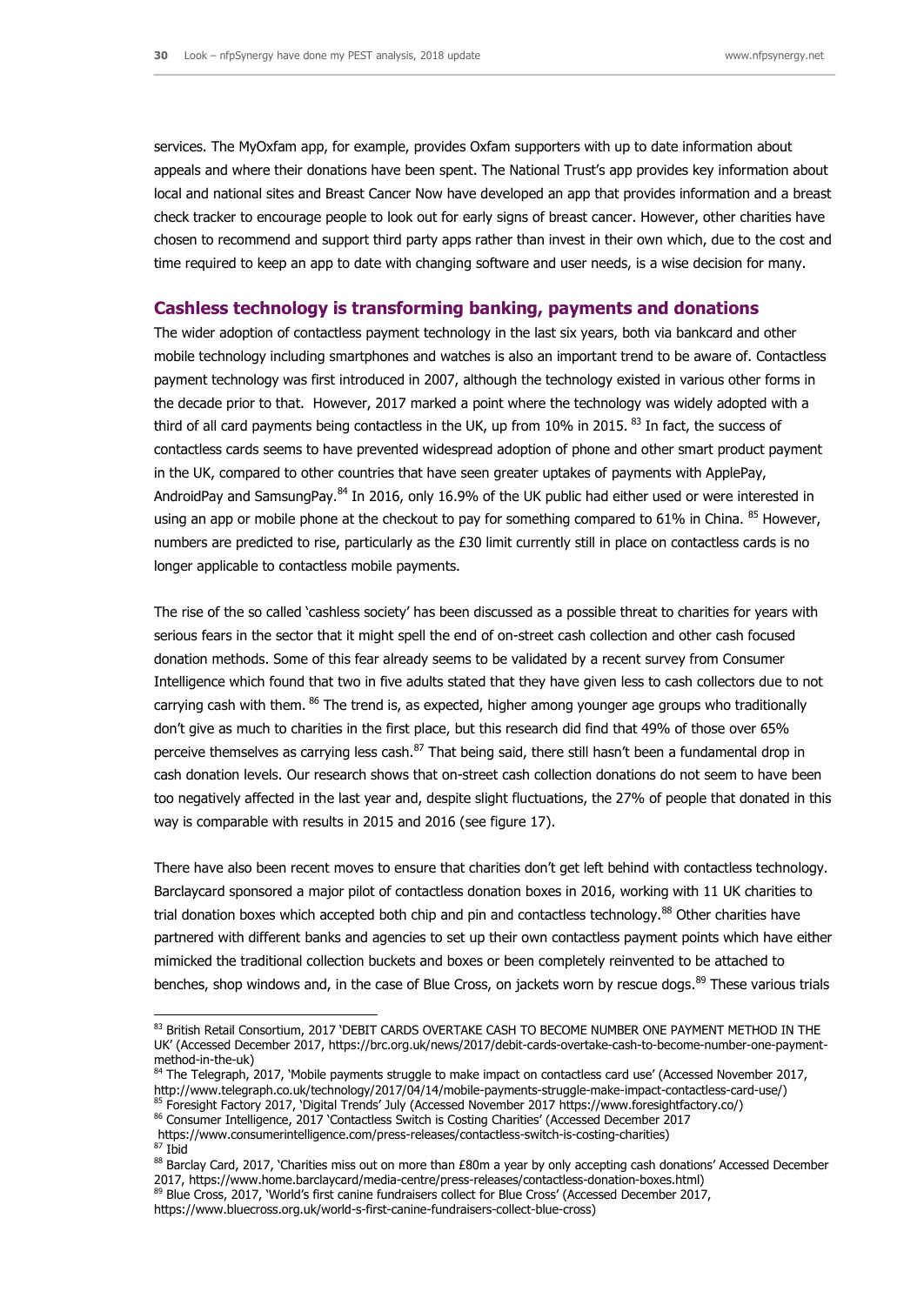services. The MyOxfam app, for example, provides Oxfam supporters with up to date information about appeals and where their donations have been spent. The National Trust's app provides key information about local and national sites and Breast Cancer Now have developed an app that provides information and a breast check tracker to encourage people to look out for early signs of breast cancer. However, other charities have chosen to recommend and support third party apps rather than invest in their own which, due to the cost and time required to keep an app to date with changing software and user needs, is a wise decision for many.

## Cashless technology is transforming banking, payments and donations

The wider adoption of contactless payment technology in the last six years, both via bankcard and other mobile technology including smartphones and watches is also an important trend to be aware of. Contactless payment technology was first introduced in 2007, although the technology existed in various other forms in the decade prior to that. However, 2017 marked a point where the technology was widely adopted with a third of all card payments being contactless in the UK, up from 10% in 2015. [83] In fact, the success of contactless cards seems to have prevented widespread adoption of phone and other smart product payment in the UK, compared to other countries that have seen greater uptakes of payments with ApplePay, AndroidPay and SamsungPay.[84] In 2016, only 16.9% of the UK public had either used or were interested in using an app or mobile phone at the checkout to pay for something compared to 61% in China. [85] However, numbers are predicted to rise, particularly as the £30 limit currently still in place on contactless cards is no longer applicable to contactless mobile payments.

The rise of the so called 'cashless society' has been discussed as a possible threat to charities for years with serious fears in the sector that it might spell the end of on-street cash collection and other cash focused donation methods. Some of this fear already seems to be validated by a recent survey from Consumer Intelligence which found that two in five adults stated that they have given less to cash collectors due to not carrying cash with them. [86] The trend is, as expected, higher among younger age groups who traditionally don't give as much to charities in the first place, but this research did find that 49% of those over 65% perceive themselves as carrying less cash.[87] That being said, there still hasn't been a fundamental drop in cash donation levels. Our research shows that on-street cash collection donations do not seem to have been too negatively affected in the last year and, despite slight fluctuations, the 27% of people that donated in this way is comparable with results in 2015 and 2016 (see figure 17).

There have also been recent moves to ensure that charities don't get left behind with contactless technology. Barclaycard sponsored a major pilot of contactless donation boxes in 2016, working with 11 UK charities to trial donation boxes which accepted both chip and pin and contactless technology.[88] Other charities have partnered with different banks and agencies to set up their own contactless payment points which have either mimicked the traditional collection buckets and boxes or been completely reinvented to be attached to benches, shop windows and, in the case of Blue Cross, on jackets worn by rescue dogs.[89] These various trials

---

[83] British Retail Consortium, 2017 'DEBIT CARDS OVERTAKE CASH TO BECOME NUMBER ONE PAYMENT METHOD IN THE UK' (Accessed December 2017, https://brc.org.uk/news/2017/debit-cards-overtake-cash-to-become-number-one-payment-method-in-the-uk)

[84] The Telegraph, 2017, 'Mobile payments struggle to make impact on contactless card use' (Accessed November 2017, http://www.telegraph.co.uk/technology/2017/04/14/mobile-payments-struggle-make-impact-contactless-card-use/)

[85] Foresight Factory 2017, 'Digital Trends' July (Accessed November 2017 https://www.foresightfactory.co/)

[86] Consumer Intelligence, 2017 'Contactless Switch is Costing Charities' (Accessed December 2017 https://www.consumerintelligence.com/press-releases/contactless-switch-is-costing-charities)

[87] Ibid

[88] Barclay Card, 2017, 'Charities miss out on more than £80m a year by only accepting cash donations' Accessed December 2017, https://www.home.barclaycard/media-centre/press-releases/contactless-donation-boxes.html)

[89] Blue Cross, 2017, 'World's first canine fundraisers collect for Blue Cross' (Accessed December 2017, https://www.bluecross.org.uk/world-s-first-canine-fundraisers-collect-blue-cross)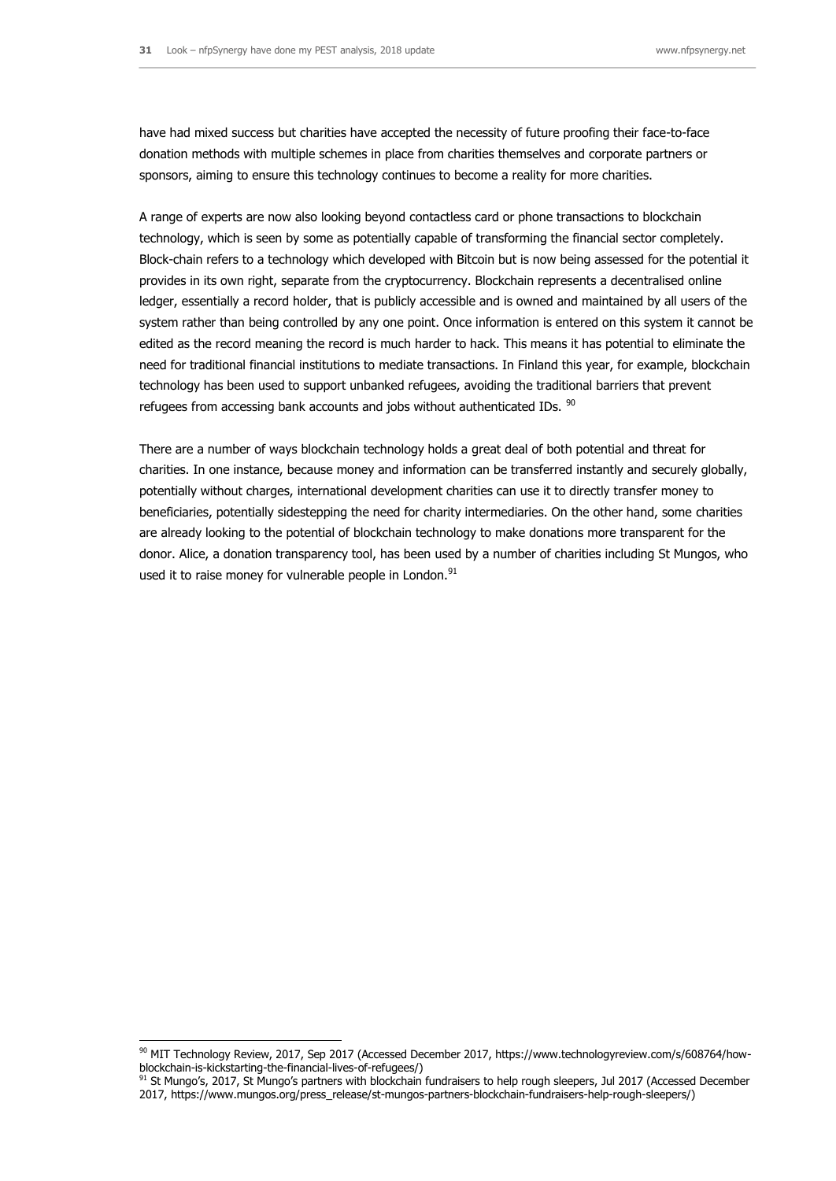have had mixed success but charities have accepted the necessity of future proofing their face-to-face donation methods with multiple schemes in place from charities themselves and corporate partners or sponsors, aiming to ensure this technology continues to become a reality for more charities.

A range of experts are now also looking beyond contactless card or phone transactions to blockchain technology, which is seen by some as potentially capable of transforming the financial sector completely. Block-chain refers to a technology which developed with Bitcoin but is now being assessed for the potential it provides in its own right, separate from the cryptocurrency. Blockchain represents a decentralised online ledger, essentially a record holder, that is publicly accessible and is owned and maintained by all users of the system rather than being controlled by any one point. Once information is entered on this system it cannot be edited as the record meaning the record is much harder to hack. This means it has potential to eliminate the need for traditional financial institutions to mediate transactions. In Finland this year, for example, blockchain technology has been used to support unbanked refugees, avoiding the traditional barriers that prevent refugees from accessing bank accounts and jobs without authenticated IDs. [90]

There are a number of ways blockchain technology holds a great deal of both potential and threat for charities. In one instance, because money and information can be transferred instantly and securely globally, potentially without charges, international development charities can use it to directly transfer money to beneficiaries, potentially sidestepping the need for charity intermediaries. On the other hand, some charities are already looking to the potential of blockchain technology to make donations more transparent for the donor. Alice, a donation transparency tool, has been used by a number of charities including St Mungos, who used it to raise money for vulnerable people in London.[91]

---

[90] MIT Technology Review, 2017, Sep 2017 (Accessed December 2017, https://www.technologyreview.com/s/608764/how-blockchain-is-kickstarting-the-financial-lives-of-refugees/)

[91] St Mungo's, 2017, St Mungo's partners with blockchain fundraisers to help rough sleepers, Jul 2017 (Accessed December 2017, https://www.mungos.org/press_release/st-mungos-partners-blockchain-fundraisers-help-rough-sleepers/)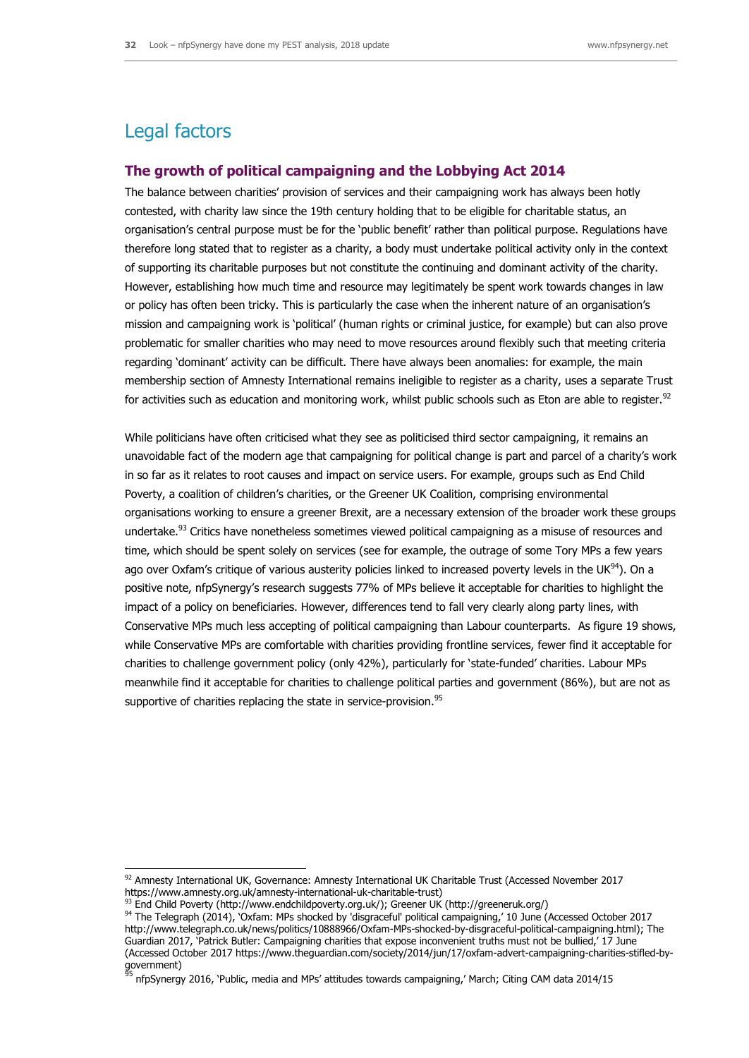# Legal factors

## The growth of political campaigning and the Lobbying Act 2014

The balance between charities' provision of services and their campaigning work has always been hotly contested, with charity law since the 19th century holding that to be eligible for charitable status, an organisation's central purpose must be for the 'public benefit' rather than political purpose. Regulations have therefore long stated that to register as a charity, a body must undertake political activity only in the context of supporting its charitable purposes but not constitute the continuing and dominant activity of the charity. However, establishing how much time and resource may legitimately be spent work towards changes in law or policy has often been tricky. This is particularly the case when the inherent nature of an organisation's mission and campaigning work is 'political' (human rights or criminal justice, for example) but can also prove problematic for smaller charities who may need to move resources around flexibly such that meeting criteria regarding 'dominant' activity can be difficult. There have always been anomalies: for example, the main membership section of Amnesty International remains ineligible to register as a charity, uses a separate Trust for activities such as education and monitoring work, whilst public schools such as Eton are able to register.[92]

While politicians have often criticised what they see as politicised third sector campaigning, it remains an unavoidable fact of the modern age that campaigning for political change is part and parcel of a charity's work in so far as it relates to root causes and impact on service users. For example, groups such as End Child Poverty, a coalition of children's charities, or the Greener UK Coalition, comprising environmental organisations working to ensure a greener Brexit, are a necessary extension of the broader work these groups undertake.[93] Critics have nonetheless sometimes viewed political campaigning as a misuse of resources and time, which should be spent solely on services (see for example, the outrage of some Tory MPs a few years ago over Oxfam's critique of various austerity policies linked to increased poverty levels in the UK[94]). On a positive note, nfpSynergy's research suggests 77% of MPs believe it acceptable for charities to highlight the impact of a policy on beneficiaries. However, differences tend to fall very clearly along party lines, with Conservative MPs much less accepting of political campaigning than Labour counterparts. As figure 19 shows, while Conservative MPs are comfortable with charities providing frontline services, fewer find it acceptable for charities to challenge government policy (only 42%), particularly for 'state-funded' charities. Labour MPs meanwhile find it acceptable for charities to challenge political parties and government (86%), but are not as supportive of charities replacing the state in service-provision.[95]

---

[92] Amnesty International UK, Governance: Amnesty International UK Charitable Trust (Accessed November 2017 https://www.amnesty.org.uk/amnesty-international-uk-charitable-trust)

[93] End Child Poverty (http://www.endchildpoverty.org.uk/); Greener UK (http://greeneruk.org/)

[94] The Telegraph (2014), 'Oxfam: MPs shocked by 'disgraceful' political campaigning,' 10 June (Accessed October 2017 http://www.telegraph.co.uk/news/politics/10888966/Oxfam-MPs-shocked-by-disgraceful-political-campaigning.html); The Guardian 2017, 'Patrick Butler: Campaigning charities that expose inconvenient truths must not be bullied,' 17 June (Accessed October 2017 https://www.theguardian.com/society/2014/jun/17/oxfam-advert-campaigning-charities-stifled-by-government)

[95] nfpSynergy 2016, 'Public, media and MPs' attitudes towards campaigning,' March; Citing CAM data 2014/15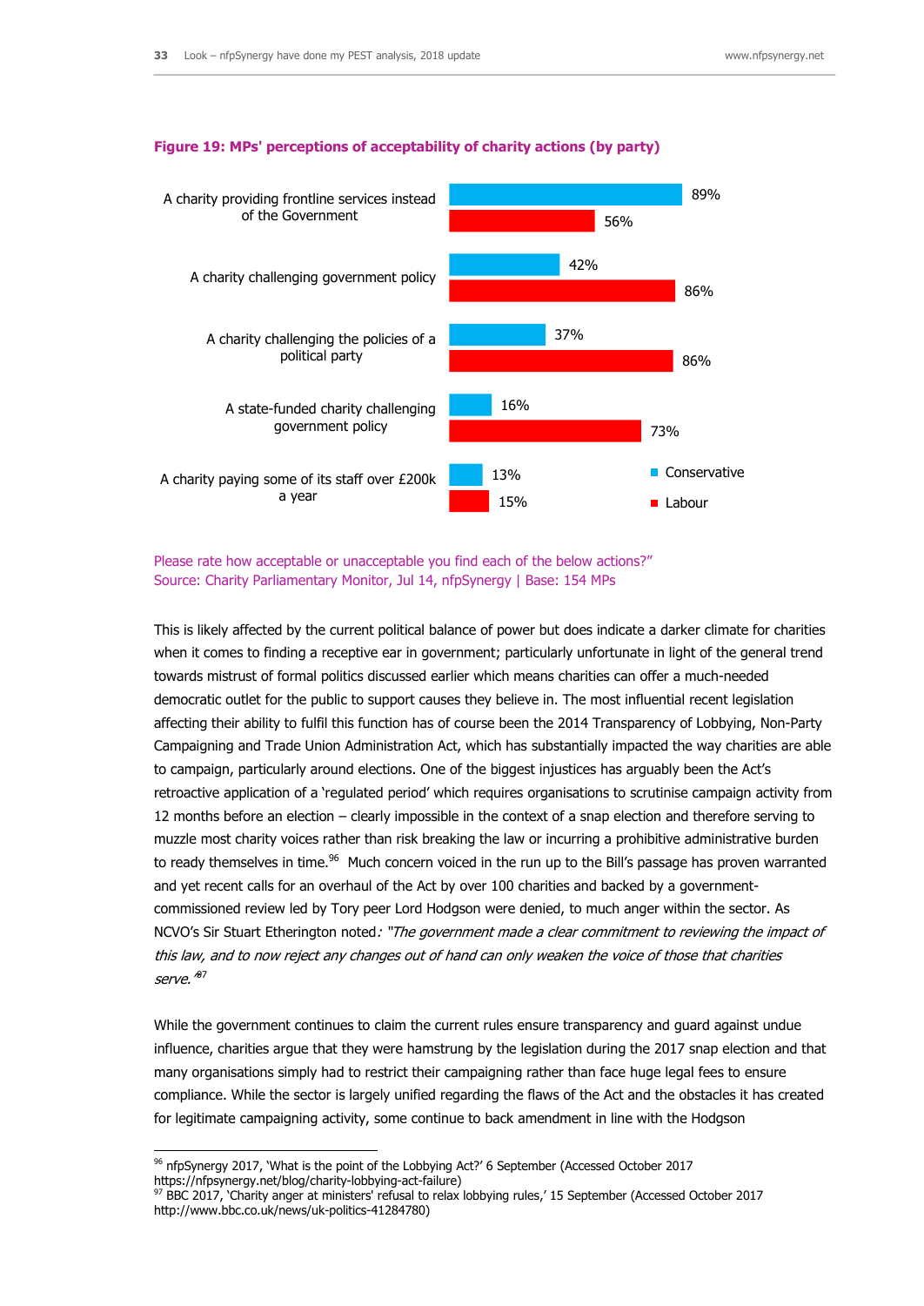**Figure 19: MPs' perceptions of acceptability of charity actions (by party)**

| | Conservative | Labour |
|---|---|---|
| A charity providing frontline services instead of the Government | 89% | 56% |
| A charity challenging government policy | 42% | 86% |
| A charity challenging the policies of a political party | 37% | 86% |
| A state-funded charity challenging government policy | 16% | 73% |
| A charity paying some of its staff over £200k a year | 13% | 15% |

Please rate how acceptable or unacceptable you find each of the below actions?"
Source: Charity Parliamentary Monitor, Jul 14, nfpSynergy | Base: 154 MPs

This is likely affected by the current political balance of power but does indicate a darker climate for charities when it comes to finding a receptive ear in government; particularly unfortunate in light of the general trend towards mistrust of formal politics discussed earlier which means charities can offer a much-needed democratic outlet for the public to support causes they believe in. The most influential recent legislation affecting their ability to fulfil this function has of course been the 2014 Transparency of Lobbying, Non-Party Campaigning and Trade Union Administration Act, which has substantially impacted the way charities are able to campaign, particularly around elections. One of the biggest injustices has arguably been the Act's retroactive application of a 'regulated period' which requires organisations to scrutinise campaign activity from 12 months before an election – clearly impossible in the context of a snap election and therefore serving to muzzle most charity voices rather than risk breaking the law or incurring a prohibitive administrative burden to ready themselves in time.[96] Much concern voiced in the run up to the Bill's passage has proven warranted and yet recent calls for an overhaul of the Act by over 100 charities and backed by a government-commissioned review led by Tory peer Lord Hodgson were denied, to much anger within the sector. As NCVO's Sir Stuart Etherington noted*: "The government made a clear commitment to reviewing the impact of this law, and to now reject any changes out of hand can only weaken the voice of those that charities serve."*[97]

While the government continues to claim the current rules ensure transparency and guard against undue influence, charities argue that they were hamstrung by the legislation during the 2017 snap election and that many organisations simply had to restrict their campaigning rather than face huge legal fees to ensure compliance. While the sector is largely unified regarding the flaws of the Act and the obstacles it has created for legitimate campaigning activity, some continue to back amendment in line with the Hodgson

[96] nfpSynergy 2017, 'What is the point of the Lobbying Act?' 6 September (Accessed October 2017 https://nfpsynergy.net/blog/charity-lobbying-act-failure)
[97] BBC 2017, 'Charity anger at ministers' refusal to relax lobbying rules,' 15 September (Accessed October 2017 http://www.bbc.co.uk/news/uk-politics-41284780)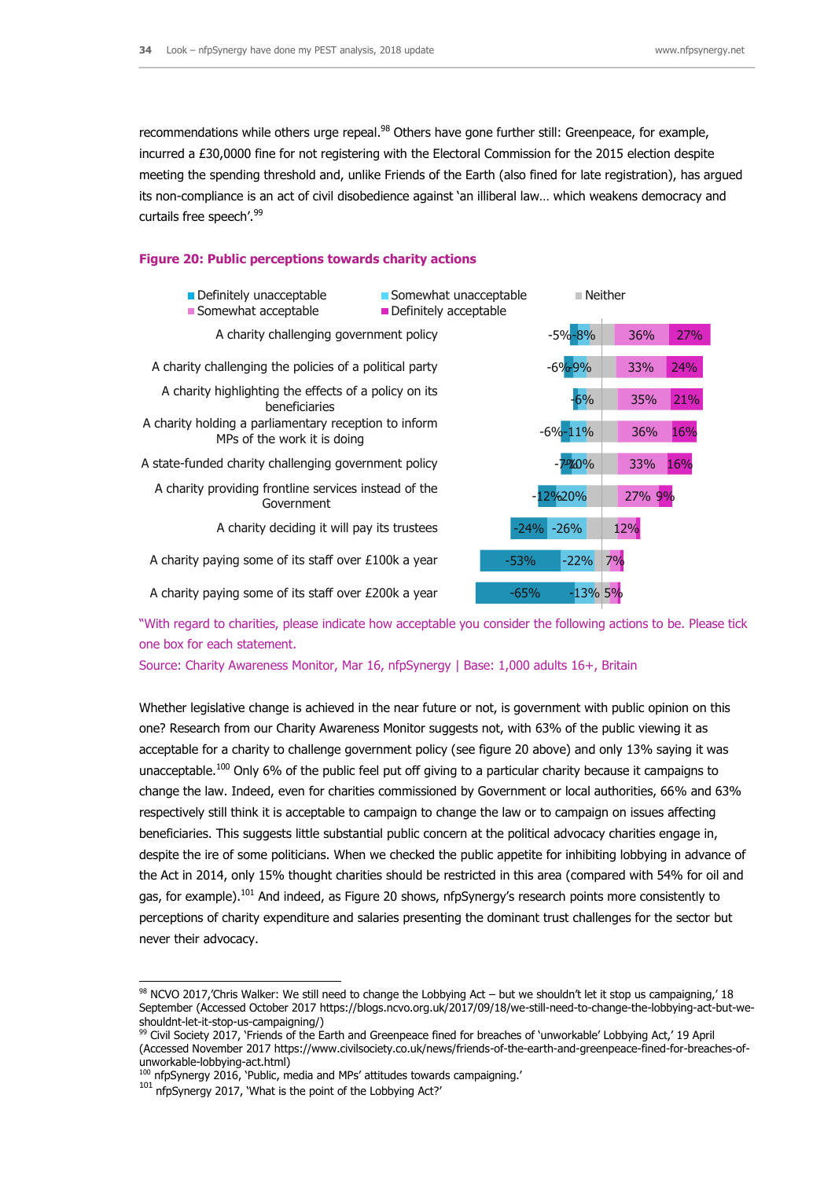recommendations while others urge repeal.[98] Others have gone further still: Greenpeace, for example, incurred a £30,0000 fine for not registering with the Electoral Commission for the 2015 election despite meeting the spending threshold and, unlike Friends of the Earth (also fined for late registration), has argued its non-compliance is an act of civil disobedience against 'an illiberal law… which weakens democracy and curtails free speech'.[99]

**Figure 20: Public perceptions towards charity actions**

| Statement | Definitely unacceptable | Somewhat unacceptable | Somewhat acceptable | Definitely acceptable |
|---|---|---|---|---|
| A charity challenging government policy | -5% | -8% | 36% | 27% |
| A charity challenging the policies of a political party | -6% | -9% | 33% | 24% |
| A charity highlighting the effects of a policy on its beneficiaries | | -6% | 35% | 21% |
| A charity holding a parliamentary reception to inform MPs of the work it is doing | -6% | -11% | 36% | 16% |
| A state-funded charity challenging government policy | -7% | -10% | 33% | 16% |
| A charity providing frontline services instead of the Government | -12% | -20% | 27% | 9% |
| A charity deciding it will pay its trustees | -24% | -26% | 12% | |
| A charity paying some of its staff over £100k a year | -53% | -22% | 7% | |
| A charity paying some of its staff over £200k a year | -65% | -13% | 5% | |

"With regard to charities, please indicate how acceptable you consider the following actions to be. Please tick one box for each statement.

Source: Charity Awareness Monitor, Mar 16, nfpSynergy | Base: 1,000 adults 16+, Britain

Whether legislative change is achieved in the near future or not, is government with public opinion on this one? Research from our Charity Awareness Monitor suggests not, with 63% of the public viewing it as acceptable for a charity to challenge government policy (see figure 20 above) and only 13% saying it was unacceptable.[100] Only 6% of the public feel put off giving to a particular charity because it campaigns to change the law. Indeed, even for charities commissioned by Government or local authorities, 66% and 63% respectively still think it is acceptable to campaign to change the law or to campaign on issues affecting beneficiaries. This suggests little substantial public concern at the political advocacy charities engage in, despite the ire of some politicians. When we checked the public appetite for inhibiting lobbying in advance of the Act in 2014, only 15% thought charities should be restricted in this area (compared with 54% for oil and gas, for example).[101] And indeed, as Figure 20 shows, nfpSynergy's research points more consistently to perceptions of charity expenditure and salaries presenting the dominant trust challenges for the sector but never their advocacy.

---

[98] NCVO 2017,'Chris Walker: We still need to change the Lobbying Act – but we shouldn't let it stop us campaigning,' 18 September (Accessed October 2017 https://blogs.ncvo.org.uk/2017/09/18/we-still-need-to-change-the-lobbying-act-but-we-shouldnt-let-it-stop-us-campaigning/)

[99] Civil Society 2017, 'Friends of the Earth and Greenpeace fined for breaches of 'unworkable' Lobbying Act,' 19 April (Accessed November 2017 https://www.civilsociety.co.uk/news/friends-of-the-earth-and-greenpeace-fined-for-breaches-of-unworkable-lobbying-act.html)

[100] nfpSynergy 2016, 'Public, media and MPs' attitudes towards campaigning.'

[101] nfpSynergy 2017, 'What is the point of the Lobbying Act?'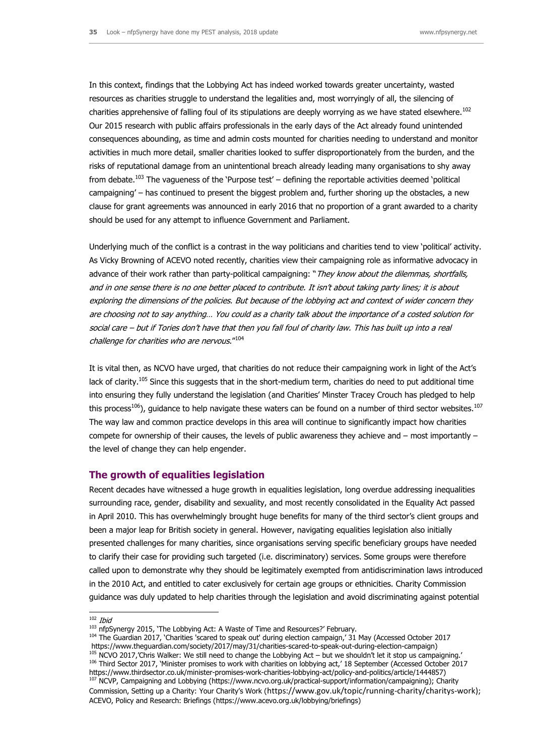In this context, findings that the Lobbying Act has indeed worked towards greater uncertainty, wasted resources as charities struggle to understand the legalities and, most worryingly of all, the silencing of charities apprehensive of falling foul of its stipulations are deeply worrying as we have stated elsewhere.[102] Our 2015 research with public affairs professionals in the early days of the Act already found unintended consequences abounding, as time and admin costs mounted for charities needing to understand and monitor activities in much more detail, smaller charities looked to suffer disproportionately from the burden, and the risks of reputational damage from an unintentional breach already leading many organisations to shy away from debate.[103] The vagueness of the 'Purpose test' – defining the reportable activities deemed 'political campaigning' – has continued to present the biggest problem and, further shoring up the obstacles, a new clause for grant agreements was announced in early 2016 that no proportion of a grant awarded to a charity should be used for any attempt to influence Government and Parliament.

Underlying much of the conflict is a contrast in the way politicians and charities tend to view 'political' activity. As Vicky Browning of ACEVO noted recently, charities view their campaigning role as informative advocacy in advance of their work rather than party-political campaigning: "*They know about the dilemmas, shortfalls, and in one sense there is no one better placed to contribute. It isn't about taking party lines; it is about exploring the dimensions of the policies. But because of the lobbying act and context of wider concern they are choosing not to say anything… You could as a charity talk about the importance of a costed solution for social care – but if Tories don't have that then you fall foul of charity law. This has built up into a real challenge for charities who are nervous.*"[104]

It is vital then, as NCVO have urged, that charities do not reduce their campaigning work in light of the Act's lack of clarity.[105] Since this suggests that in the short-medium term, charities do need to put additional time into ensuring they fully understand the legislation (and Charities' Minster Tracey Crouch has pledged to help this process[106]), guidance to help navigate these waters can be found on a number of third sector websites.[107] The way law and common practice develops in this area will continue to significantly impact how charities compete for ownership of their causes, the levels of public awareness they achieve and – most importantly – the level of change they can help engender.

## The growth of equalities legislation

Recent decades have witnessed a huge growth in equalities legislation, long overdue addressing inequalities surrounding race, gender, disability and sexuality, and most recently consolidated in the Equality Act passed in April 2010. This has overwhelmingly brought huge benefits for many of the third sector's client groups and been a major leap for British society in general. However, navigating equalities legislation also initially presented challenges for many charities, since organisations serving specific beneficiary groups have needed to clarify their case for providing such targeted (i.e. discriminatory) services. Some groups were therefore called upon to demonstrate why they should be legitimately exempted from antidiscrimination laws introduced in the 2010 Act, and entitled to cater exclusively for certain age groups or ethnicities. Charity Commission guidance was duly updated to help charities through the legislation and avoid discriminating against potential

---

[102] *Ibid*

[103] nfpSynergy 2015, 'The Lobbying Act: A Waste of Time and Resources?' February.

[104] The Guardian 2017, 'Charities 'scared to speak out' during election campaign,' 31 May (Accessed October 2017 https://www.theguardian.com/society/2017/may/31/charities-scared-to-speak-out-during-election-campaign)

[105] NCVO 2017,'Chris Walker: We still need to change the Lobbying Act – but we shouldn't let it stop us campaigning.'

[106] Third Sector 2017, 'Minister promises to work with charities on lobbying act,' 18 September (Accessed October 2017 https://www.thirdsector.co.uk/minister-promises-work-charities-lobbying-act/policy-and-politics/article/1444857)

[107] NCVP, Campaigning and Lobbying (https://www.ncvo.org.uk/practical-support/information/campaigning); Charity Commission, Setting up a Charity: Your Charity's Work (https://www.gov.uk/topic/running-charity/charitys-work); ACEVO, Policy and Research: Briefings (https://www.acevo.org.uk/lobbying/briefings)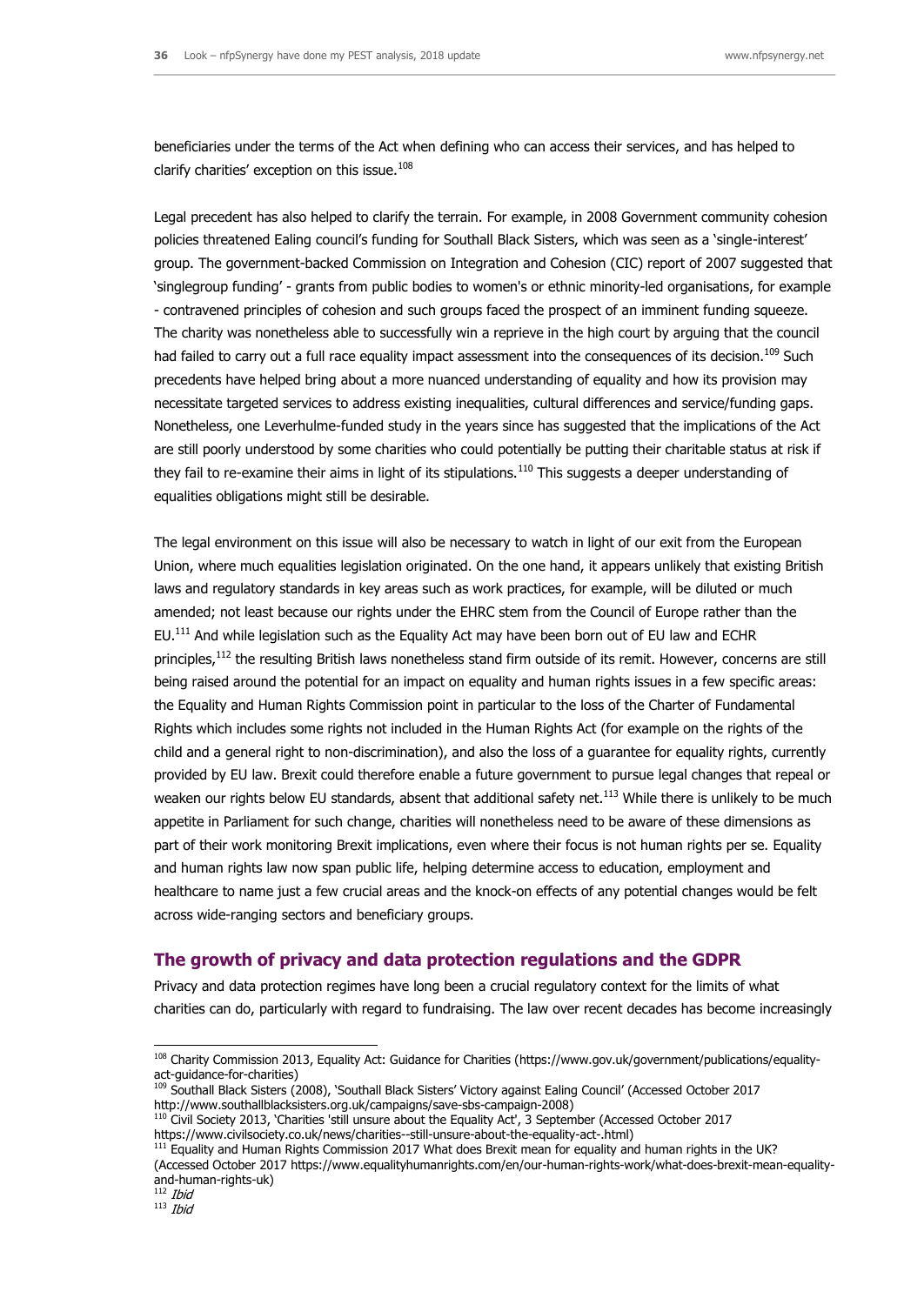beneficiaries under the terms of the Act when defining who can access their services, and has helped to clarify charities' exception on this issue.[108]

Legal precedent has also helped to clarify the terrain. For example, in 2008 Government community cohesion policies threatened Ealing council's funding for Southall Black Sisters, which was seen as a 'single-interest' group. The government-backed Commission on Integration and Cohesion (CIC) report of 2007 suggested that 'singlegroup funding' - grants from public bodies to women's or ethnic minority-led organisations, for example - contravened principles of cohesion and such groups faced the prospect of an imminent funding squeeze. The charity was nonetheless able to successfully win a reprieve in the high court by arguing that the council had failed to carry out a full race equality impact assessment into the consequences of its decision.[109] Such precedents have helped bring about a more nuanced understanding of equality and how its provision may necessitate targeted services to address existing inequalities, cultural differences and service/funding gaps. Nonetheless, one Leverhulme-funded study in the years since has suggested that the implications of the Act are still poorly understood by some charities who could potentially be putting their charitable status at risk if they fail to re-examine their aims in light of its stipulations.[110] This suggests a deeper understanding of equalities obligations might still be desirable.

The legal environment on this issue will also be necessary to watch in light of our exit from the European Union, where much equalities legislation originated. On the one hand, it appears unlikely that existing British laws and regulatory standards in key areas such as work practices, for example, will be diluted or much amended; not least because our rights under the EHRC stem from the Council of Europe rather than the EU.[111] And while legislation such as the Equality Act may have been born out of EU law and ECHR principles,[112] the resulting British laws nonetheless stand firm outside of its remit. However, concerns are still being raised around the potential for an impact on equality and human rights issues in a few specific areas: the Equality and Human Rights Commission point in particular to the loss of the Charter of Fundamental Rights which includes some rights not included in the Human Rights Act (for example on the rights of the child and a general right to non-discrimination), and also the loss of a guarantee for equality rights, currently provided by EU law. Brexit could therefore enable a future government to pursue legal changes that repeal or weaken our rights below EU standards, absent that additional safety net.[113] While there is unlikely to be much appetite in Parliament for such change, charities will nonetheless need to be aware of these dimensions as part of their work monitoring Brexit implications, even where their focus is not human rights per se. Equality and human rights law now span public life, helping determine access to education, employment and healthcare to name just a few crucial areas and the knock-on effects of any potential changes would be felt across wide-ranging sectors and beneficiary groups.

## The growth of privacy and data protection regulations and the GDPR

Privacy and data protection regimes have long been a crucial regulatory context for the limits of what charities can do, particularly with regard to fundraising. The law over recent decades has become increasingly

---

[108] Charity Commission 2013, Equality Act: Guidance for Charities (https://www.gov.uk/government/publications/equality-act-guidance-for-charities)

[109] Southall Black Sisters (2008), 'Southall Black Sisters' Victory against Ealing Council' (Accessed October 2017 http://www.southallblacksisters.org.uk/campaigns/save-sbs-campaign-2008)

[110] Civil Society 2013, 'Charities 'still unsure about the Equality Act', 3 September (Accessed October 2017 https://www.civilsociety.co.uk/news/charities--still-unsure-about-the-equality-act-.html)

[111] Equality and Human Rights Commission 2017 What does Brexit mean for equality and human rights in the UK? (Accessed October 2017 https://www.equalityhumanrights.com/en/our-human-rights-work/what-does-brexit-mean-equality-and-human-rights-uk)

[112] *Ibid*

[113] *Ibid*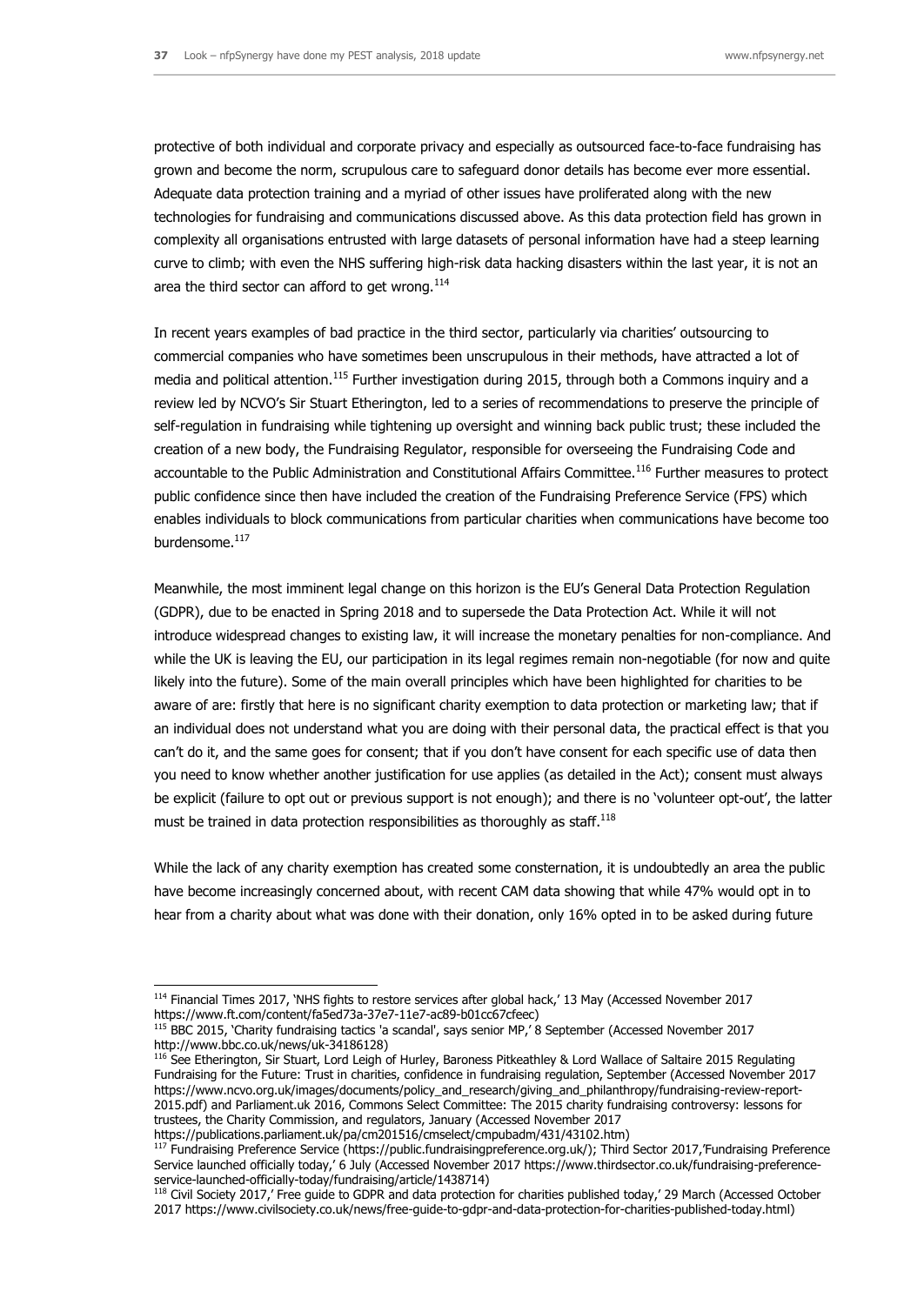protective of both individual and corporate privacy and especially as outsourced face-to-face fundraising has grown and become the norm, scrupulous care to safeguard donor details has become ever more essential. Adequate data protection training and a myriad of other issues have proliferated along with the new technologies for fundraising and communications discussed above. As this data protection field has grown in complexity all organisations entrusted with large datasets of personal information have had a steep learning curve to climb; with even the NHS suffering high-risk data hacking disasters within the last year, it is not an area the third sector can afford to get wrong.[114]

In recent years examples of bad practice in the third sector, particularly via charities' outsourcing to commercial companies who have sometimes been unscrupulous in their methods, have attracted a lot of media and political attention.[115] Further investigation during 2015, through both a Commons inquiry and a review led by NCVO's Sir Stuart Etherington, led to a series of recommendations to preserve the principle of self-regulation in fundraising while tightening up oversight and winning back public trust; these included the creation of a new body, the Fundraising Regulator, responsible for overseeing the Fundraising Code and accountable to the Public Administration and Constitutional Affairs Committee.[116] Further measures to protect public confidence since then have included the creation of the Fundraising Preference Service (FPS) which enables individuals to block communications from particular charities when communications have become too burdensome.[117]

Meanwhile, the most imminent legal change on this horizon is the EU's General Data Protection Regulation (GDPR), due to be enacted in Spring 2018 and to supersede the Data Protection Act. While it will not introduce widespread changes to existing law, it will increase the monetary penalties for non-compliance. And while the UK is leaving the EU, our participation in its legal regimes remain non-negotiable (for now and quite likely into the future). Some of the main overall principles which have been highlighted for charities to be aware of are: firstly that here is no significant charity exemption to data protection or marketing law; that if an individual does not understand what you are doing with their personal data, the practical effect is that you can't do it, and the same goes for consent; that if you don't have consent for each specific use of data then you need to know whether another justification for use applies (as detailed in the Act); consent must always be explicit (failure to opt out or previous support is not enough); and there is no 'volunteer opt-out', the latter must be trained in data protection responsibilities as thoroughly as staff.[118]

While the lack of any charity exemption has created some consternation, it is undoubtedly an area the public have become increasingly concerned about, with recent CAM data showing that while 47% would opt in to hear from a charity about what was done with their donation, only 16% opted in to be asked during future

---

[114] Financial Times 2017, 'NHS fights to restore services after global hack,' 13 May (Accessed November 2017 https://www.ft.com/content/fa5ed73a-37e7-11e7-ac89-b01cc67cfeec)

[115] BBC 2015, 'Charity fundraising tactics 'a scandal', says senior MP,' 8 September (Accessed November 2017 http://www.bbc.co.uk/news/uk-34186128)

[116] See Etherington, Sir Stuart, Lord Leigh of Hurley, Baroness Pitkeathley & Lord Wallace of Saltaire 2015 Regulating Fundraising for the Future: Trust in charities, confidence in fundraising regulation, September (Accessed November 2017 https://www.ncvo.org.uk/images/documents/policy_and_research/giving_and_philanthropy/fundraising-review-report-2015.pdf) and Parliament.uk 2016, Commons Select Committee: The 2015 charity fundraising controversy: lessons for trustees, the Charity Commission, and regulators, January (Accessed November 2017 https://publications.parliament.uk/pa/cm201516/cmselect/cmpubadm/431/43102.htm)

[117] Fundraising Preference Service (https://public.fundraisingpreference.org.uk/); Third Sector 2017,'Fundraising Preference Service launched officially today,' 6 July (Accessed November 2017 https://www.thirdsector.co.uk/fundraising-preference-service-launched-officially-today/fundraising/article/1438714)

[118] Civil Society 2017,' Free guide to GDPR and data protection for charities published today,' 29 March (Accessed October 2017 https://www.civilsociety.co.uk/news/free-guide-to-gdpr-and-data-protection-for-charities-published-today.html)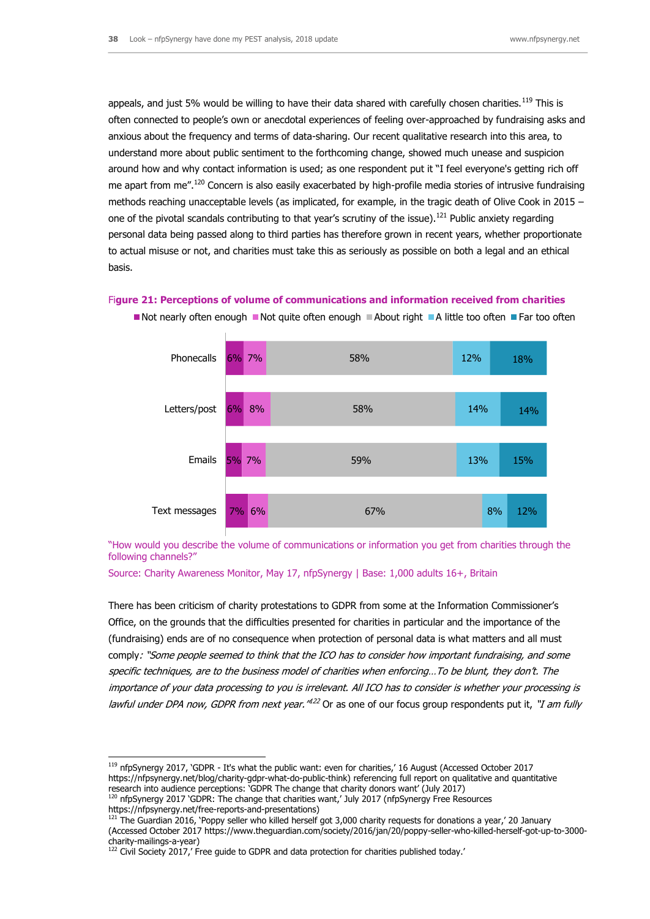appeals, and just 5% would be willing to have their data shared with carefully chosen charities.[119] This is often connected to people's own or anecdotal experiences of feeling over-approached by fundraising asks and anxious about the frequency and terms of data-sharing. Our recent qualitative research into this area, to understand more about public sentiment to the forthcoming change, showed much unease and suspicion around how and why contact information is used; as one respondent put it "I feel everyone's getting rich off me apart from me".[120] Concern is also easily exacerbated by high-profile media stories of intrusive fundraising methods reaching unacceptable levels (as implicated, for example, in the tragic death of Olive Cook in 2015 – one of the pivotal scandals contributing to that year's scrutiny of the issue).[121] Public anxiety regarding personal data being passed along to third parties has therefore grown in recent years, whether proportionate to actual misuse or not, and charities must take this as seriously as possible on both a legal and an ethical basis.

**Figure 21: Perceptions of volume of communications and information received from charities**

| | Not nearly often enough | Not quite often enough | About right | A little too often | Far too often |
|---|---|---|---|---|---|
| Phonecalls | 6% | 7% | 58% | 12% | 18% |
| Letters/post | 6% | 8% | 58% | 14% | 14% |
| Emails | 5% | 7% | 59% | 13% | 15% |
| Text messages | 7% | 6% | 67% | 8% | 12% |

"How would you describe the volume of communications or information you get from charities through the following channels?"

Source: Charity Awareness Monitor, May 17, nfpSynergy | Base: 1,000 adults 16+, Britain

There has been criticism of charity protestations to GDPR from some at the Information Commissioner's Office, on the grounds that the difficulties presented for charities in particular and the importance of the (fundraising) ends are of no consequence when protection of personal data is what matters and all must comply: *"Some people seemed to think that the ICO has to consider how important fundraising, and some specific techniques, are to the business model of charities when enforcing…To be blunt, they don't. The importance of your data processing to you is irrelevant. All ICO has to consider is whether your processing is lawful under DPA now, GDPR from next year."*[122] Or as one of our focus group respondents put it, *"I am fully*

---

[119] nfpSynergy 2017, 'GDPR - It's what the public want: even for charities,' 16 August (Accessed October 2017 https://nfpsynergy.net/blog/charity-gdpr-what-do-public-think) referencing full report on qualitative and quantitative research into audience perceptions: 'GDPR The change that charity donors want' (July 2017)

[120] nfpSynergy 2017 'GDPR: The change that charities want,' July 2017 (nfpSynergy Free Resources https://nfpsynergy.net/free-reports-and-presentations)

[121] The Guardian 2016, 'Poppy seller who killed herself got 3,000 charity requests for donations a year,' 20 January (Accessed October 2017 https://www.theguardian.com/society/2016/jan/20/poppy-seller-who-killed-herself-got-up-to-3000-charity-mailings-a-year)

[122] Civil Society 2017,' Free guide to GDPR and data protection for charities published today.'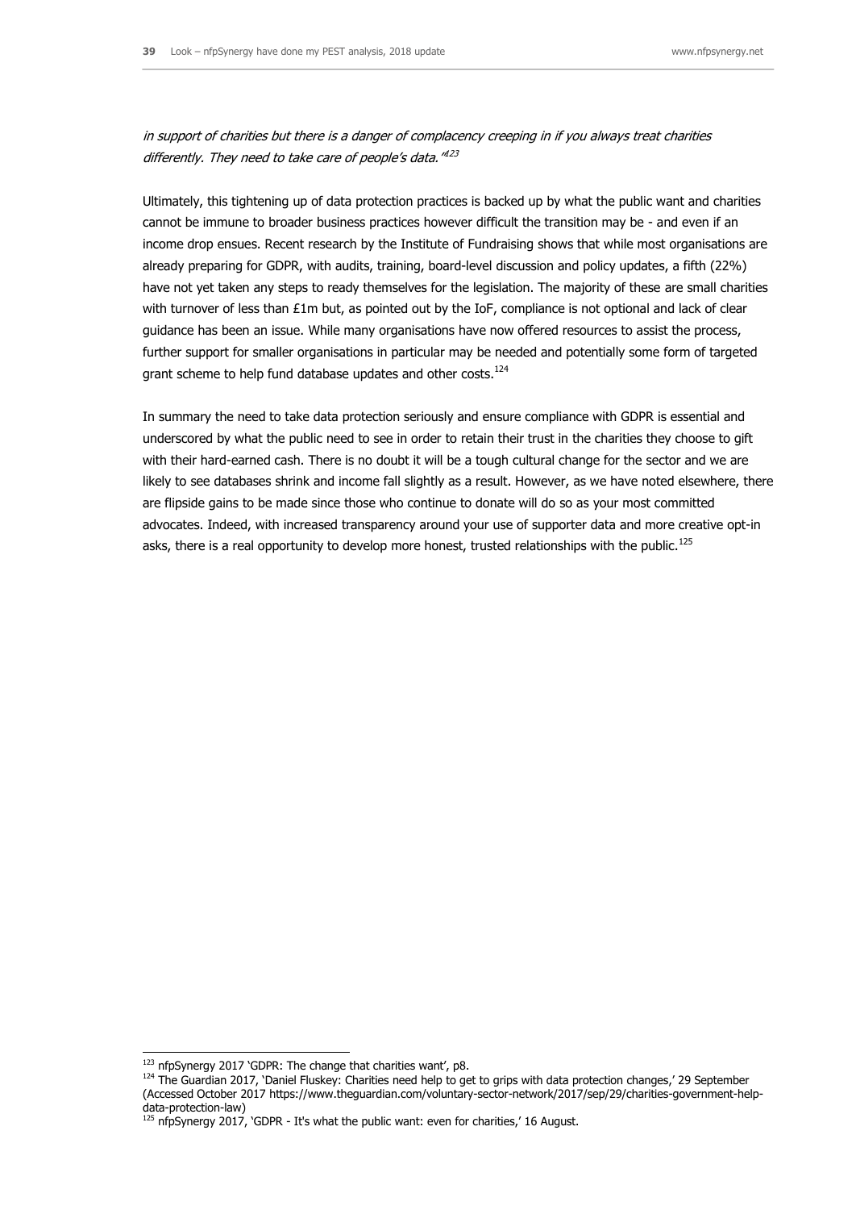*in support of charities but there is a danger of complacency creeping in if you always treat charities differently. They need to take care of people's data."*[123]

Ultimately, this tightening up of data protection practices is backed up by what the public want and charities cannot be immune to broader business practices however difficult the transition may be - and even if an income drop ensues. Recent research by the Institute of Fundraising shows that while most organisations are already preparing for GDPR, with audits, training, board-level discussion and policy updates, a fifth (22%) have not yet taken any steps to ready themselves for the legislation. The majority of these are small charities with turnover of less than £1m but, as pointed out by the IoF, compliance is not optional and lack of clear guidance has been an issue. While many organisations have now offered resources to assist the process, further support for smaller organisations in particular may be needed and potentially some form of targeted grant scheme to help fund database updates and other costs.[124]

In summary the need to take data protection seriously and ensure compliance with GDPR is essential and underscored by what the public need to see in order to retain their trust in the charities they choose to gift with their hard-earned cash. There is no doubt it will be a tough cultural change for the sector and we are likely to see databases shrink and income fall slightly as a result. However, as we have noted elsewhere, there are flipside gains to be made since those who continue to donate will do so as your most committed advocates. Indeed, with increased transparency around your use of supporter data and more creative opt-in asks, there is a real opportunity to develop more honest, trusted relationships with the public.[125]

---

[123] nfpSynergy 2017 'GDPR: The change that charities want', p8.

[124] The Guardian 2017, 'Daniel Fluskey: Charities need help to get to grips with data protection changes,' 29 September (Accessed October 2017 https://www.theguardian.com/voluntary-sector-network/2017/sep/29/charities-government-help-data-protection-law)

[125] nfpSynergy 2017, 'GDPR - It's what the public want: even for charities,' 16 August.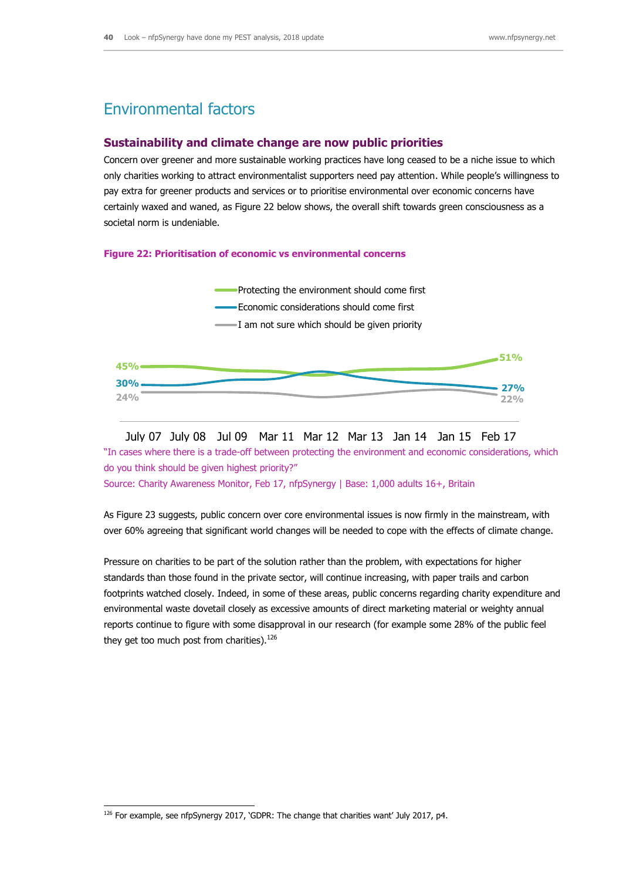# Environmental factors

## Sustainability and climate change are now public priorities

Concern over greener and more sustainable working practices have long ceased to be a niche issue to which only charities working to attract environmentalist supporters need pay attention. While people's willingness to pay extra for greener products and services or to prioritise environmental over economic concerns have certainly waxed and waned, as Figure 22 below shows, the overall shift towards green consciousness as a societal norm is undeniable.

**Figure 22: Prioritisation of economic vs environmental concerns**

Protecting the environment should come first
Economic considerations should come first
I am not sure which should be given priority

45% 51%
30% 27%
24% 22%

July 07 July 08 Jul 09 Mar 11 Mar 12 Mar 13 Jan 14 Jan 15 Feb 17

"In cases where there is a trade-off between protecting the environment and economic considerations, which do you think should be given highest priority?"
Source: Charity Awareness Monitor, Feb 17, nfpSynergy | Base: 1,000 adults 16+, Britain

As Figure 23 suggests, public concern over core environmental issues is now firmly in the mainstream, with over 60% agreeing that significant world changes will be needed to cope with the effects of climate change.

Pressure on charities to be part of the solution rather than the problem, with expectations for higher standards than those found in the private sector, will continue increasing, with paper trails and carbon footprints watched closely. Indeed, in some of these areas, public concerns regarding charity expenditure and environmental waste dovetail closely as excessive amounts of direct marketing material or weighty annual reports continue to figure with some disapproval in our research (for example some 28% of the public feel they get too much post from charities).[126]

[126] For example, see nfpSynergy 2017, 'GDPR: The change that charities want' July 2017, p4.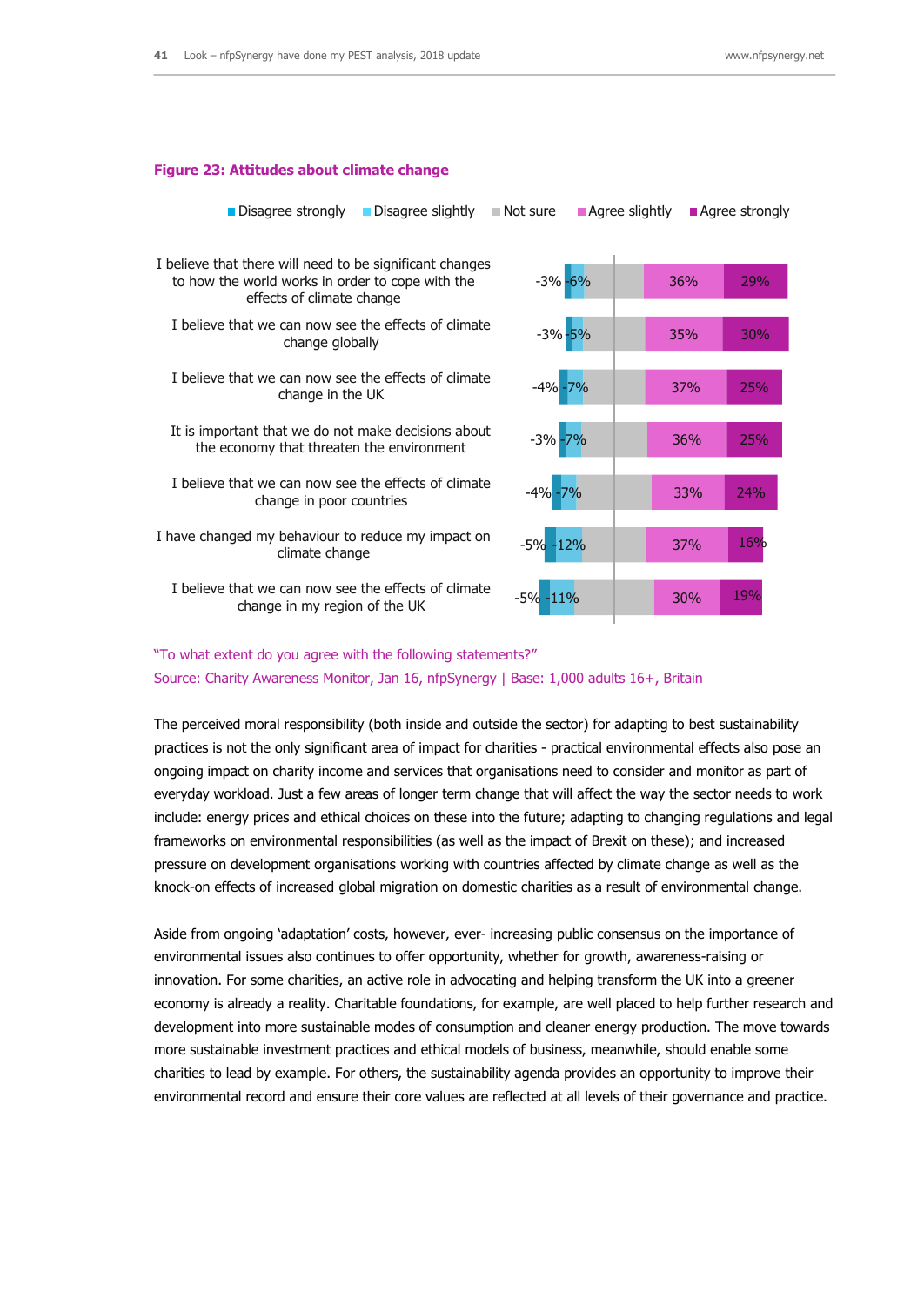**Figure 23: Attitudes about climate change**

| Statement | Disagree strongly | Disagree slightly | Agree slightly | Agree strongly |
|---|---|---|---|---|
| I believe that there will need to be significant changes to how the world works in order to cope with the effects of climate change | -3% | -6% | 36% | 29% |
| I believe that we can now see the effects of climate change globally | -3% | -5% | 35% | 30% |
| I believe that we can now see the effects of climate change in the UK | -4% | -7% | 37% | 25% |
| It is important that we do not make decisions about the economy that threaten the environment | -3% | -7% | 36% | 25% |
| I believe that we can now see the effects of climate change in poor countries | -4% | -7% | 33% | 24% |
| I have changed my behaviour to reduce my impact on climate change | -5% | -12% | 37% | 16% |
| I believe that we can now see the effects of climate change in my region of the UK | -5% | -11% | 30% | 19% |

"To what extent do you agree with the following statements?"
Source: Charity Awareness Monitor, Jan 16, nfpSynergy | Base: 1,000 adults 16+, Britain

The perceived moral responsibility (both inside and outside the sector) for adapting to best sustainability practices is not the only significant area of impact for charities - practical environmental effects also pose an ongoing impact on charity income and services that organisations need to consider and monitor as part of everyday workload. Just a few areas of longer term change that will affect the way the sector needs to work include: energy prices and ethical choices on these into the future; adapting to changing regulations and legal frameworks on environmental responsibilities (as well as the impact of Brexit on these); and increased pressure on development organisations working with countries affected by climate change as well as the knock-on effects of increased global migration on domestic charities as a result of environmental change.

Aside from ongoing 'adaptation' costs, however, ever- increasing public consensus on the importance of environmental issues also continues to offer opportunity, whether for growth, awareness-raising or innovation. For some charities, an active role in advocating and helping transform the UK into a greener economy is already a reality. Charitable foundations, for example, are well placed to help further research and development into more sustainable modes of consumption and cleaner energy production. The move towards more sustainable investment practices and ethical models of business, meanwhile, should enable some charities to lead by example. For others, the sustainability agenda provides an opportunity to improve their environmental record and ensure their core values are reflected at all levels of their governance and practice.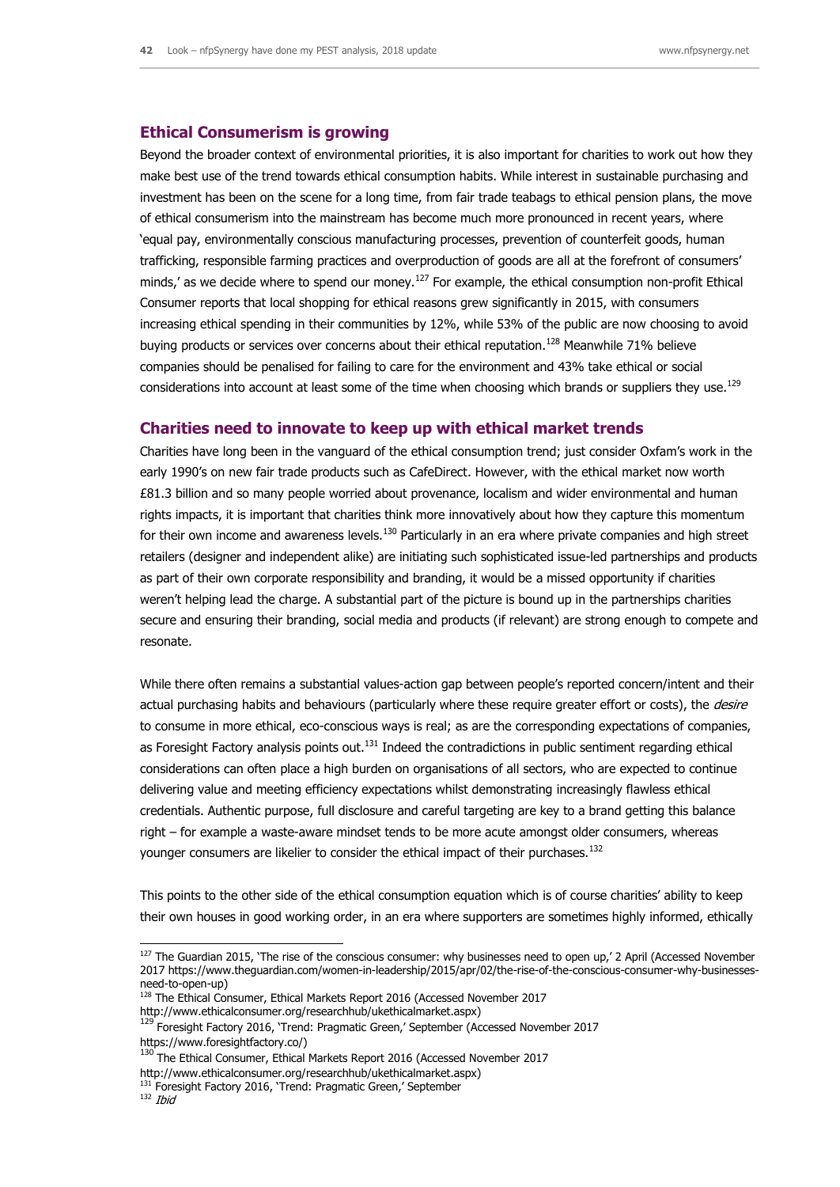## Ethical Consumerism is growing

Beyond the broader context of environmental priorities, it is also important for charities to work out how they make best use of the trend towards ethical consumption habits. While interest in sustainable purchasing and investment has been on the scene for a long time, from fair trade teabags to ethical pension plans, the move of ethical consumerism into the mainstream has become much more pronounced in recent years, where 'equal pay, environmentally conscious manufacturing processes, prevention of counterfeit goods, human trafficking, responsible farming practices and overproduction of goods are all at the forefront of consumers' minds,' as we decide where to spend our money.[127] For example, the ethical consumption non-profit Ethical Consumer reports that local shopping for ethical reasons grew significantly in 2015, with consumers increasing ethical spending in their communities by 12%, while 53% of the public are now choosing to avoid buying products or services over concerns about their ethical reputation.[128] Meanwhile 71% believe companies should be penalised for failing to care for the environment and 43% take ethical or social considerations into account at least some of the time when choosing which brands or suppliers they use.[129]

## Charities need to innovate to keep up with ethical market trends

Charities have long been in the vanguard of the ethical consumption trend; just consider Oxfam's work in the early 1990's on new fair trade products such as CafeDirect. However, with the ethical market now worth £81.3 billion and so many people worried about provenance, localism and wider environmental and human rights impacts, it is important that charities think more innovatively about how they capture this momentum for their own income and awareness levels.[130] Particularly in an era where private companies and high street retailers (designer and independent alike) are initiating such sophisticated issue-led partnerships and products as part of their own corporate responsibility and branding, it would be a missed opportunity if charities weren't helping lead the charge. A substantial part of the picture is bound up in the partnerships charities secure and ensuring their branding, social media and products (if relevant) are strong enough to compete and resonate.

While there often remains a substantial values-action gap between people's reported concern/intent and their actual purchasing habits and behaviours (particularly where these require greater effort or costs), the *desire* to consume in more ethical, eco-conscious ways is real; as are the corresponding expectations of companies, as Foresight Factory analysis points out.[131] Indeed the contradictions in public sentiment regarding ethical considerations can often place a high burden on organisations of all sectors, who are expected to continue delivering value and meeting efficiency expectations whilst demonstrating increasingly flawless ethical credentials. Authentic purpose, full disclosure and careful targeting are key to a brand getting this balance right – for example a waste-aware mindset tends to be more acute amongst older consumers, whereas younger consumers are likelier to consider the ethical impact of their purchases.[132]

This points to the other side of the ethical consumption equation which is of course charities' ability to keep their own houses in good working order, in an era where supporters are sometimes highly informed, ethically

---

[127] The Guardian 2015, 'The rise of the conscious consumer: why businesses need to open up,' 2 April (Accessed November 2017 https://www.theguardian.com/women-in-leadership/2015/apr/02/the-rise-of-the-conscious-consumer-why-businesses-need-to-open-up)

[128] The Ethical Consumer, Ethical Markets Report 2016 (Accessed November 2017 http://www.ethicalconsumer.org/researchhub/ukethicalmarket.aspx)

[129] Foresight Factory 2016, 'Trend: Pragmatic Green,' September (Accessed November 2017 https://www.foresightfactory.co/)

[130] The Ethical Consumer, Ethical Markets Report 2016 (Accessed November 2017 http://www.ethicalconsumer.org/researchhub/ukethicalmarket.aspx)

[131] Foresight Factory 2016, 'Trend: Pragmatic Green,' September

[132] *Ibid*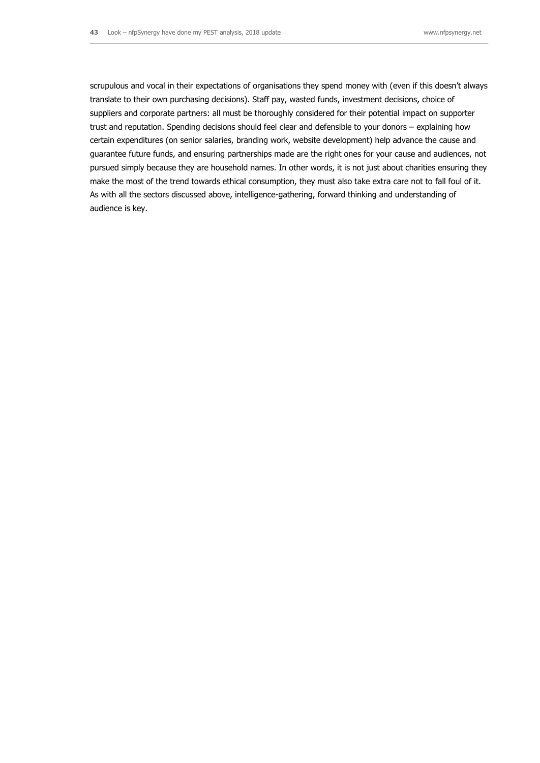scrupulous and vocal in their expectations of organisations they spend money with (even if this doesn't always translate to their own purchasing decisions). Staff pay, wasted funds, investment decisions, choice of suppliers and corporate partners: all must be thoroughly considered for their potential impact on supporter trust and reputation. Spending decisions should feel clear and defensible to your donors – explaining how certain expenditures (on senior salaries, branding work, website development) help advance the cause and guarantee future funds, and ensuring partnerships made are the right ones for your cause and audiences, not pursued simply because they are household names. In other words, it is not just about charities ensuring they make the most of the trend towards ethical consumption, they must also take extra care not to fall foul of it. As with all the sectors discussed above, intelligence-gathering, forward thinking and understanding of audience is key.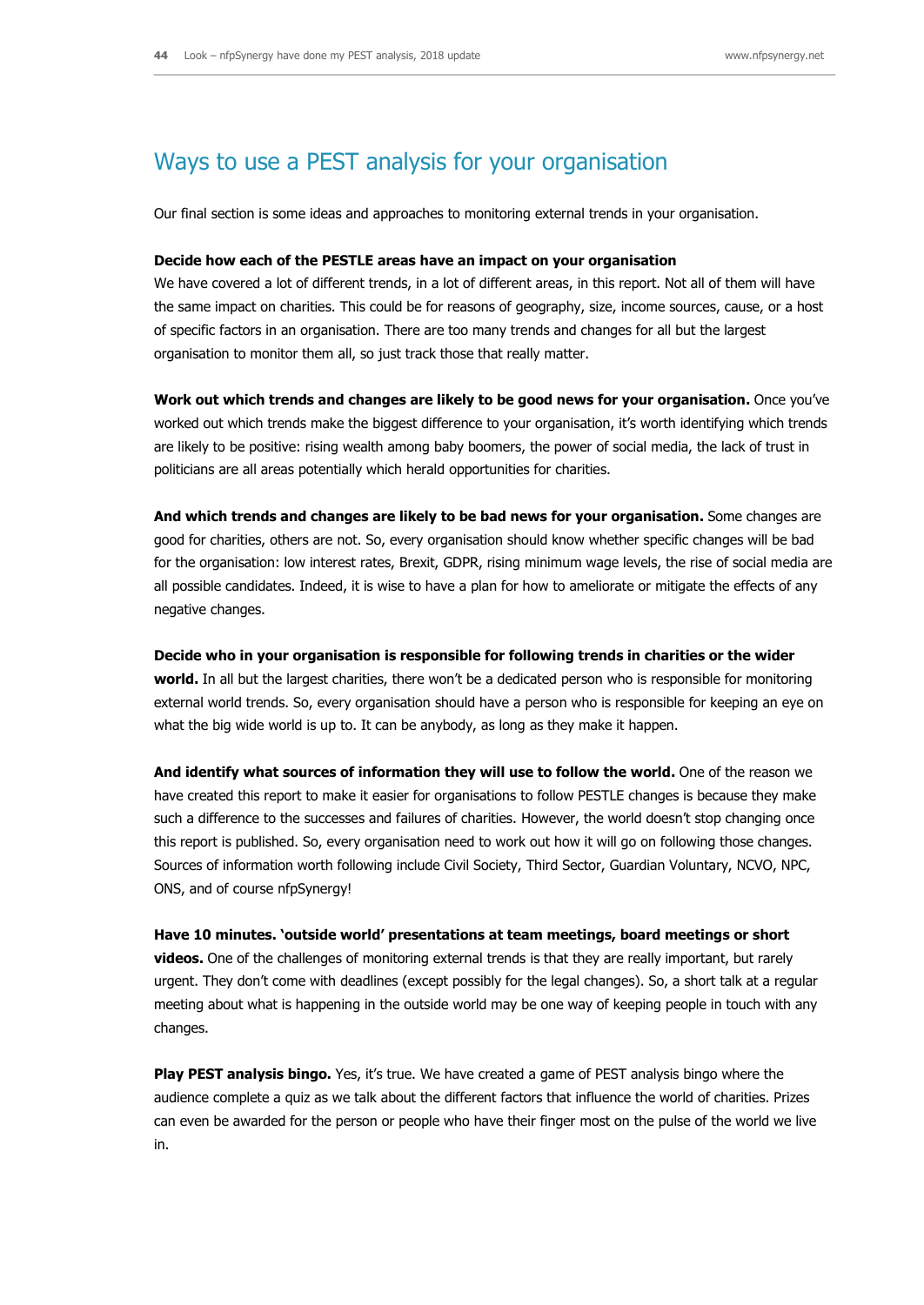## Ways to use a PEST analysis for your organisation

Our final section is some ideas and approaches to monitoring external trends in your organisation.

**Decide how each of the PESTLE areas have an impact on your organisation**
We have covered a lot of different trends, in a lot of different areas, in this report. Not all of them will have the same impact on charities. This could be for reasons of geography, size, income sources, cause, or a host of specific factors in an organisation. There are too many trends and changes for all but the largest organisation to monitor them all, so just track those that really matter.

**Work out which trends and changes are likely to be good news for your organisation.** Once you've worked out which trends make the biggest difference to your organisation, it's worth identifying which trends are likely to be positive: rising wealth among baby boomers, the power of social media, the lack of trust in politicians are all areas potentially which herald opportunities for charities.

**And which trends and changes are likely to be bad news for your organisation.** Some changes are good for charities, others are not. So, every organisation should know whether specific changes will be bad for the organisation: low interest rates, Brexit, GDPR, rising minimum wage levels, the rise of social media are all possible candidates. Indeed, it is wise to have a plan for how to ameliorate or mitigate the effects of any negative changes.

**Decide who in your organisation is responsible for following trends in charities or the wider world.** In all but the largest charities, there won't be a dedicated person who is responsible for monitoring external world trends. So, every organisation should have a person who is responsible for keeping an eye on what the big wide world is up to. It can be anybody, as long as they make it happen.

**And identify what sources of information they will use to follow the world.** One of the reason we have created this report to make it easier for organisations to follow PESTLE changes is because they make such a difference to the successes and failures of charities. However, the world doesn't stop changing once this report is published. So, every organisation need to work out how it will go on following those changes. Sources of information worth following include Civil Society, Third Sector, Guardian Voluntary, NCVO, NPC, ONS, and of course nfpSynergy!

**Have 10 minutes. 'outside world' presentations at team meetings, board meetings or short videos.** One of the challenges of monitoring external trends is that they are really important, but rarely urgent. They don't come with deadlines (except possibly for the legal changes). So, a short talk at a regular meeting about what is happening in the outside world may be one way of keeping people in touch with any changes.

**Play PEST analysis bingo.** Yes, it's true. We have created a game of PEST analysis bingo where the audience complete a quiz as we talk about the different factors that influence the world of charities. Prizes can even be awarded for the person or people who have their finger most on the pulse of the world we live in.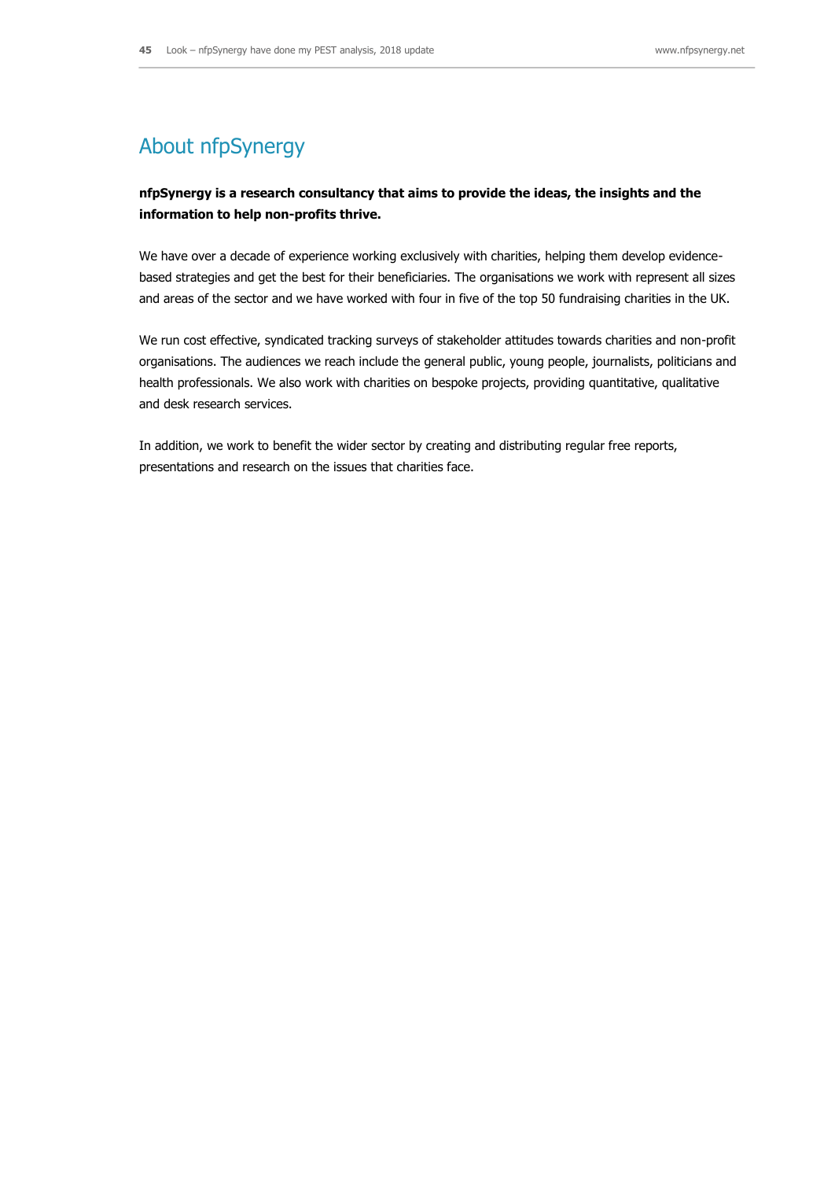## About nfpSynergy

**nfpSynergy is a research consultancy that aims to provide the ideas, the insights and the information to help non-profits thrive.**

We have over a decade of experience working exclusively with charities, helping them develop evidence-based strategies and get the best for their beneficiaries. The organisations we work with represent all sizes and areas of the sector and we have worked with four in five of the top 50 fundraising charities in the UK.

We run cost effective, syndicated tracking surveys of stakeholder attitudes towards charities and non-profit organisations. The audiences we reach include the general public, young people, journalists, politicians and health professionals. We also work with charities on bespoke projects, providing quantitative, qualitative and desk research services.

In addition, we work to benefit the wider sector by creating and distributing regular free reports, presentations and research on the issues that charities face.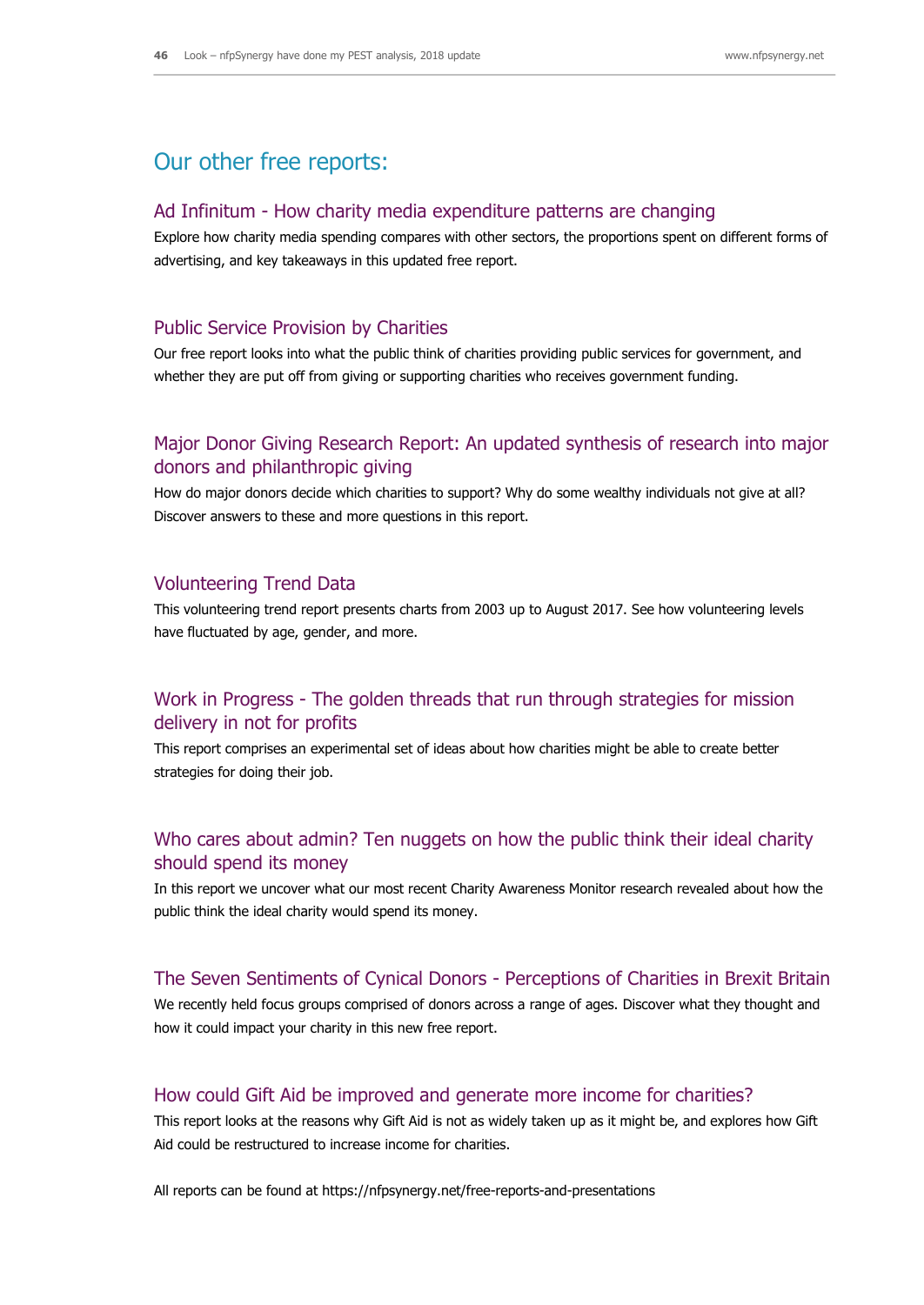## Our other free reports:

### Ad Infinitum - How charity media expenditure patterns are changing

Explore how charity media spending compares with other sectors, the proportions spent on different forms of advertising, and key takeaways in this updated free report.

### Public Service Provision by Charities

Our free report looks into what the public think of charities providing public services for government, and whether they are put off from giving or supporting charities who receives government funding.

### Major Donor Giving Research Report: An updated synthesis of research into major donors and philanthropic giving

How do major donors decide which charities to support? Why do some wealthy individuals not give at all? Discover answers to these and more questions in this report.

### Volunteering Trend Data

This volunteering trend report presents charts from 2003 up to August 2017. See how volunteering levels have fluctuated by age, gender, and more.

### Work in Progress - The golden threads that run through strategies for mission delivery in not for profits

This report comprises an experimental set of ideas about how charities might be able to create better strategies for doing their job.

### Who cares about admin? Ten nuggets on how the public think their ideal charity should spend its money

In this report we uncover what our most recent Charity Awareness Monitor research revealed about how the public think the ideal charity would spend its money.

### The Seven Sentiments of Cynical Donors - Perceptions of Charities in Brexit Britain

We recently held focus groups comprised of donors across a range of ages. Discover what they thought and how it could impact your charity in this new free report.

### How could Gift Aid be improved and generate more income for charities?

This report looks at the reasons why Gift Aid is not as widely taken up as it might be, and explores how Gift Aid could be restructured to increase income for charities.

All reports can be found at https://nfpsynergy.net/free-reports-and-presentations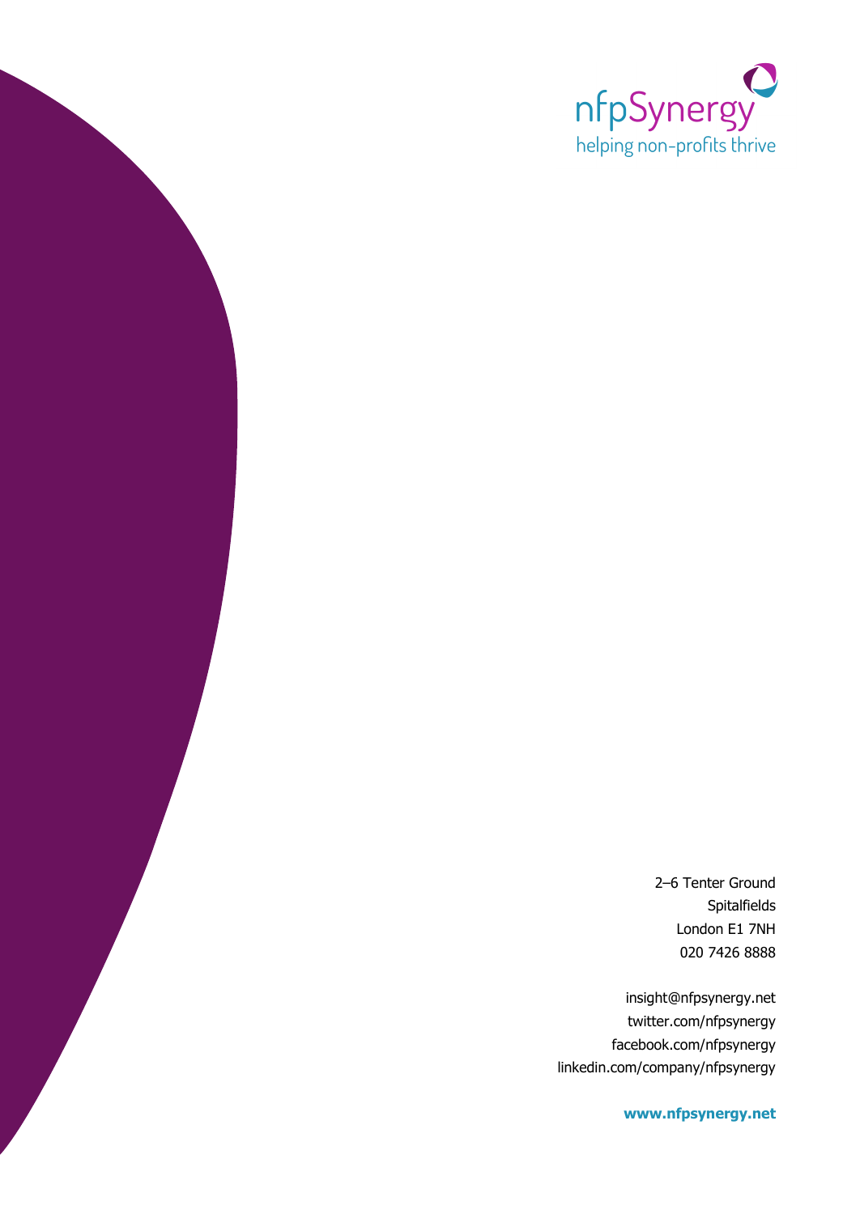nfpSynergy

helping non-profits thrive

2–6 Tenter Ground
Spitalfields
London E1 7NH
020 7426 8888

insight@nfpsynergy.net
twitter.com/nfpsynergy
facebook.com/nfpsynergy
linkedin.com/company/nfpsynergy

**www.nfpsynergy.net**